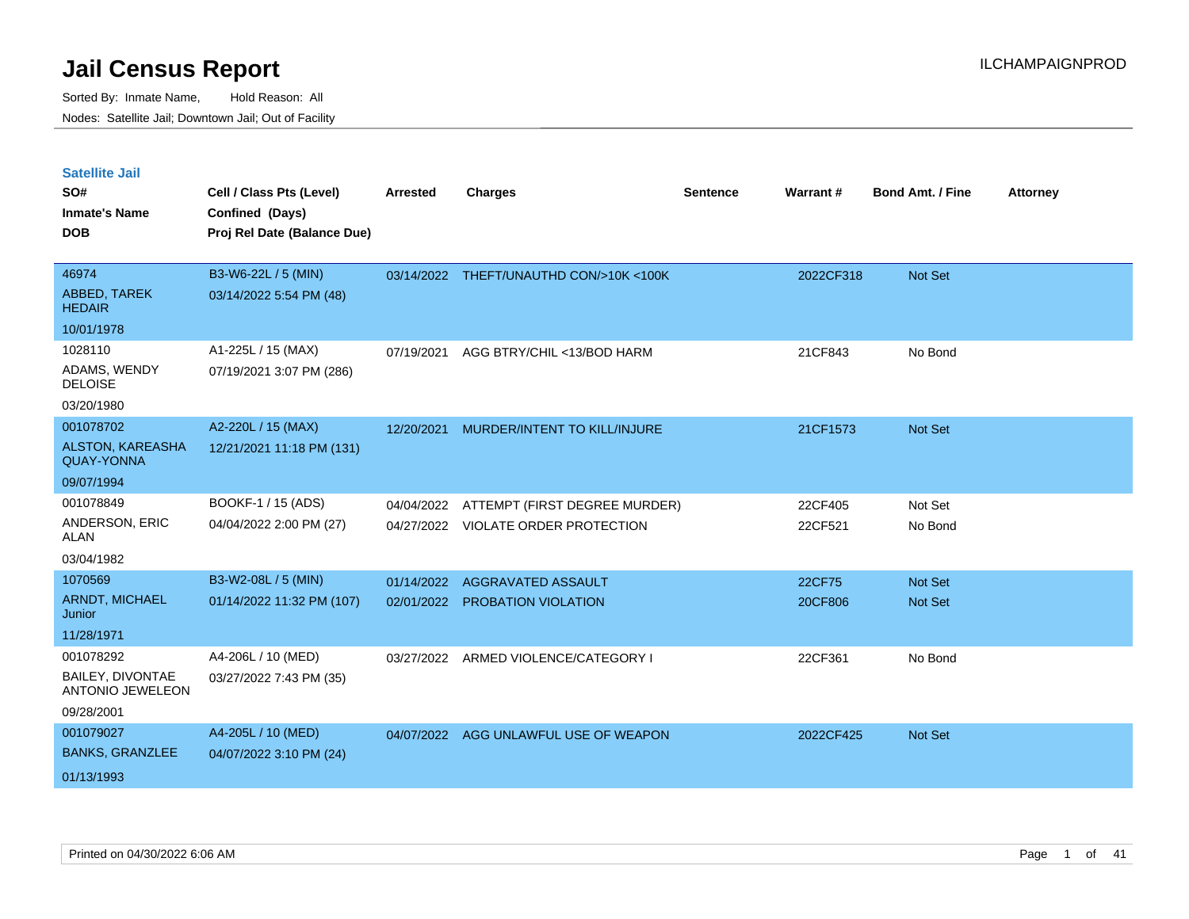# Jail Census Report

Sorted By: Inmate Name, Hold Reason: All

Nodes: Satellite Jail; Downtown Jail; Out of Facility

ILCHAMPAIGNPROD

## Satellite Jail

| SO# / Inmate's Name / DOB | Cell / Class Pts (Level) / Confined (Days) / Proj Rel Date (Balance Due) | Arrested | Charges | Sentence | Warrant # | Bond Amt. / Fine | Attorney |
|---|---|---|---|---|---|---|---|
| 46974<br>ABBED, TAREK HEDAIR<br>10/01/1978 | B3-W6-22L / 5 (MIN)<br>03/14/2022 5:54 PM (48) | 03/14/2022 | THEFT/UNAUTHD CON/>10K <100K | | 2022CF318 | Not Set | |
| 1028110<br>ADAMS, WENDY DELOISE<br>03/20/1980 | A1-225L / 15 (MAX)<br>07/19/2021 3:07 PM (286) | 07/19/2021 | AGG BTRY/CHIL <13/BOD HARM | | 21CF843 | No Bond | |
| 001078702<br>ALSTON, KAREASHA QUAY-YONNA<br>09/07/1994 | A2-220L / 15 (MAX)<br>12/21/2021 11:18 PM (131) | 12/20/2021 | MURDER/INTENT TO KILL/INJURE | | 21CF1573 | Not Set | |
| 001078849<br>ANDERSON, ERIC ALAN<br>03/04/1982 | BOOKF-1 / 15 (ADS)<br>04/04/2022 2:00 PM (27) | 04/04/2022 | ATTEMPT (FIRST DEGREE MURDER) | | 22CF405 | Not Set | |
| | | 04/27/2022 | VIOLATE ORDER PROTECTION | | 22CF521 | No Bond | |
| 1070569<br>ARNDT, MICHAEL Junior<br>11/28/1971 | B3-W2-08L / 5 (MIN)<br>01/14/2022 11:32 PM (107) | 01/14/2022 | AGGRAVATED ASSAULT | | 22CF75 | Not Set | |
| | | 02/01/2022 | PROBATION VIOLATION | | 20CF806 | Not Set | |
| 001078292<br>BAILEY, DIVONTAE ANTONIO JEWELEON<br>09/28/2001 | A4-206L / 10 (MED)<br>03/27/2022 7:43 PM (35) | 03/27/2022 | ARMED VIOLENCE/CATEGORY I | | 22CF361 | No Bond | |
| 001079027<br>BANKS, GRANZLEE<br>01/13/1993 | A4-205L / 10 (MED)<br>04/07/2022 3:10 PM (24) | 04/07/2022 | AGG UNLAWFUL USE OF WEAPON | | 2022CF425 | Not Set | |

Printed on 04/30/2022 6:06 AM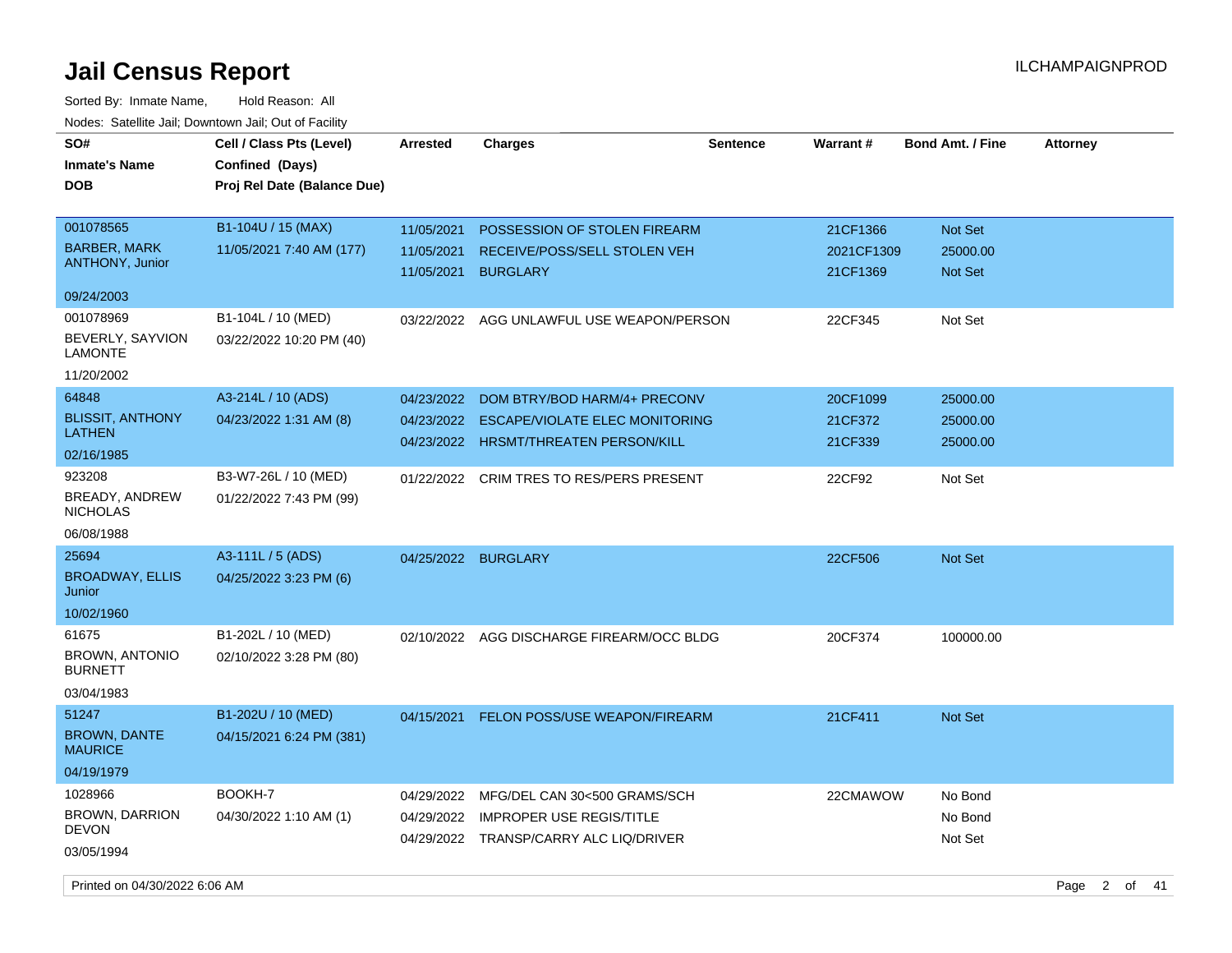# Jail Census Report

Sorted By: Inmate Name, Hold Reason: All

Nodes: Satellite Jail; Downtown Jail; Out of Facility

| SO# / Inmate's Name / DOB | Cell / Class Pts (Level) / Confined (Days) / Proj Rel Date (Balance Due) | Arrested | Charges | Sentence | Warrant # | Bond Amt. / Fine | Attorney |
|---|---|---|---|---|---|---|---|
| 001078565<br>BARBER, MARK ANTHONY, Junior<br>09/24/2003 | B1-104U / 15 (MAX)<br>11/05/2021 7:40 AM (177) | 11/05/2021<br>11/05/2021<br>11/05/2021 | POSSESSION OF STOLEN FIREARM<br>RECEIVE/POSS/SELL STOLEN VEH<br>BURGLARY | | 21CF1366<br>2021CF1309<br>21CF1369 | Not Set<br>25000.00<br>Not Set | |
| 001078969<br>BEVERLY, SAYVION LAMONTE<br>11/20/2002 | B1-104L / 10 (MED)<br>03/22/2022 10:20 PM (40) | 03/22/2022 | AGG UNLAWFUL USE WEAPON/PERSON | | 22CF345 | Not Set | |
| 64848<br>BLISSIT, ANTHONY LATHEN<br>02/16/1985 | A3-214L / 10 (ADS)<br>04/23/2022 1:31 AM (8) | 04/23/2022<br>04/23/2022<br>04/23/2022 | DOM BTRY/BOD HARM/4+ PRECONV<br>ESCAPE/VIOLATE ELEC MONITORING<br>HRSMT/THREATEN PERSON/KILL | | 20CF1099<br>21CF372<br>21CF339 | 25000.00<br>25000.00<br>25000.00 | |
| 923208<br>BREADY, ANDREW NICHOLAS<br>06/08/1988 | B3-W7-26L / 10 (MED)<br>01/22/2022 7:43 PM (99) | 01/22/2022 | CRIM TRES TO RES/PERS PRESENT | | 22CF92 | Not Set | |
| 25694<br>BROADWAY, ELLIS Junior<br>10/02/1960 | A3-111L / 5 (ADS)<br>04/25/2022 3:23 PM (6) | 04/25/2022 | BURGLARY | | 22CF506 | Not Set | |
| 61675<br>BROWN, ANTONIO BURNETT<br>03/04/1983 | B1-202L / 10 (MED)<br>02/10/2022 3:28 PM (80) | 02/10/2022 | AGG DISCHARGE FIREARM/OCC BLDG | | 20CF374 | 100000.00 | |
| 51247<br>BROWN, DANTE MAURICE<br>04/19/1979 | B1-202U / 10 (MED)<br>04/15/2021 6:24 PM (381) | 04/15/2021 | FELON POSS/USE WEAPON/FIREARM | | 21CF411 | Not Set | |
| 1028966<br>BROWN, DARRION DEVON<br>03/05/1994 | BOOKH-7<br>04/30/2022 1:10 AM (1) | 04/29/2022<br>04/29/2022<br>04/29/2022 | MFG/DEL CAN 30<500 GRAMS/SCH<br>IMPROPER USE REGIS/TITLE<br>TRANSP/CARRY ALC LIQ/DRIVER | | 22CMAWOW | No Bond<br>No Bond<br>Not Set | |

Printed on 04/30/2022 6:06 AM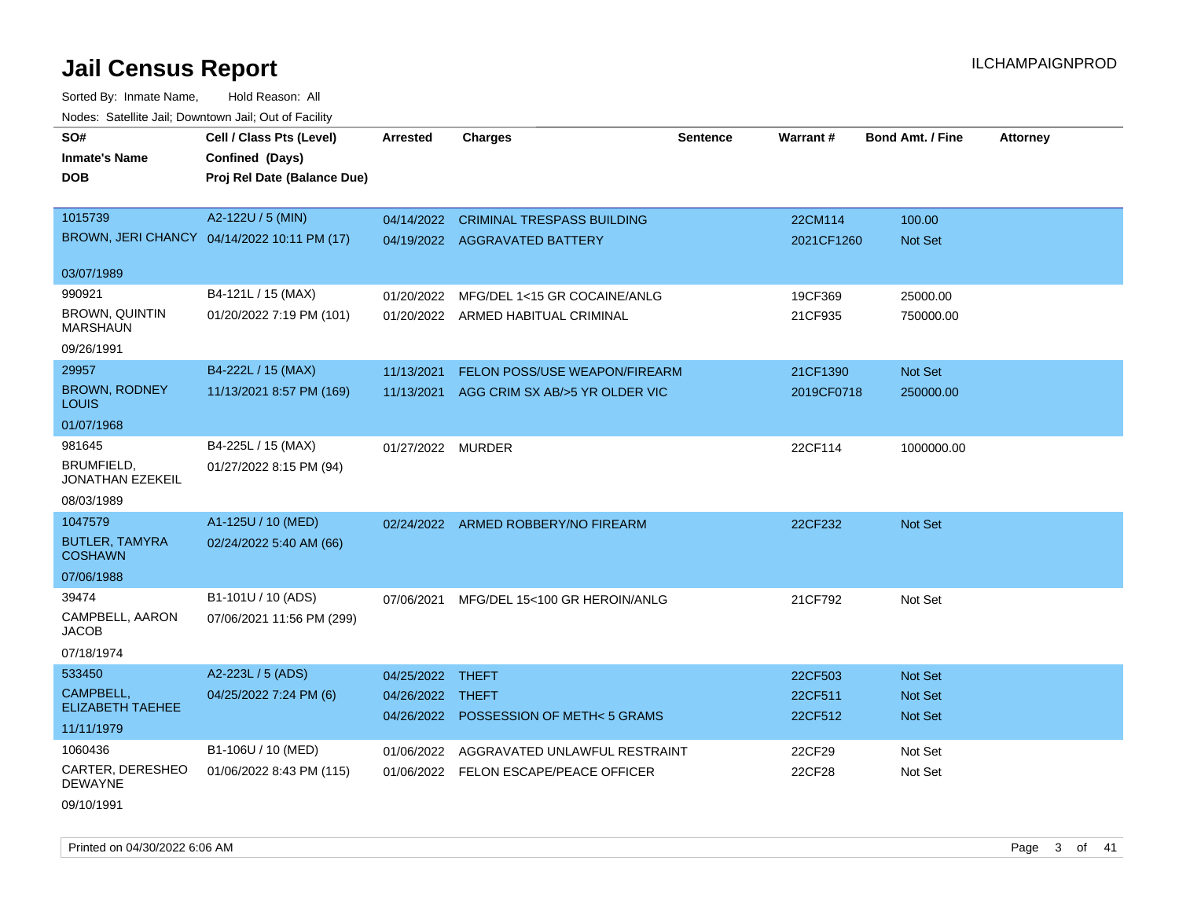# Jail Census Report

ILCHAMPAIGNPROD

Sorted By: Inmate Name, Hold Reason: All

Nodes: Satellite Jail; Downtown Jail; Out of Facility

| SO# / Inmate's Name / DOB | Cell / Class Pts (Level) / Confined (Days) / Proj Rel Date (Balance Due) | Arrested | Charges | Sentence | Warrant # | Bond Amt. / Fine | Attorney |
|---|---|---|---|---|---|---|---|
| 1015739<br>BROWN, JERI CHANCY<br>03/07/1989 | A2-122U / 5 (MIN)<br>04/14/2022 10:11 PM (17) | 04/14/2022<br>04/19/2022 | CRIMINAL TRESPASS BUILDING<br>AGGRAVATED BATTERY | | 22CM114<br>2021CF1260 | 100.00<br>Not Set | |
| 990921<br>BROWN, QUINTIN MARSHAUN<br>09/26/1991 | B4-121L / 15 (MAX)<br>01/20/2022 7:19 PM (101) | 01/20/2022<br>01/20/2022 | MFG/DEL 1<15 GR COCAINE/ANLG<br>ARMED HABITUAL CRIMINAL | | 19CF369<br>21CF935 | 25000.00<br>750000.00 | |
| 29957<br>BROWN, RODNEY LOUIS<br>01/07/1968 | B4-222L / 15 (MAX)<br>11/13/2021 8:57 PM (169) | 11/13/2021<br>11/13/2021 | FELON POSS/USE WEAPON/FIREARM<br>AGG CRIM SX AB/>5 YR OLDER VIC | | 21CF1390<br>2019CF0718 | Not Set<br>250000.00 | |
| 981645<br>BRUMFIELD, JONATHAN EZEKEIL<br>08/03/1989 | B4-225L / 15 (MAX)<br>01/27/2022 8:15 PM (94) | 01/27/2022 | MURDER | | 22CF114 | 1000000.00 | |
| 1047579<br>BUTLER, TAMYRA COSHAWN<br>07/06/1988 | A1-125U / 10 (MED)<br>02/24/2022 5:40 AM (66) | 02/24/2022 | ARMED ROBBERY/NO FIREARM | | 22CF232 | Not Set | |
| 39474<br>CAMPBELL, AARON JACOB<br>07/18/1974 | B1-101U / 10 (ADS)<br>07/06/2021 11:56 PM (299) | 07/06/2021 | MFG/DEL 15<100 GR HEROIN/ANLG | | 21CF792 | Not Set | |
| 533450<br>CAMPBELL, ELIZABETH TAEHEE<br>11/11/1979 | A2-223L / 5 (ADS)<br>04/25/2022 7:24 PM (6) | 04/25/2022<br>04/26/2022<br>04/26/2022 | THEFT<br>THEFT<br>POSSESSION OF METH< 5 GRAMS | | 22CF503<br>22CF511<br>22CF512 | Not Set<br>Not Set<br>Not Set | |
| 1060436<br>CARTER, DERESHEO DEWAYNE<br>09/10/1991 | B1-106U / 10 (MED)<br>01/06/2022 8:43 PM (115) | 01/06/2022<br>01/06/2022 | AGGRAVATED UNLAWFUL RESTRAINT<br>FELON ESCAPE/PEACE OFFICER | | 22CF29<br>22CF28 | Not Set<br>Not Set | |

Printed on 04/30/2022 6:06 AM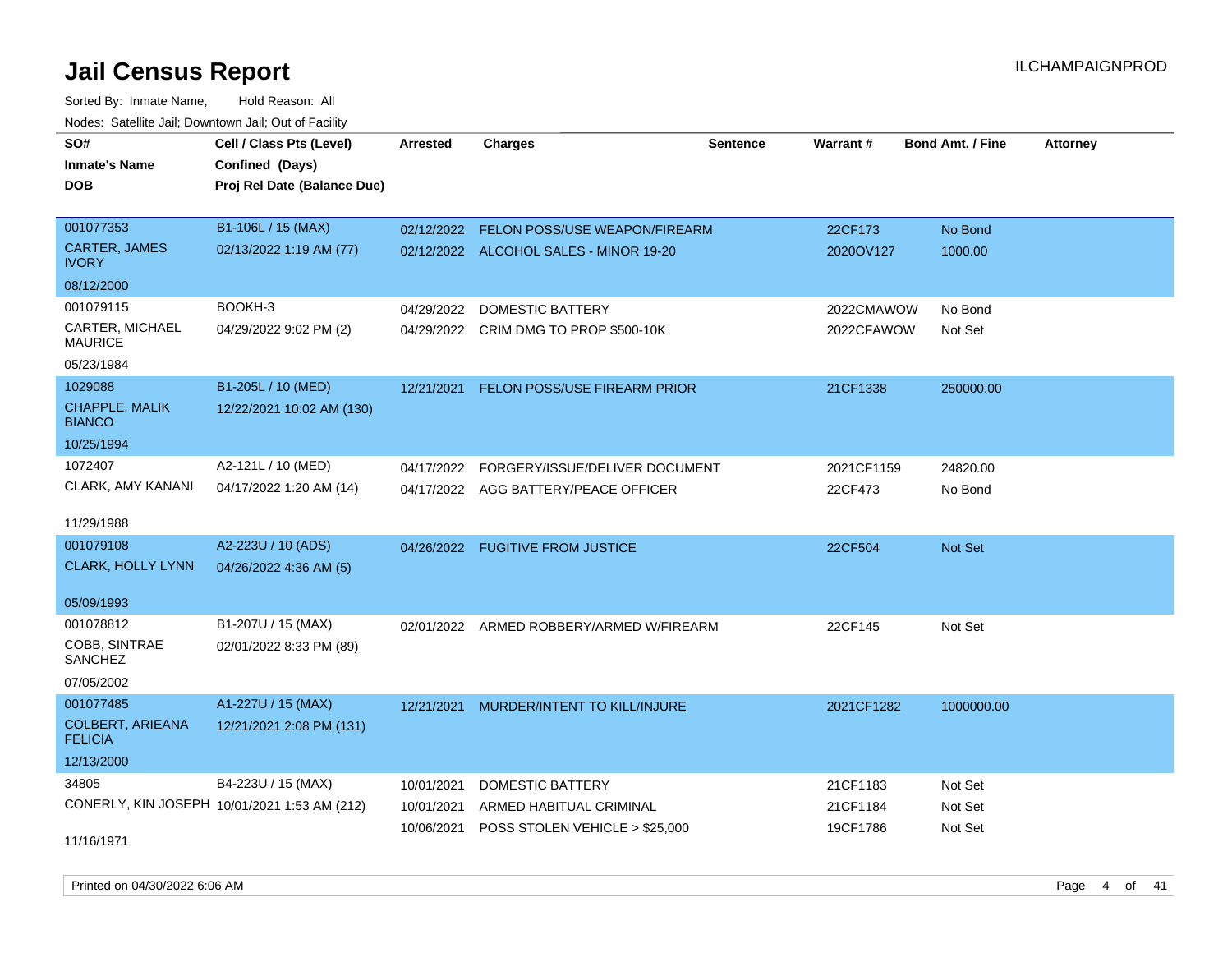# Jail Census Report

Sorted By: Inmate Name, Hold Reason: All

Nodes: Satellite Jail; Downtown Jail; Out of Facility

| SO#<br>Inmate's Name<br>DOB | Cell / Class Pts (Level)<br>Confined (Days)<br>Proj Rel Date (Balance Due) | Arrested | Charges | Sentence | Warrant # | Bond Amt. / Fine | Attorney |
|---|---|---|---|---|---|---|---|
| 001077353<br>CARTER, JAMES IVORY<br>08/12/2000 | B1-106L / 15 (MAX)<br>02/13/2022 1:19 AM (77) | 02/12/2022<br>02/12/2022 | FELON POSS/USE WEAPON/FIREARM<br>ALCOHOL SALES - MINOR 19-20 | | 22CF173<br>2020OV127 | No Bond<br>1000.00 | |
| 001079115<br>CARTER, MICHAEL MAURICE<br>05/23/1984 | BOOKH-3<br>04/29/2022 9:02 PM (2) | 04/29/2022<br>04/29/2022 | DOMESTIC BATTERY<br>CRIM DMG TO PROP $500-10K | | 2022CMAWOW<br>2022CFAWOW | No Bond<br>Not Set | |
| 1029088<br>CHAPPLE, MALIK BIANCO<br>10/25/1994 | B1-205L / 10 (MED)<br>12/22/2021 10:02 AM (130) | 12/21/2021 | FELON POSS/USE FIREARM PRIOR | | 21CF1338 | 250000.00 | |
| 1072407<br>CLARK, AMY KANANI<br>11/29/1988 | A2-121L / 10 (MED)<br>04/17/2022 1:20 AM (14) | 04/17/2022<br>04/17/2022 | FORGERY/ISSUE/DELIVER DOCUMENT<br>AGG BATTERY/PEACE OFFICER | | 2021CF1159<br>22CF473 | 24820.00<br>No Bond | |
| 001079108<br>CLARK, HOLLY LYNN<br>05/09/1993 | A2-223U / 10 (ADS)<br>04/26/2022 4:36 AM (5) | 04/26/2022 | FUGITIVE FROM JUSTICE | | 22CF504 | Not Set | |
| 001078812<br>COBB, SINTRAE SANCHEZ<br>07/05/2002 | B1-207U / 15 (MAX)<br>02/01/2022 8:33 PM (89) | 02/01/2022 | ARMED ROBBERY/ARMED W/FIREARM | | 22CF145 | Not Set | |
| 001077485<br>COLBERT, ARIEANA FELICIA<br>12/13/2000 | A1-227U / 15 (MAX)<br>12/21/2021 2:08 PM (131) | 12/21/2021 | MURDER/INTENT TO KILL/INJURE | | 2021CF1282 | 1000000.00 | |
| 34805<br>CONERLY, KIN JOSEPH<br>11/16/1971 | B4-223U / 15 (MAX)<br>10/01/2021 1:53 AM (212) | 10/01/2021<br>10/01/2021<br>10/06/2021 | DOMESTIC BATTERY<br>ARMED HABITUAL CRIMINAL<br>POSS STOLEN VEHICLE > $25,000 | | 21CF1183<br>21CF1184<br>19CF1786 | Not Set<br>Not Set<br>Not Set | |

Printed on 04/30/2022 6:06 AM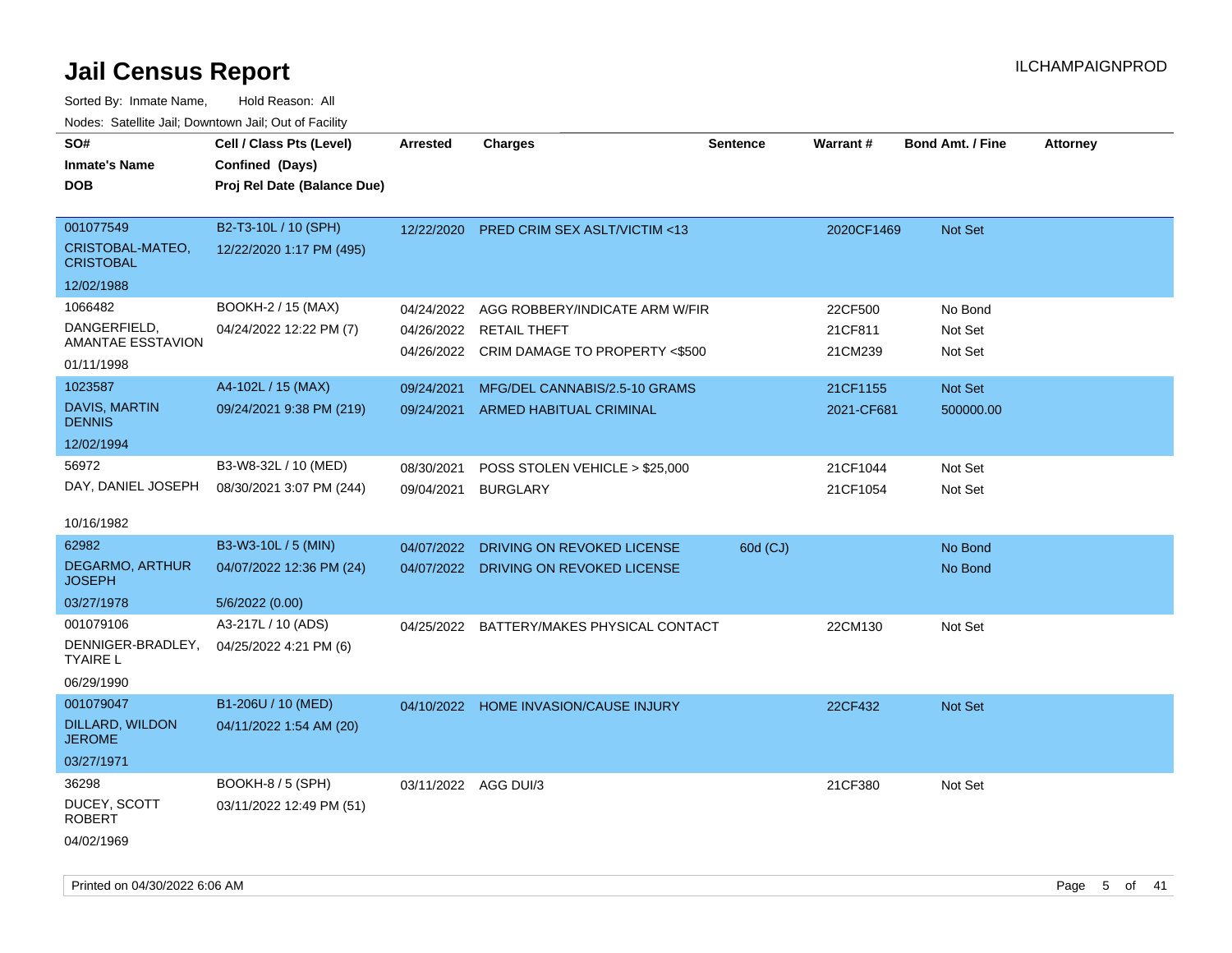# Jail Census Report

Sorted By: Inmate Name, Hold Reason: All

Nodes: Satellite Jail; Downtown Jail; Out of Facility

| SO# / Inmate's Name / DOB | Cell / Class Pts (Level) / Confined (Days) / Proj Rel Date (Balance Due) | Arrested | Charges | Sentence | Warrant # | Bond Amt. / Fine | Attorney |
|---|---|---|---|---|---|---|---|
| 001077549<br>CRISTOBAL-MATEO, CRISTOBAL<br>12/02/1988 | B2-T3-10L / 10 (SPH)<br>12/22/2020 1:17 PM (495) | 12/22/2020 | PRED CRIM SEX ASLT/VICTIM <13 | | 2020CF1469 | Not Set | |
| 1066482<br>DANGERFIELD, AMANTAE ESSTAVION<br>01/11/1998 | BOOKH-2 / 15 (MAX)<br>04/24/2022 12:22 PM (7) | 04/24/2022 | AGG ROBBERY/INDICATE ARM W/FIR | | 22CF500 | No Bond | |
| | | 04/26/2022 | RETAIL THEFT | | 21CF811 | Not Set | |
| | | 04/26/2022 | CRIM DAMAGE TO PROPERTY <$500 | | 21CM239 | Not Set | |
| 1023587<br>DAVIS, MARTIN DENNIS<br>12/02/1994 | A4-102L / 15 (MAX)<br>09/24/2021 9:38 PM (219) | 09/24/2021 | MFG/DEL CANNABIS/2.5-10 GRAMS | | 21CF1155 | Not Set | |
| | | 09/24/2021 | ARMED HABITUAL CRIMINAL | | 2021-CF681 | 500000.00 | |
| 56972<br>DAY, DANIEL JOSEPH<br>10/16/1982 | B3-W8-32L / 10 (MED)<br>08/30/2021 3:07 PM (244) | 08/30/2021 | POSS STOLEN VEHICLE > $25,000 | | 21CF1044 | Not Set | |
| | | 09/04/2021 | BURGLARY | | 21CF1054 | Not Set | |
| 62982<br>DEGARMO, ARTHUR JOSEPH<br>03/27/1978 | B3-W3-10L / 5 (MIN)<br>04/07/2022 12:36 PM (24)<br>5/6/2022 (0.00) | 04/07/2022 | DRIVING ON REVOKED LICENSE | 60d (CJ) | | No Bond | |
| | | 04/07/2022 | DRIVING ON REVOKED LICENSE | | | No Bond | |
| 001079106<br>DENNIGER-BRADLEY, TYAIRE L<br>06/29/1990 | A3-217L / 10 (ADS)<br>04/25/2022 4:21 PM (6) | 04/25/2022 | BATTERY/MAKES PHYSICAL CONTACT | | 22CM130 | Not Set | |
| 001079047<br>DILLARD, WILDON JEROME<br>03/27/1971 | B1-206U / 10 (MED)<br>04/11/2022 1:54 AM (20) | 04/10/2022 | HOME INVASION/CAUSE INJURY | | 22CF432 | Not Set | |
| 36298<br>DUCEY, SCOTT ROBERT<br>04/02/1969 | BOOKH-8 / 5 (SPH)<br>03/11/2022 12:49 PM (51) | 03/11/2022 | AGG DUI/3 | | 21CF380 | Not Set | |

Printed on 04/30/2022 6:06 AM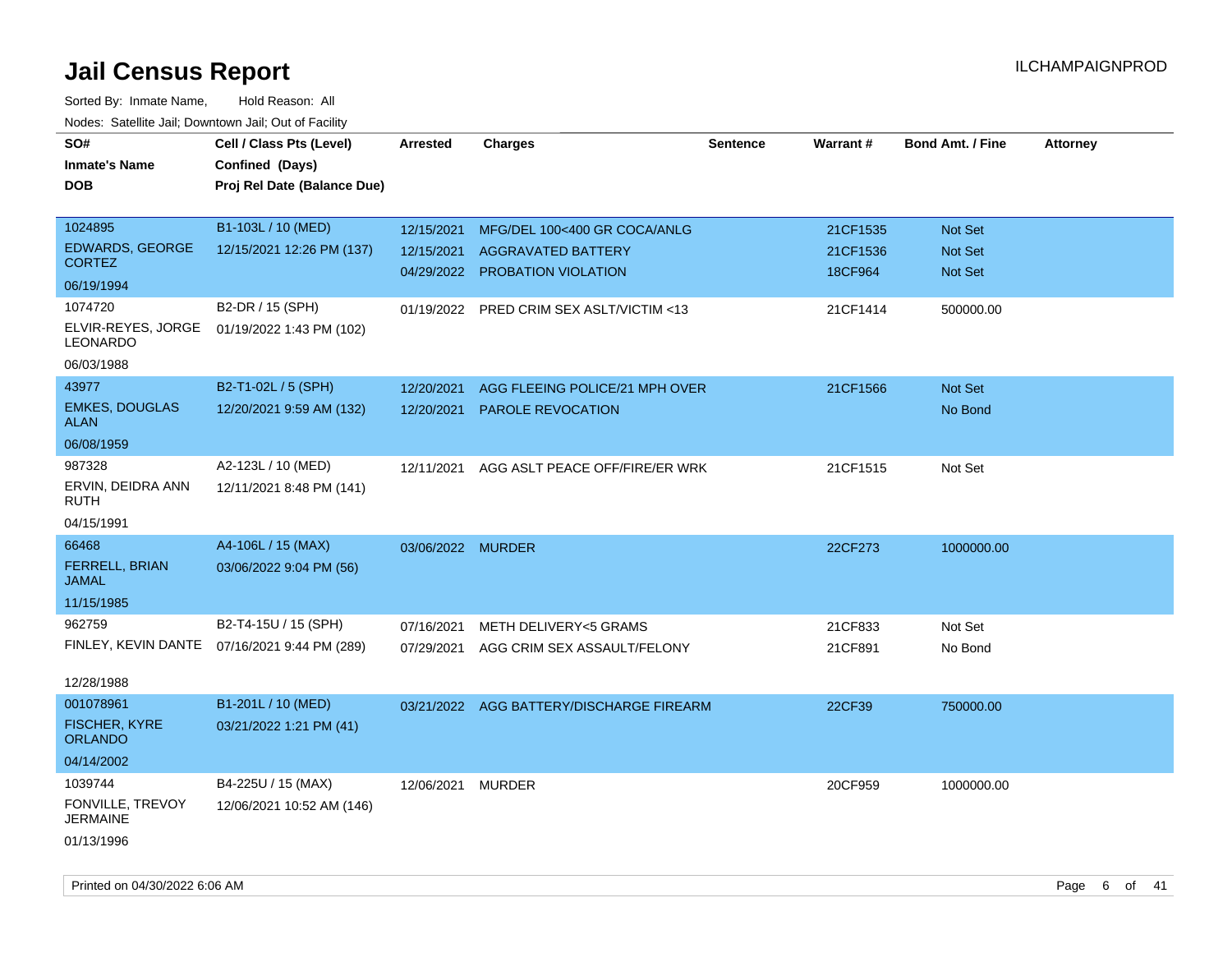# Jail Census Report

ILCHAMPAIGNPROD

Sorted By: Inmate Name, Hold Reason: All

Nodes: Satellite Jail; Downtown Jail; Out of Facility

| SO# / Inmate's Name / DOB | Cell / Class Pts (Level) / Confined (Days) / Proj Rel Date (Balance Due) | Arrested | Charges | Sentence | Warrant # | Bond Amt. / Fine | Attorney |
|---|---|---|---|---|---|---|---|
| 1024895<br>EDWARDS, GEORGE CORTEZ<br>06/19/1994 | B1-103L / 10 (MED)<br>12/15/2021 12:26 PM (137) | 12/15/2021<br>12/15/2021<br>04/29/2022 | MFG/DEL 100<400 GR COCA/ANLG<br>AGGRAVATED BATTERY<br>PROBATION VIOLATION | | 21CF1535<br>21CF1536<br>18CF964 | Not Set<br>Not Set<br>Not Set | |
| 1074720<br>ELVIR-REYES, JORGE LEONARDO<br>06/03/1988 | B2-DR / 15 (SPH)<br>01/19/2022 1:43 PM (102) | 01/19/2022 | PRED CRIM SEX ASLT/VICTIM <13 | | 21CF1414 | 500000.00 | |
| 43977<br>EMKES, DOUGLAS ALAN<br>06/08/1959 | B2-T1-02L / 5 (SPH)<br>12/20/2021 9:59 AM (132) | 12/20/2021<br>12/20/2021 | AGG FLEEING POLICE/21 MPH OVER<br>PAROLE REVOCATION | | 21CF1566 | Not Set<br>No Bond | |
| 987328<br>ERVIN, DEIDRA ANN RUTH<br>04/15/1991 | A2-123L / 10 (MED)<br>12/11/2021 8:48 PM (141) | 12/11/2021 | AGG ASLT PEACE OFF/FIRE/ER WRK | | 21CF1515 | Not Set | |
| 66468<br>FERRELL, BRIAN JAMAL<br>11/15/1985 | A4-106L / 15 (MAX)<br>03/06/2022 9:04 PM (56) | 03/06/2022 | MURDER | | 22CF273 | 1000000.00 | |
| 962759<br>FINLEY, KEVIN DANTE<br>12/28/1988 | B2-T4-15U / 15 (SPH)<br>07/16/2021 9:44 PM (289) | 07/16/2021<br>07/29/2021 | METH DELIVERY<5 GRAMS<br>AGG CRIM SEX ASSAULT/FELONY | | 21CF833<br>21CF891 | Not Set<br>No Bond | |
| 001078961<br>FISCHER, KYRE ORLANDO<br>04/14/2002 | B1-201L / 10 (MED)<br>03/21/2022 1:21 PM (41) | 03/21/2022 | AGG BATTERY/DISCHARGE FIREARM | | 22CF39 | 750000.00 | |
| 1039744<br>FONVILLE, TREVOY JERMAINE<br>01/13/1996 | B4-225U / 15 (MAX)<br>12/06/2021 10:52 AM (146) | 12/06/2021 | MURDER | | 20CF959 | 1000000.00 | |

Printed on 04/30/2022 6:06 AM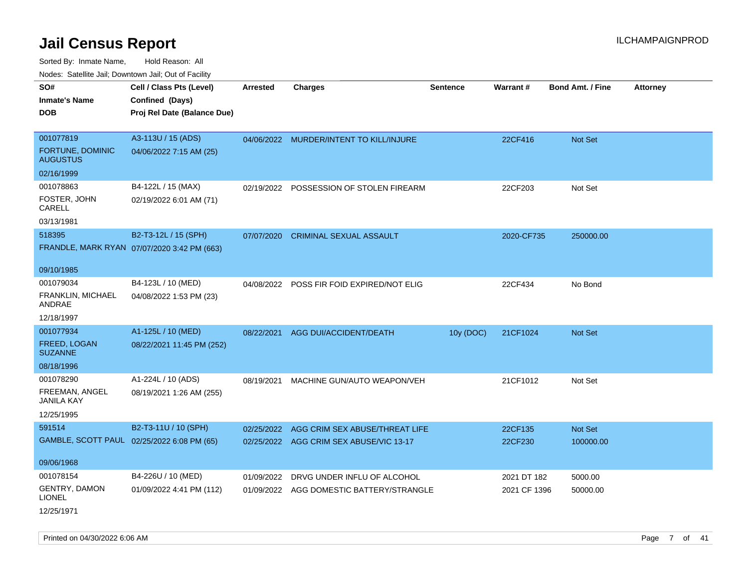# Jail Census Report

Sorted By: Inmate Name, Hold Reason: All

Nodes: Satellite Jail; Downtown Jail; Out of Facility

| SO# / Inmate's Name / DOB | Cell / Class Pts (Level) / Confined (Days) / Proj Rel Date (Balance Due) | Arrested | Charges | Sentence | Warrant # | Bond Amt. / Fine | Attorney |
|---|---|---|---|---|---|---|---|
| 001077819<br>FORTUNE, DOMINIC AUGUSTUS<br>02/16/1999 | A3-113U / 15 (ADS)<br>04/06/2022 7:15 AM (25) | 04/06/2022 | MURDER/INTENT TO KILL/INJURE | | 22CF416 | Not Set | |
| 001078863<br>FOSTER, JOHN CARELL<br>03/13/1981 | B4-122L / 15 (MAX)<br>02/19/2022 6:01 AM (71) | 02/19/2022 | POSSESSION OF STOLEN FIREARM | | 22CF203 | Not Set | |
| 518395<br>FRANDLE, MARK RYAN<br>09/10/1985 | B2-T3-12L / 15 (SPH)<br>07/07/2020 3:42 PM (663) | 07/07/2020 | CRIMINAL SEXUAL ASSAULT | | 2020-CF735 | 250000.00 | |
| 001079034<br>FRANKLIN, MICHAEL ANDRAE<br>12/18/1997 | B4-123L / 10 (MED)<br>04/08/2022 1:53 PM (23) | 04/08/2022 | POSS FIR FOID EXPIRED/NOT ELIG | | 22CF434 | No Bond | |
| 001077934<br>FREED, LOGAN SUZANNE<br>08/18/1996 | A1-125L / 10 (MED)<br>08/22/2021 11:45 PM (252) | 08/22/2021 | AGG DUI/ACCIDENT/DEATH | 10y (DOC) | 21CF1024 | Not Set | |
| 001078290<br>FREEMAN, ANGEL JANILA KAY<br>12/25/1995 | A1-224L / 10 (ADS)<br>08/19/2021 1:26 AM (255) | 08/19/2021 | MACHINE GUN/AUTO WEAPON/VEH | | 21CF1012 | Not Set | |
| 591514<br>GAMBLE, SCOTT PAUL<br>09/06/1968 | B2-T3-11U / 10 (SPH)<br>02/25/2022 6:08 PM (65) | 02/25/2022<br>02/25/2022 | AGG CRIM SEX ABUSE/THREAT LIFE<br>AGG CRIM SEX ABUSE/VIC 13-17 | | 22CF135<br>22CF230 | Not Set<br>100000.00 | |
| 001078154<br>GENTRY, DAMON LIONEL<br>12/25/1971 | B4-226U / 10 (MED)<br>01/09/2022 4:41 PM (112) | 01/09/2022<br>01/09/2022 | DRVG UNDER INFLU OF ALCOHOL<br>AGG DOMESTIC BATTERY/STRANGLE | | 2021 DT 182<br>2021 CF 1396 | 5000.00<br>50000.00 | |

Printed on 04/30/2022 6:06 AM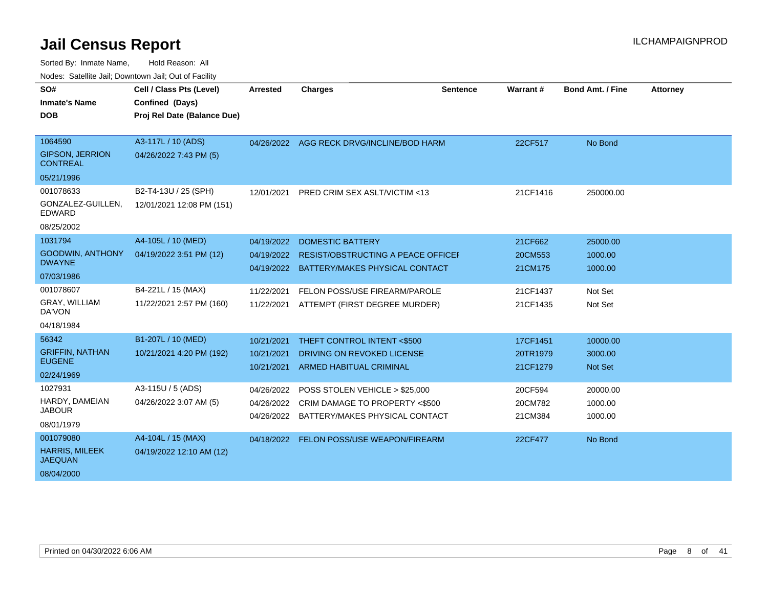# Jail Census Report

Sorted By: Inmate Name, Hold Reason: All

Nodes: Satellite Jail; Downtown Jail; Out of Facility

| SO# / Inmate's Name / DOB | Cell / Class Pts (Level) / Confined (Days) / Proj Rel Date (Balance Due) | Arrested | Charges | Sentence | Warrant # | Bond Amt. / Fine | Attorney |
|---|---|---|---|---|---|---|---|
| 1064590<br>GIPSON, JERRION CONTREAL<br>05/21/1996 | A3-117L / 10 (ADS)<br>04/26/2022 7:43 PM (5) | 04/26/2022 | AGG RECK DRVG/INCLINE/BOD HARM | | 22CF517 | No Bond | |
| 001078633<br>GONZALEZ-GUILLEN, EDWARD<br>08/25/2002 | B2-T4-13U / 25 (SPH)<br>12/01/2021 12:08 PM (151) | 12/01/2021 | PRED CRIM SEX ASLT/VICTIM <13 | | 21CF1416 | 250000.00 | |
| 1031794<br>GOODWIN, ANTHONY DWAYNE<br>07/03/1986 | A4-105L / 10 (MED)<br>04/19/2022 3:51 PM (12) | 04/19/2022<br>04/19/2022<br>04/19/2022 | DOMESTIC BATTERY<br>RESIST/OBSTRUCTING A PEACE OFFICEI<br>BATTERY/MAKES PHYSICAL CONTACT | | 21CF662<br>20CM553<br>21CM175 | 25000.00<br>1000.00<br>1000.00 | |
| 001078607<br>GRAY, WILLIAM DA'VON<br>04/18/1984 | B4-221L / 15 (MAX)<br>11/22/2021 2:57 PM (160) | 11/22/2021<br>11/22/2021 | FELON POSS/USE FIREARM/PAROLE<br>ATTEMPT (FIRST DEGREE MURDER) | | 21CF1437<br>21CF1435 | Not Set<br>Not Set | |
| 56342<br>GRIFFIN, NATHAN EUGENE<br>02/24/1969 | B1-207L / 10 (MED)<br>10/21/2021 4:20 PM (192) | 10/21/2021<br>10/21/2021<br>10/21/2021 | THEFT CONTROL INTENT <$500<br>DRIVING ON REVOKED LICENSE<br>ARMED HABITUAL CRIMINAL | | 17CF1451<br>20TR1979<br>21CF1279 | 10000.00<br>3000.00<br>Not Set | |
| 1027931<br>HARDY, DAMEIAN JABOUR<br>08/01/1979 | A3-115U / 5 (ADS)<br>04/26/2022 3:07 AM (5) | 04/26/2022<br>04/26/2022<br>04/26/2022 | POSS STOLEN VEHICLE > $25,000<br>CRIM DAMAGE TO PROPERTY <$500<br>BATTERY/MAKES PHYSICAL CONTACT | | 20CF594<br>20CM782<br>21CM384 | 20000.00<br>1000.00<br>1000.00 | |
| 001079080<br>HARRIS, MILEEK JAEQUAN<br>08/04/2000 | A4-104L / 15 (MAX)<br>04/19/2022 12:10 AM (12) | 04/18/2022 | FELON POSS/USE WEAPON/FIREARM | | 22CF477 | No Bond | |

Printed on 04/30/2022 6:06 AM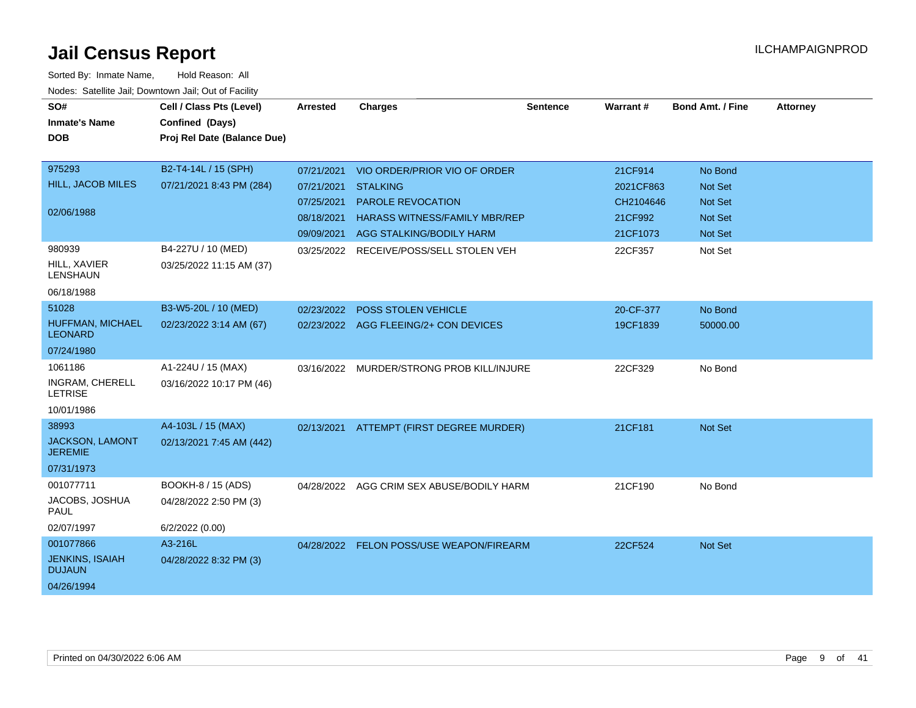# Jail Census Report

Sorted By: Inmate Name, Hold Reason: All

Nodes: Satellite Jail; Downtown Jail; Out of Facility

| SO# / Inmate's Name / DOB | Cell / Class Pts (Level) / Confined (Days) / Proj Rel Date (Balance Due) | Arrested | Charges | Sentence | Warrant # | Bond Amt. / Fine | Attorney |
|---|---|---|---|---|---|---|---|
| 975293 HILL, JACOB MILES 02/06/1988 | B2-T4-14L / 15 (SPH) 07/21/2021 8:43 PM (284) | 07/21/2021 | VIO ORDER/PRIOR VIO OF ORDER | | 21CF914 | No Bond | |
| | | 07/21/2021 | STALKING | | 2021CF863 | Not Set | |
| | | 07/25/2021 | PAROLE REVOCATION | | CH2104646 | Not Set | |
| | | 08/18/2021 | HARASS WITNESS/FAMILY MBR/REP | | 21CF992 | Not Set | |
| | | 09/09/2021 | AGG STALKING/BODILY HARM | | 21CF1073 | Not Set | |
| 980939 HILL, XAVIER LENSHAUN 06/18/1988 | B4-227U / 10 (MED) 03/25/2022 11:15 AM (37) | 03/25/2022 | RECEIVE/POSS/SELL STOLEN VEH | | 22CF357 | Not Set | |
| 51028 HUFFMAN, MICHAEL LEONARD 07/24/1980 | B3-W5-20L / 10 (MED) 02/23/2022 3:14 AM (67) | 02/23/2022 | POSS STOLEN VEHICLE | | 20-CF-377 | No Bond | |
| | | 02/23/2022 | AGG FLEEING/2+ CON DEVICES | | 19CF1839 | 50000.00 | |
| 1061186 INGRAM, CHERELL LETRISE 10/01/1986 | A1-224U / 15 (MAX) 03/16/2022 10:17 PM (46) | 03/16/2022 | MURDER/STRONG PROB KILL/INJURE | | 22CF329 | No Bond | |
| 38993 JACKSON, LAMONT JEREMIE 07/31/1973 | A4-103L / 15 (MAX) 02/13/2021 7:45 AM (442) | 02/13/2021 | ATTEMPT (FIRST DEGREE MURDER) | | 21CF181 | Not Set | |
| 001077711 JACOBS, JOSHUA PAUL 02/07/1997 | BOOKH-8 / 15 (ADS) 04/28/2022 2:50 PM (3) 6/2/2022 (0.00) | 04/28/2022 | AGG CRIM SEX ABUSE/BODILY HARM | | 21CF190 | No Bond | |
| 001077866 JENKINS, ISAIAH DUJAUN 04/26/1994 | A3-216L 04/28/2022 8:32 PM (3) | 04/28/2022 | FELON POSS/USE WEAPON/FIREARM | | 22CF524 | Not Set | |

Printed on 04/30/2022 6:06 AM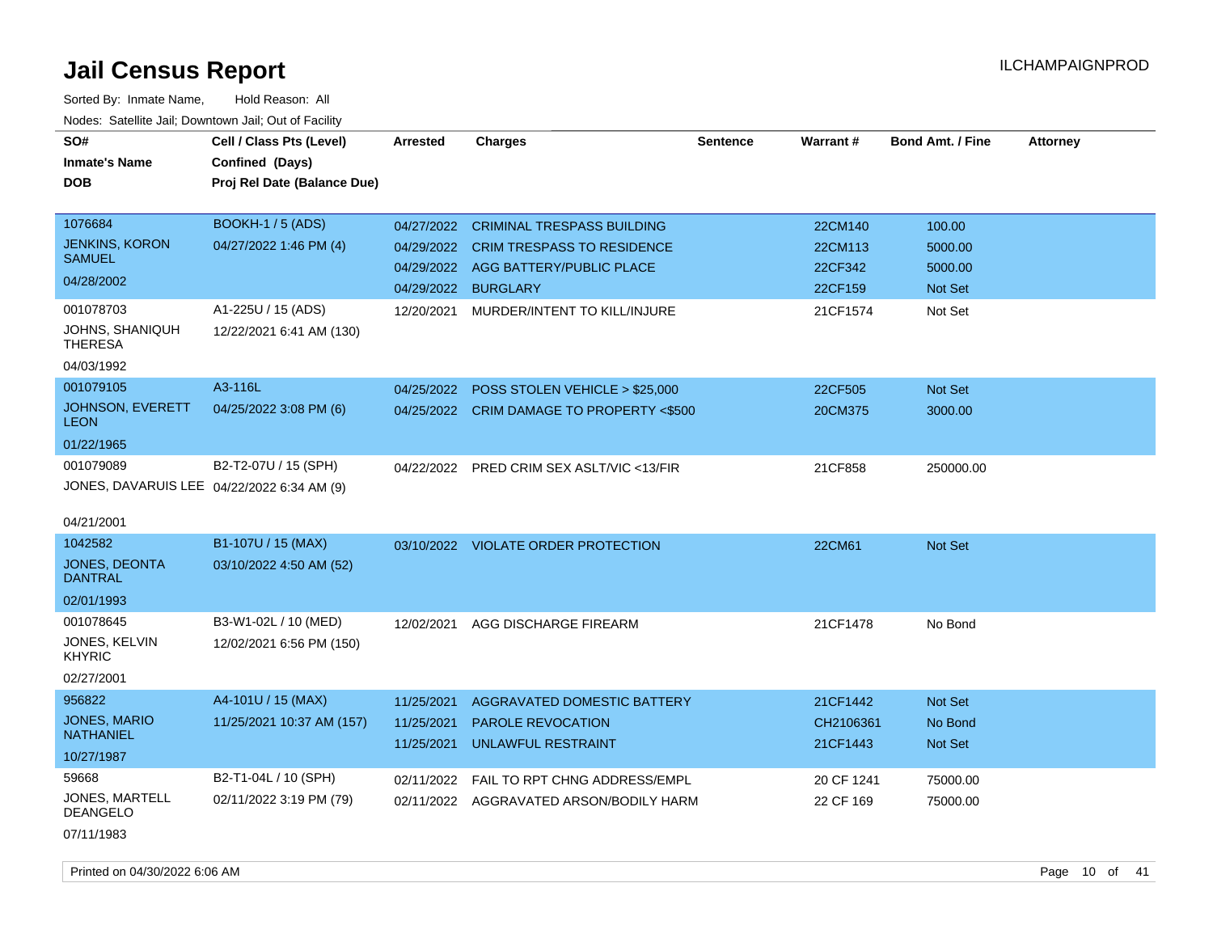# Jail Census Report

ILCHAMPAIGNPROD

Sorted By: Inmate Name, Hold Reason: All

Nodes: Satellite Jail; Downtown Jail; Out of Facility

| SO# / Inmate's Name / DOB | Cell / Class Pts (Level) / Confined (Days) / Proj Rel Date (Balance Due) | Arrested | Charges | Sentence | Warrant # | Bond Amt. / Fine | Attorney |
|---|---|---|---|---|---|---|---|
| 1076684<br>JENKINS, KORON SAMUEL<br>04/28/2002 | BOOKH-1 / 5 (ADS)<br>04/27/2022 1:46 PM (4) | 04/27/2022 | CRIMINAL TRESPASS BUILDING | | 22CM140 | 100.00 | |
| | | 04/29/2022 | CRIM TRESPASS TO RESIDENCE | | 22CM113 | 5000.00 | |
| | | 04/29/2022 | AGG BATTERY/PUBLIC PLACE | | 22CF342 | 5000.00 | |
| | | 04/29/2022 | BURGLARY | | 22CF159 | Not Set | |
| 001078703<br>JOHNS, SHANIQUH THERESA<br>04/03/1992 | A1-225U / 15 (ADS)<br>12/22/2021 6:41 AM (130) | 12/20/2021 | MURDER/INTENT TO KILL/INJURE | | 21CF1574 | Not Set | |
| 001079105<br>JOHNSON, EVERETT LEON<br>01/22/1965 | A3-116L<br>04/25/2022 3:08 PM (6) | 04/25/2022 | POSS STOLEN VEHICLE > $25,000 | | 22CF505 | Not Set | |
| | | 04/25/2022 | CRIM DAMAGE TO PROPERTY <$500 | | 20CM375 | 3000.00 | |
| 001079089<br>JONES, DAVARUIS LEE<br>04/21/2001 | B2-T2-07U / 15 (SPH)<br>04/22/2022 6:34 AM (9) | 04/22/2022 | PRED CRIM SEX ASLT/VIC <13/FIR | | 21CF858 | 250000.00 | |
| 1042582<br>JONES, DEONTA DANTRAL<br>02/01/1993 | B1-107U / 15 (MAX)<br>03/10/2022 4:50 AM (52) | 03/10/2022 | VIOLATE ORDER PROTECTION | | 22CM61 | Not Set | |
| 001078645<br>JONES, KELVIN KHYRIC<br>02/27/2001 | B3-W1-02L / 10 (MED)<br>12/02/2021 6:56 PM (150) | 12/02/2021 | AGG DISCHARGE FIREARM | | 21CF1478 | No Bond | |
| 956822<br>JONES, MARIO NATHANIEL<br>10/27/1987 | A4-101U / 15 (MAX)<br>11/25/2021 10:37 AM (157) | 11/25/2021 | AGGRAVATED DOMESTIC BATTERY | | 21CF1442 | Not Set | |
| | | 11/25/2021 | PAROLE REVOCATION | | CH2106361 | No Bond | |
| | | 11/25/2021 | UNLAWFUL RESTRAINT | | 21CF1443 | Not Set | |
| 59668<br>JONES, MARTELL DEANGELO<br>07/11/1983 | B2-T1-04L / 10 (SPH)<br>02/11/2022 3:19 PM (79) | 02/11/2022 | FAIL TO RPT CHNG ADDRESS/EMPL | | 20 CF 1241 | 75000.00 | |
| | | 02/11/2022 | AGGRAVATED ARSON/BODILY HARM | | 22 CF 169 | 75000.00 | |

Printed on 04/30/2022 6:06 AM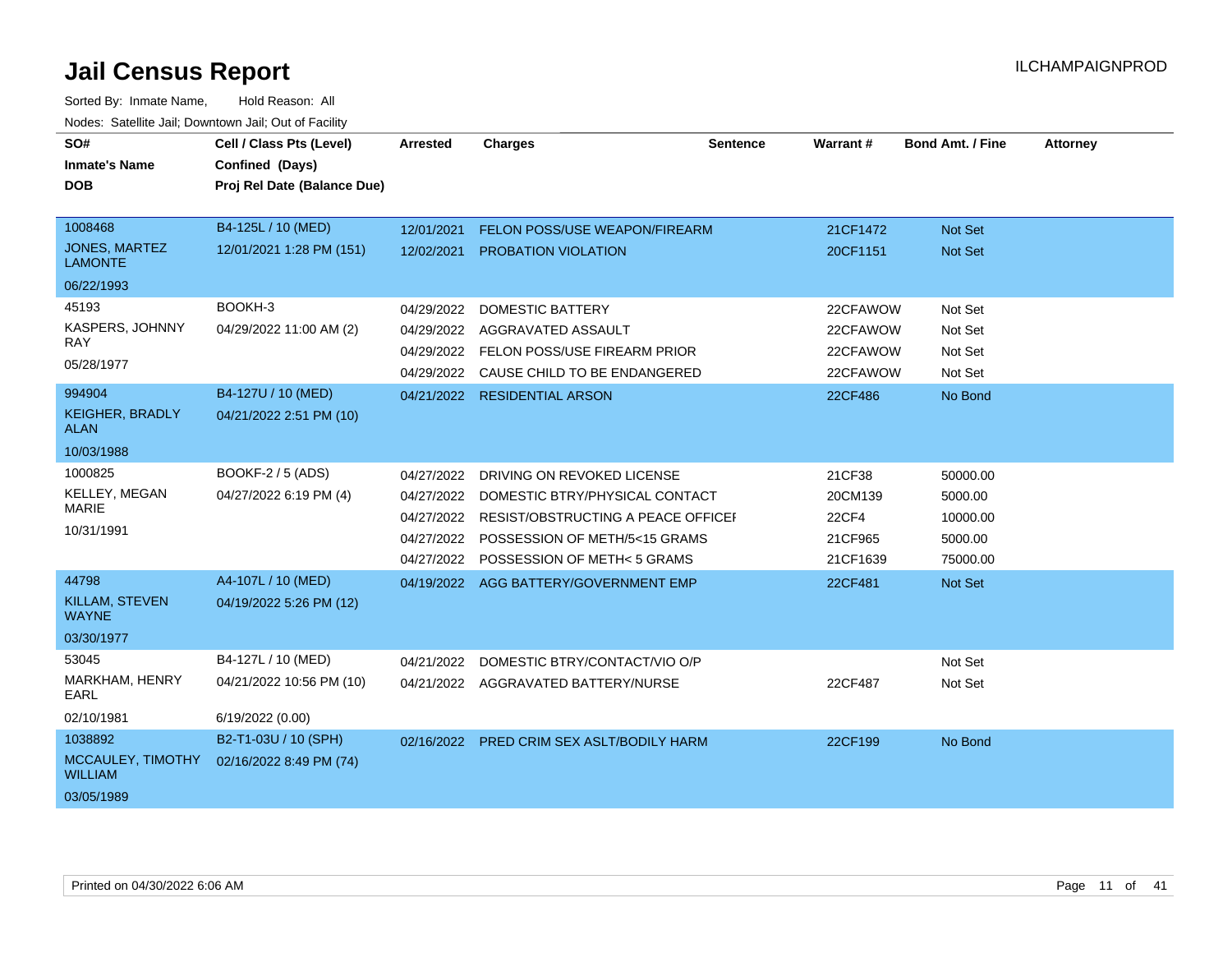# Jail Census Report

Sorted By: Inmate Name, Hold Reason: All

Nodes: Satellite Jail; Downtown Jail; Out of Facility

| SO# / Inmate's Name / DOB | Cell / Class Pts (Level) / Confined (Days) / Proj Rel Date (Balance Due) | Arrested | Charges | Sentence | Warrant # | Bond Amt. / Fine | Attorney |
|---|---|---|---|---|---|---|---|
| 1008468 / JONES, MARTEZ LAMONTE / 06/22/1993 | B4-125L / 10 (MED) / 12/01/2021 1:28 PM (151) | 12/01/2021 | FELON POSS/USE WEAPON/FIREARM | | 21CF1472 | Not Set | |
| | | 12/02/2021 | PROBATION VIOLATION | | 20CF1151 | Not Set | |
| 45193 / KASPERS, JOHNNY RAY / 05/28/1977 | BOOKH-3 / 04/29/2022 11:00 AM (2) | 04/29/2022 | DOMESTIC BATTERY | | 22CFAWOW | Not Set | |
| | | 04/29/2022 | AGGRAVATED ASSAULT | | 22CFAWOW | Not Set | |
| | | 04/29/2022 | FELON POSS/USE FIREARM PRIOR | | 22CFAWOW | Not Set | |
| | | 04/29/2022 | CAUSE CHILD TO BE ENDANGERED | | 22CFAWOW | Not Set | |
| 994904 / KEIGHER, BRADLY ALAN / 10/03/1988 | B4-127U / 10 (MED) / 04/21/2022 2:51 PM (10) | 04/21/2022 | RESIDENTIAL ARSON | | 22CF486 | No Bond | |
| 1000825 / KELLEY, MEGAN MARIE / 10/31/1991 | BOOKF-2 / 5 (ADS) / 04/27/2022 6:19 PM (4) | 04/27/2022 | DRIVING ON REVOKED LICENSE | | 21CF38 | 50000.00 | |
| | | 04/27/2022 | DOMESTIC BTRY/PHYSICAL CONTACT | | 20CM139 | 5000.00 | |
| | | 04/27/2022 | RESIST/OBSTRUCTING A PEACE OFFICER | | 22CF4 | 10000.00 | |
| | | 04/27/2022 | POSSESSION OF METH/5<15 GRAMS | | 21CF965 | 5000.00 | |
| | | 04/27/2022 | POSSESSION OF METH< 5 GRAMS | | 21CF1639 | 75000.00 | |
| 44798 / KILLAM, STEVEN WAYNE / 03/30/1977 | A4-107L / 10 (MED) / 04/19/2022 5:26 PM (12) | 04/19/2022 | AGG BATTERY/GOVERNMENT EMP | | 22CF481 | Not Set | |
| 53045 / MARKHAM, HENRY EARL / 02/10/1981 | B4-127L / 10 (MED) / 04/21/2022 10:56 PM (10) / 6/19/2022 (0.00) | 04/21/2022 | DOMESTIC BTRY/CONTACT/VIO O/P | | | Not Set | |
| | | 04/21/2022 | AGGRAVATED BATTERY/NURSE | | 22CF487 | Not Set | |
| 1038892 / MCCAULEY, TIMOTHY WILLIAM / 03/05/1989 | B2-T1-03U / 10 (SPH) / 02/16/2022 8:49 PM (74) | 02/16/2022 | PRED CRIM SEX ASLT/BODILY HARM | | 22CF199 | No Bond | |

Printed on 04/30/2022 6:06 AM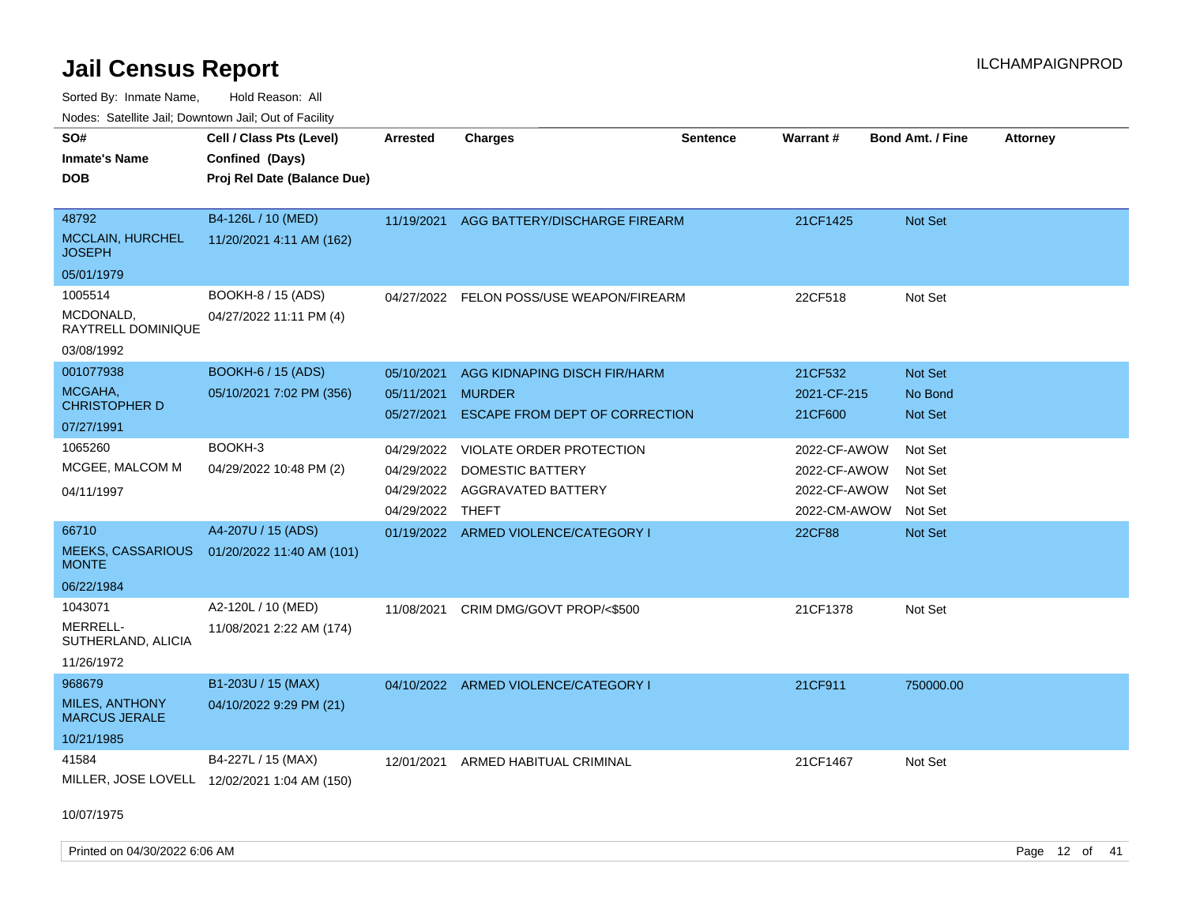# Jail Census Report

Sorted By: Inmate Name, Hold Reason: All

Nodes: Satellite Jail; Downtown Jail; Out of Facility

| SO# / Inmate's Name / DOB | Cell / Class Pts (Level) / Confined (Days) / Proj Rel Date (Balance Due) | Arrested | Charges | Sentence | Warrant # | Bond Amt. / Fine | Attorney |
|---|---|---|---|---|---|---|---|
| 48792<br>MCCLAIN, HURCHEL JOSEPH<br>05/01/1979 | B4-126L / 10 (MED)<br>11/20/2021 4:11 AM (162) | 11/19/2021 | AGG BATTERY/DISCHARGE FIREARM | | 21CF1425 | Not Set | |
| 1005514<br>MCDONALD, RAYTRELL DOMINIQUE<br>03/08/1992 | BOOKH-8 / 15 (ADS)<br>04/27/2022 11:11 PM (4) | 04/27/2022 | FELON POSS/USE WEAPON/FIREARM | | 22CF518 | Not Set | |
| 001077938<br>MCGAHA, CHRISTOPHER D<br>07/27/1991 | BOOKH-6 / 15 (ADS)<br>05/10/2021 7:02 PM (356) | 05/10/2021 | AGG KIDNAPING DISCH FIR/HARM | | 21CF532 | Not Set | |
| | | 05/11/2021 | MURDER | | 2021-CF-215 | No Bond | |
| | | 05/27/2021 | ESCAPE FROM DEPT OF CORRECTION | | 21CF600 | Not Set | |
| 1065260<br>MCGEE, MALCOM M<br>04/11/1997 | BOOKH-3<br>04/29/2022 10:48 PM (2) | 04/29/2022 | VIOLATE ORDER PROTECTION | | 2022-CF-AWOW | Not Set | |
| | | 04/29/2022 | DOMESTIC BATTERY | | 2022-CF-AWOW | Not Set | |
| | | 04/29/2022 | AGGRAVATED BATTERY | | 2022-CF-AWOW | Not Set | |
| | | 04/29/2022 | THEFT | | 2022-CM-AWOW | Not Set | |
| 66710<br>MEEKS, CASSARIOUS MONTE<br>06/22/1984 | A4-207U / 15 (ADS)<br>01/20/2022 11:40 AM (101) | 01/19/2022 | ARMED VIOLENCE/CATEGORY I | | 22CF88 | Not Set | |
| 1043071<br>MERRELL-SUTHERLAND, ALICIA<br>11/26/1972 | A2-120L / 10 (MED)<br>11/08/2021 2:22 AM (174) | 11/08/2021 | CRIM DMG/GOVT PROP/<$500 | | 21CF1378 | Not Set | |
| 968679<br>MILES, ANTHONY MARCUS JERALE<br>10/21/1985 | B1-203U / 15 (MAX)<br>04/10/2022 9:29 PM (21) | 04/10/2022 | ARMED VIOLENCE/CATEGORY I | | 21CF911 | 750000.00 | |
| 41584<br>MILLER, JOSE LOVELL<br>10/07/1975 | B4-227L / 15 (MAX)<br>12/02/2021 1:04 AM (150) | 12/01/2021 | ARMED HABITUAL CRIMINAL | | 21CF1467 | Not Set | |

Printed on 04/30/2022 6:06 AM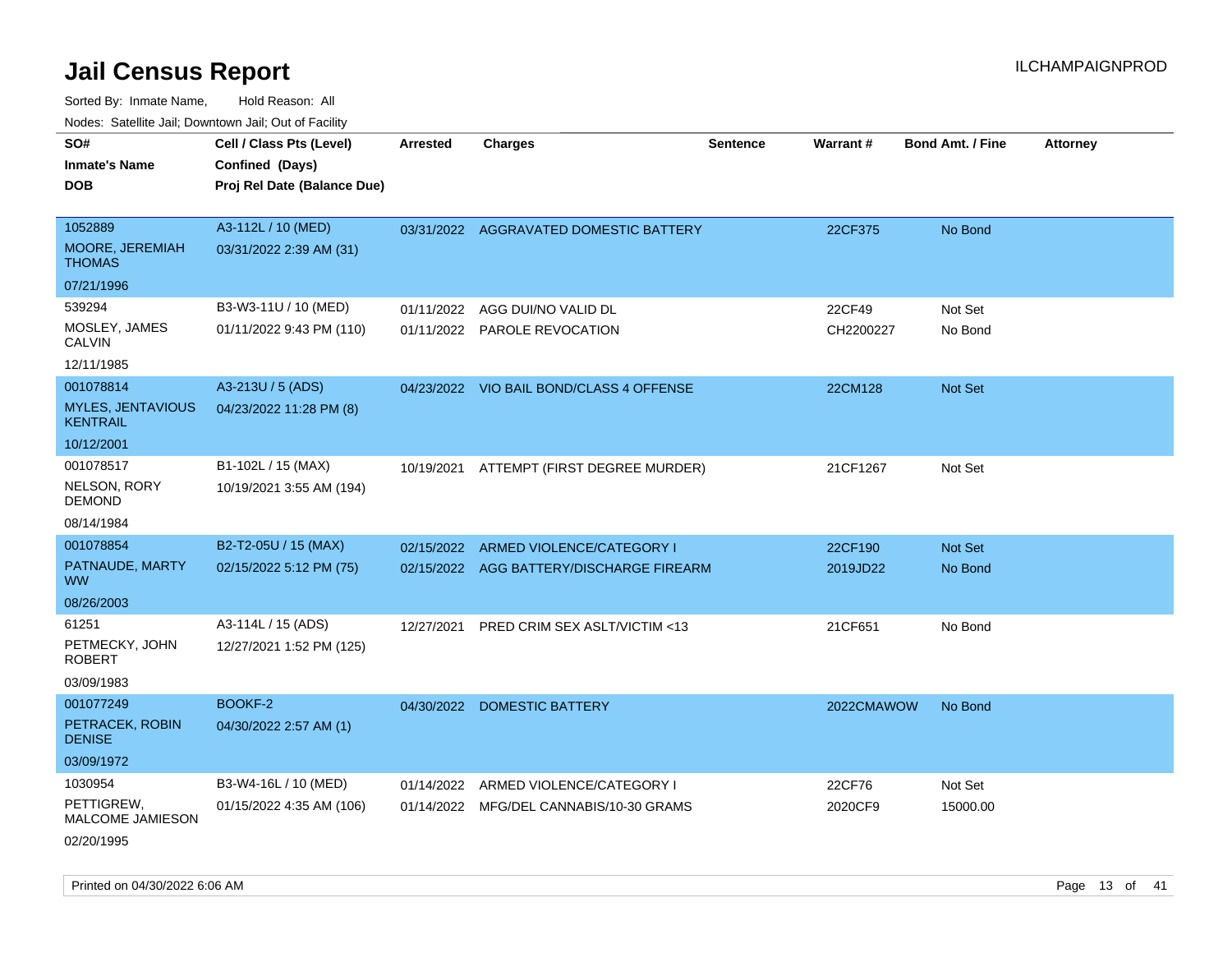# Jail Census Report

Sorted By: Inmate Name, Hold Reason: All

Nodes: Satellite Jail; Downtown Jail; Out of Facility

| SO# / Inmate's Name / DOB | Cell / Class Pts (Level) / Confined (Days) / Proj Rel Date (Balance Due) | Arrested | Charges | Sentence | Warrant # | Bond Amt. / Fine | Attorney |
|---|---|---|---|---|---|---|---|
| 1052889<br>MOORE, JEREMIAH THOMAS<br>07/21/1996 | A3-112L / 10 (MED)<br>03/31/2022 2:39 AM (31) | 03/31/2022 | AGGRAVATED DOMESTIC BATTERY | | 22CF375 | No Bond | |
| 539294<br>MOSLEY, JAMES CALVIN<br>12/11/1985 | B3-W3-11U / 10 (MED)<br>01/11/2022 9:43 PM (110) | 01/11/2022 | AGG DUI/NO VALID DL | | 22CF49 | Not Set | |
| | | 01/11/2022 | PAROLE REVOCATION | | CH2200227 | No Bond | |
| 001078814<br>MYLES, JENTAVIOUS KENTRAIL<br>10/12/2001 | A3-213U / 5 (ADS)<br>04/23/2022 11:28 PM (8) | 04/23/2022 | VIO BAIL BOND/CLASS 4 OFFENSE | | 22CM128 | Not Set | |
| 001078517<br>NELSON, RORY DEMOND<br>08/14/1984 | B1-102L / 15 (MAX)<br>10/19/2021 3:55 AM (194) | 10/19/2021 | ATTEMPT (FIRST DEGREE MURDER) | | 21CF1267 | Not Set | |
| 001078854<br>PATNAUDE, MARTY WW<br>08/26/2003 | B2-T2-05U / 15 (MAX)<br>02/15/2022 5:12 PM (75) | 02/15/2022 | ARMED VIOLENCE/CATEGORY I | | 22CF190 | Not Set | |
| | | 02/15/2022 | AGG BATTERY/DISCHARGE FIREARM | | 2019JD22 | No Bond | |
| 61251<br>PETMECKY, JOHN ROBERT<br>03/09/1983 | A3-114L / 15 (ADS)<br>12/27/2021 1:52 PM (125) | 12/27/2021 | PRED CRIM SEX ASLT/VICTIM <13 | | 21CF651 | No Bond | |
| 001077249<br>PETRACEK, ROBIN DENISE<br>03/09/1972 | BOOKF-2<br>04/30/2022 2:57 AM (1) | 04/30/2022 | DOMESTIC BATTERY | | 2022CMAWOW | No Bond | |
| 1030954<br>PETTIGREW, MALCOME JAMIESON<br>02/20/1995 | B3-W4-16L / 10 (MED)<br>01/15/2022 4:35 AM (106) | 01/14/2022 | ARMED VIOLENCE/CATEGORY I | | 22CF76 | Not Set | |
| | | 01/14/2022 | MFG/DEL CANNABIS/10-30 GRAMS | | 2020CF9 | 15000.00 | |

Printed on 04/30/2022 6:06 AM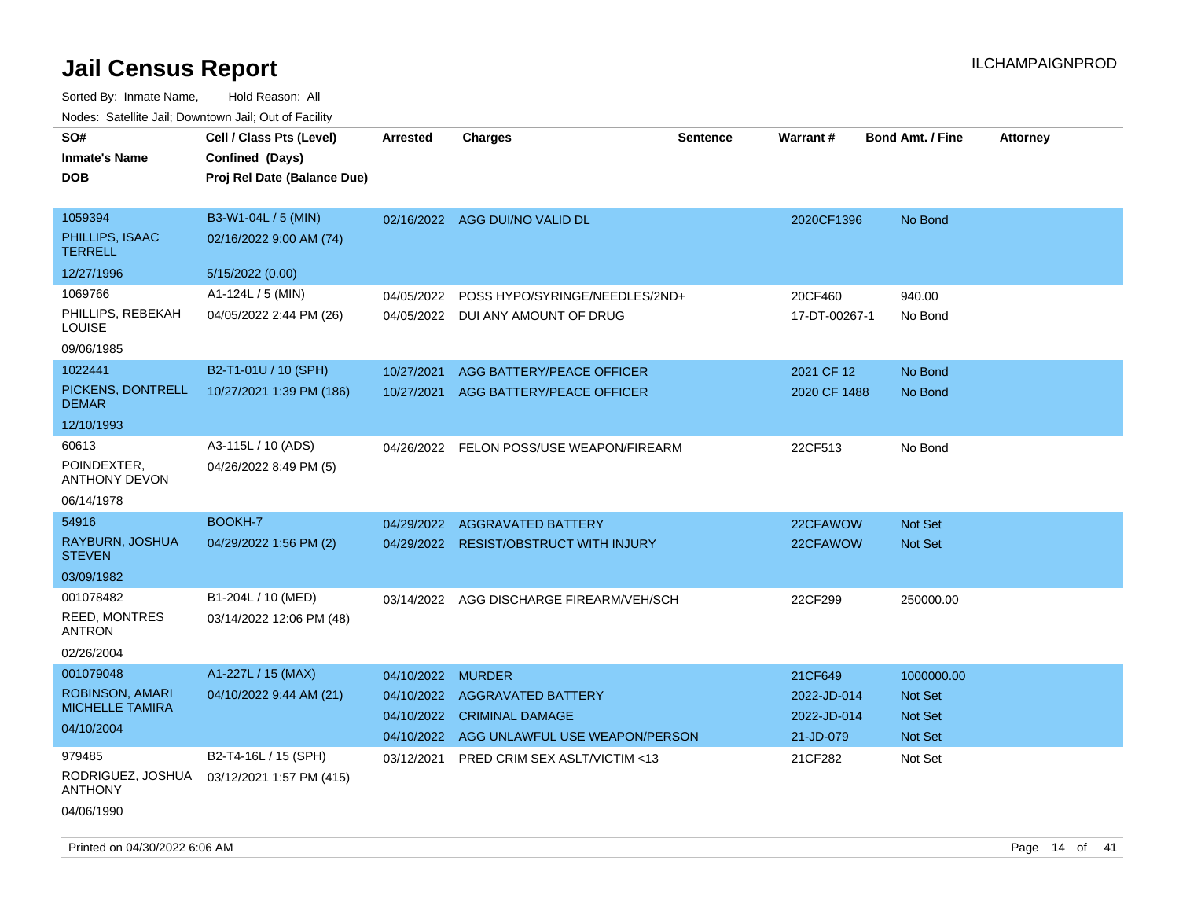# Jail Census Report

ILCHAMPAIGNPROD

Sorted By: Inmate Name, Hold Reason: All

Nodes: Satellite Jail; Downtown Jail; Out of Facility

| SO# / Inmate's Name / DOB | Cell / Class Pts (Level) / Confined (Days) / Proj Rel Date (Balance Due) | Arrested | Charges | Sentence | Warrant # | Bond Amt. / Fine | Attorney |
|---|---|---|---|---|---|---|---|
| 1059394<br>PHILLIPS, ISAAC TERRELL<br>12/27/1996 | B3-W1-04L / 5 (MIN)<br>02/16/2022 9:00 AM (74)<br>5/15/2022 (0.00) | 02/16/2022 | AGG DUI/NO VALID DL | | 2020CF1396 | No Bond | |
| 1069766<br>PHILLIPS, REBEKAH LOUISE<br>09/06/1985 | A1-124L / 5 (MIN)<br>04/05/2022 2:44 PM (26) | 04/05/2022 | POSS HYPO/SYRINGE/NEEDLES/2ND+ | | 20CF460 | 940.00 | |
| | | 04/05/2022 | DUI ANY AMOUNT OF DRUG | | 17-DT-00267-1 | No Bond | |
| 1022441<br>PICKENS, DONTRELL DEMAR<br>12/10/1993 | B2-T1-01U / 10 (SPH)<br>10/27/2021 1:39 PM (186) | 10/27/2021 | AGG BATTERY/PEACE OFFICER | | 2021 CF 12 | No Bond | |
| | | 10/27/2021 | AGG BATTERY/PEACE OFFICER | | 2020 CF 1488 | No Bond | |
| 60613<br>POINDEXTER, ANTHONY DEVON<br>06/14/1978 | A3-115L / 10 (ADS)<br>04/26/2022 8:49 PM (5) | 04/26/2022 | FELON POSS/USE WEAPON/FIREARM | | 22CF513 | No Bond | |
| 54916<br>RAYBURN, JOSHUA STEVEN<br>03/09/1982 | BOOKH-7<br>04/29/2022 1:56 PM (2) | 04/29/2022 | AGGRAVATED BATTERY | | 22CFAWOW | Not Set | |
| | | 04/29/2022 | RESIST/OBSTRUCT WITH INJURY | | 22CFAWOW | Not Set | |
| 001078482<br>REED, MONTRES ANTRON<br>02/26/2004 | B1-204L / 10 (MED)<br>03/14/2022 12:06 PM (48) | 03/14/2022 | AGG DISCHARGE FIREARM/VEH/SCH | | 22CF299 | 250000.00 | |
| 001079048<br>ROBINSON, AMARI MICHELLE TAMIRA<br>04/10/2004 | A1-227L / 15 (MAX)<br>04/10/2022 9:44 AM (21) | 04/10/2022 | MURDER | | 21CF649 | 1000000.00 | |
| | | 04/10/2022 | AGGRAVATED BATTERY | | 2022-JD-014 | Not Set | |
| | | 04/10/2022 | CRIMINAL DAMAGE | | 2022-JD-014 | Not Set | |
| | | 04/10/2022 | AGG UNLAWFUL USE WEAPON/PERSON | | 21-JD-079 | Not Set | |
| 979485<br>RODRIGUEZ, JOSHUA ANTHONY<br>04/06/1990 | B2-T4-16L / 15 (SPH)<br>03/12/2021 1:57 PM (415) | 03/12/2021 | PRED CRIM SEX ASLT/VICTIM <13 | | 21CF282 | Not Set | |

Printed on 04/30/2022 6:06 AM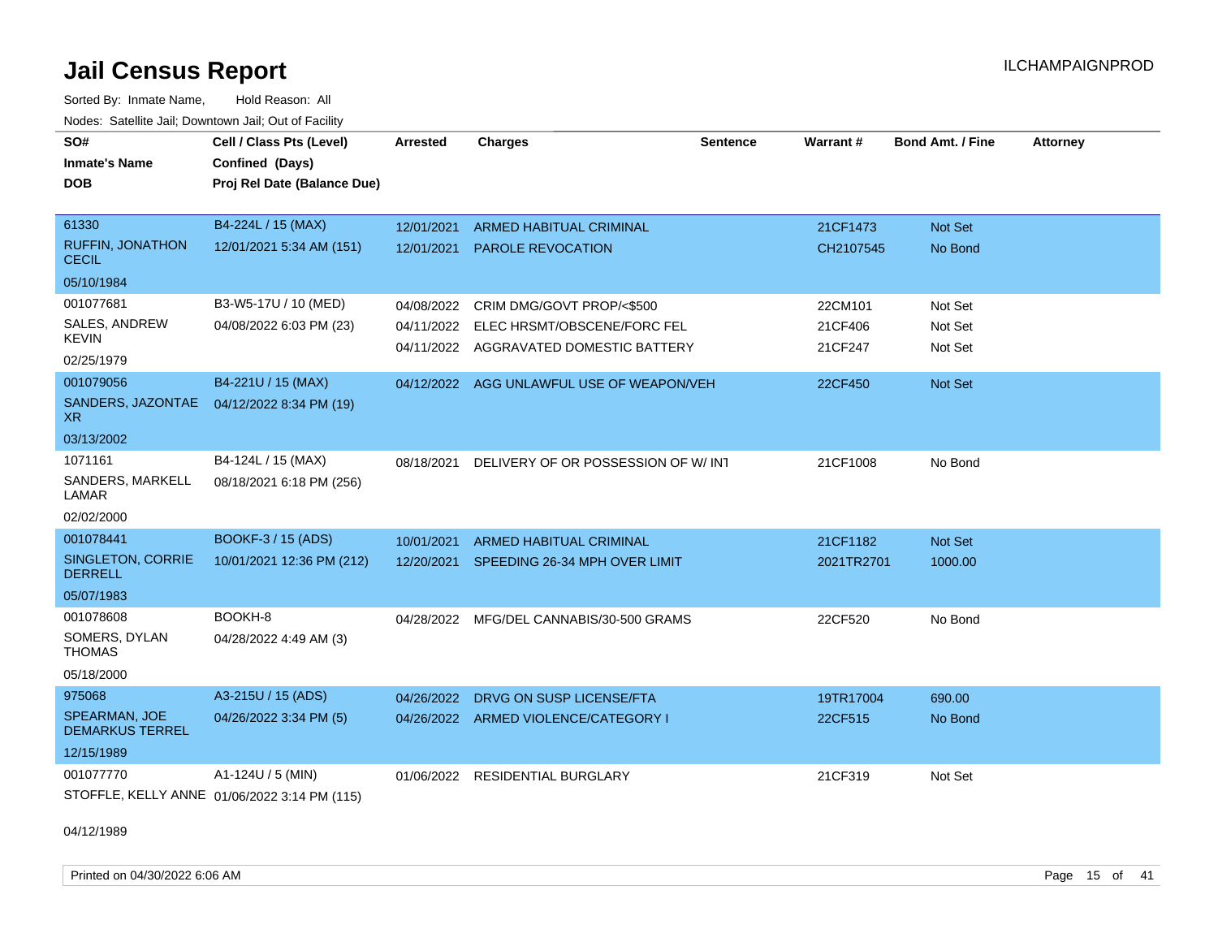# Jail Census Report

ILCHAMPAIGNPROD

Sorted By: Inmate Name, Hold Reason: All

Nodes: Satellite Jail; Downtown Jail; Out of Facility

| SO# / Inmate's Name / DOB | Cell / Class Pts (Level) / Confined (Days) / Proj Rel Date (Balance Due) | Arrested | Charges | Sentence | Warrant # | Bond Amt. / Fine | Attorney |
|---|---|---|---|---|---|---|---|
| 61330<br>RUFFIN, JONATHON CECIL<br>05/10/1984 | B4-224L / 15 (MAX)<br>12/01/2021 5:34 AM (151) | 12/01/2021<br>12/01/2021 | ARMED HABITUAL CRIMINAL<br>PAROLE REVOCATION | | 21CF1473<br>CH2107545 | Not Set<br>No Bond | |
| 001077681<br>SALES, ANDREW KEVIN<br>02/25/1979 | B3-W5-17U / 10 (MED)<br>04/08/2022 6:03 PM (23) | 04/08/2022<br>04/11/2022<br>04/11/2022 | CRIM DMG/GOVT PROP/<$500<br>ELEC HRSMT/OBSCENE/FORC FEL<br>AGGRAVATED DOMESTIC BATTERY | | 22CM101<br>21CF406<br>21CF247 | Not Set<br>Not Set<br>Not Set | |
| 001079056<br>SANDERS, JAZONTAE XR<br>03/13/2002 | B4-221U / 15 (MAX)<br>04/12/2022 8:34 PM (19) | 04/12/2022 | AGG UNLAWFUL USE OF WEAPON/VEH | | 22CF450 | Not Set | |
| 1071161<br>SANDERS, MARKELL LAMAR<br>02/02/2000 | B4-124L / 15 (MAX)<br>08/18/2021 6:18 PM (256) | 08/18/2021 | DELIVERY OF OR POSSESSION OF W/ INT | | 21CF1008 | No Bond | |
| 001078441<br>SINGLETON, CORRIE DERRELL<br>05/07/1983 | BOOKF-3 / 15 (ADS)<br>10/01/2021 12:36 PM (212) | 10/01/2021<br>12/20/2021 | ARMED HABITUAL CRIMINAL<br>SPEEDING 26-34 MPH OVER LIMIT | | 21CF1182<br>2021TR2701 | Not Set<br>1000.00 | |
| 001078608<br>SOMERS, DYLAN THOMAS<br>05/18/2000 | BOOKH-8<br>04/28/2022 4:49 AM (3) | 04/28/2022 | MFG/DEL CANNABIS/30-500 GRAMS | | 22CF520 | No Bond | |
| 975068<br>SPEARMAN, JOE DEMARKUS TERREL<br>12/15/1989 | A3-215U / 15 (ADS)<br>04/26/2022 3:34 PM (5) | 04/26/2022<br>04/26/2022 | DRVG ON SUSP LICENSE/FTA<br>ARMED VIOLENCE/CATEGORY I | | 19TR17004<br>22CF515 | 690.00<br>No Bond | |
| 001077770<br>STOFFLE, KELLY ANNE<br>04/12/1989 | A1-124U / 5 (MIN)<br>01/06/2022 3:14 PM (115) | 01/06/2022 | RESIDENTIAL BURGLARY | | 21CF319 | Not Set | |

Printed on 04/30/2022 6:06 AM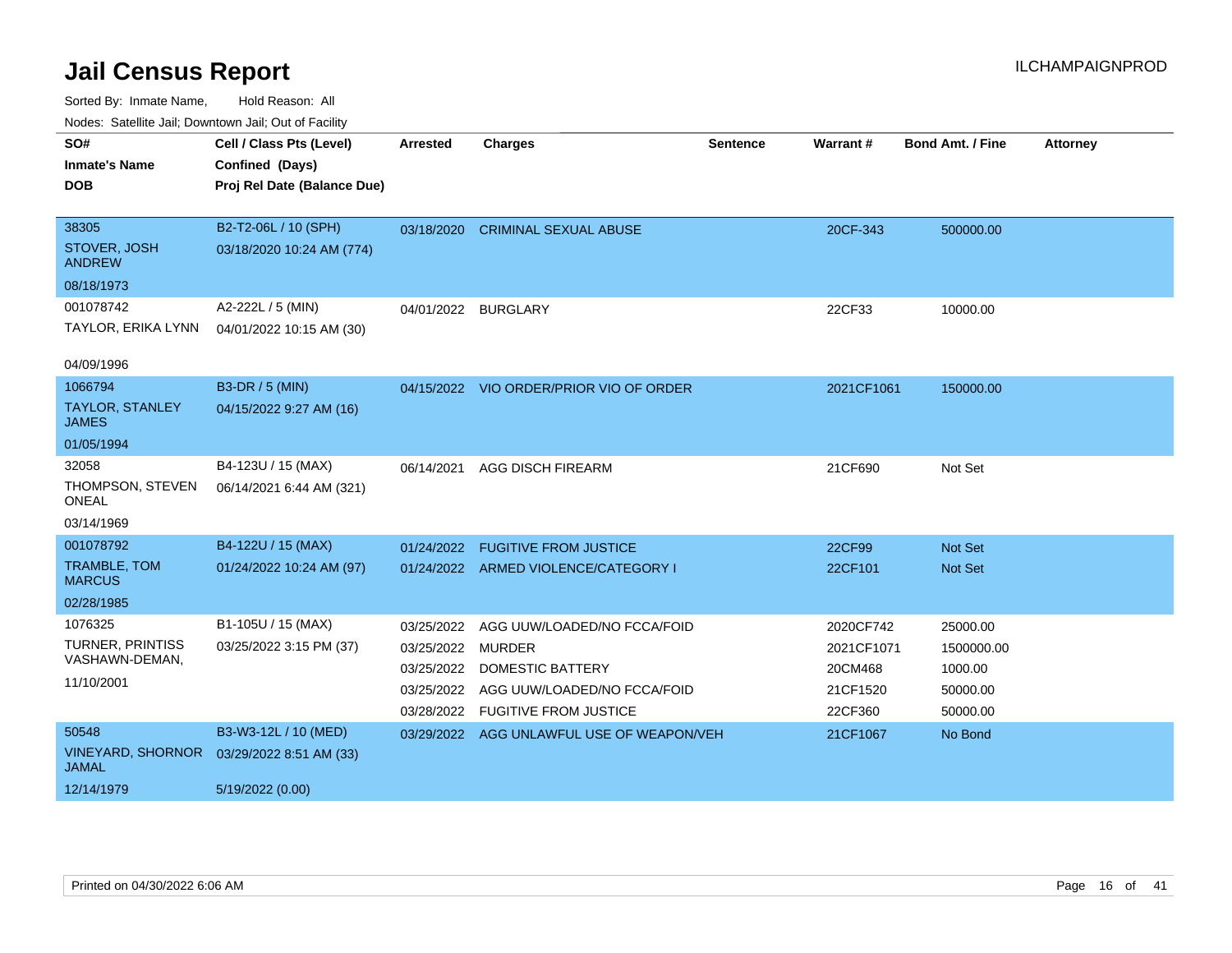# Jail Census Report

ILCHAMPAIGNPROD

Sorted By: Inmate Name, Hold Reason: All

Nodes: Satellite Jail; Downtown Jail; Out of Facility

| SO# / Inmate's Name / DOB | Cell / Class Pts (Level) / Confined (Days) / Proj Rel Date (Balance Due) | Arrested | Charges | Sentence | Warrant # | Bond Amt. / Fine | Attorney |
|---|---|---|---|---|---|---|---|
| 38305<br>STOVER, JOSH ANDREW<br>08/18/1973 | B2-T2-06L / 10 (SPH)<br>03/18/2020 10:24 AM (774) | 03/18/2020 | CRIMINAL SEXUAL ABUSE | | 20CF-343 | 500000.00 | |
| 001078742<br>TAYLOR, ERIKA LYNN<br>04/09/1996 | A2-222L / 5 (MIN)<br>04/01/2022 10:15 AM (30) | 04/01/2022 | BURGLARY | | 22CF33 | 10000.00 | |
| 1066794<br>TAYLOR, STANLEY JAMES<br>01/05/1994 | B3-DR / 5 (MIN)<br>04/15/2022 9:27 AM (16) | 04/15/2022 | VIO ORDER/PRIOR VIO OF ORDER | | 2021CF1061 | 150000.00 | |
| 32058<br>THOMPSON, STEVEN ONEAL<br>03/14/1969 | B4-123U / 15 (MAX)<br>06/14/2021 6:44 AM (321) | 06/14/2021 | AGG DISCH FIREARM | | 21CF690 | Not Set | |
| 001078792<br>TRAMBLE, TOM MARCUS<br>02/28/1985 | B4-122U / 15 (MAX)<br>01/24/2022 10:24 AM (97) | 01/24/2022 | FUGITIVE FROM JUSTICE | | 22CF99 | Not Set | |
| | | 01/24/2022 | ARMED VIOLENCE/CATEGORY I | | 22CF101 | Not Set | |
| 1076325<br>TURNER, PRINTISS VASHAWN-DEMAN,<br>11/10/2001 | B1-105U / 15 (MAX)<br>03/25/2022 3:15 PM (37) | 03/25/2022 | AGG UUW/LOADED/NO FCCA/FOID | | 2020CF742 | 25000.00 | |
| | | 03/25/2022 | MURDER | | 2021CF1071 | 1500000.00 | |
| | | 03/25/2022 | DOMESTIC BATTERY | | 20CM468 | 1000.00 | |
| | | 03/25/2022 | AGG UUW/LOADED/NO FCCA/FOID | | 21CF1520 | 50000.00 | |
| | | 03/28/2022 | FUGITIVE FROM JUSTICE | | 22CF360 | 50000.00 | |
| 50548<br>VINEYARD, SHORNOR JAMAL<br>12/14/1979 | B3-W3-12L / 10 (MED)<br>03/29/2022 8:51 AM (33)<br>5/19/2022 (0.00) | 03/29/2022 | AGG UNLAWFUL USE OF WEAPON/VEH | | 21CF1067 | No Bond | |

Printed on 04/30/2022 6:06 AM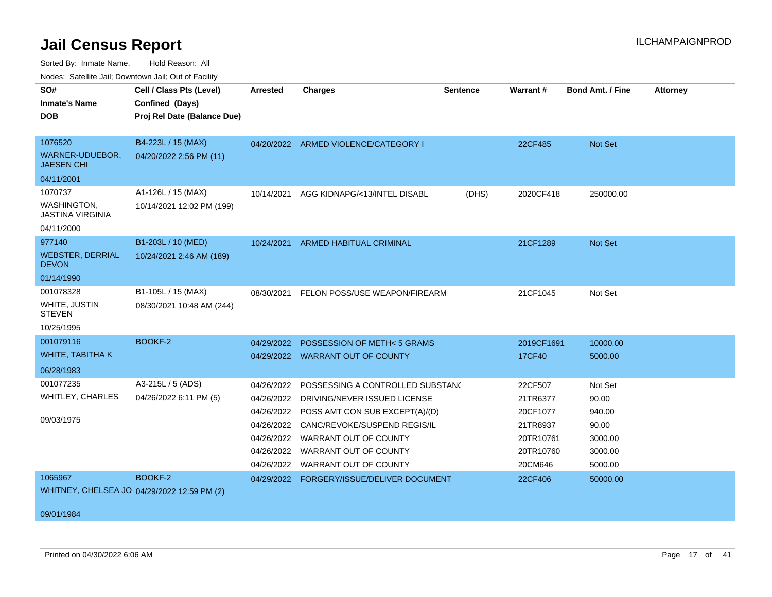# Jail Census Report

Sorted By: Inmate Name, Hold Reason: All

Nodes: Satellite Jail; Downtown Jail; Out of Facility

| SO# / Inmate's Name / DOB | Cell / Class Pts (Level) / Confined (Days) / Proj Rel Date (Balance Due) | Arrested | Charges | Sentence | Warrant # | Bond Amt. / Fine | Attorney |
|---|---|---|---|---|---|---|---|
| 1076520<br>WARNER-UDUEBOR, JAESEN CHI<br>04/11/2001 | B4-223L / 15 (MAX)<br>04/20/2022 2:56 PM (11) | 04/20/2022 | ARMED VIOLENCE/CATEGORY I | | 22CF485 | Not Set | |
| 1070737<br>WASHINGTON, JASTINA VIRGINIA<br>04/11/2000 | A1-126L / 15 (MAX)<br>10/14/2021 12:02 PM (199) | 10/14/2021 | AGG KIDNAPG/<13/INTEL DISABL | (DHS) | 2020CF418 | 250000.00 | |
| 977140<br>WEBSTER, DERRIAL DEVON<br>01/14/1990 | B1-203L / 10 (MED)<br>10/24/2021 2:46 AM (189) | 10/24/2021 | ARMED HABITUAL CRIMINAL | | 21CF1289 | Not Set | |
| 001078328<br>WHITE, JUSTIN STEVEN<br>10/25/1995 | B1-105L / 15 (MAX)<br>08/30/2021 10:48 AM (244) | 08/30/2021 | FELON POSS/USE WEAPON/FIREARM | | 21CF1045 | Not Set | |
| 001079116<br>WHITE, TABITHA K<br>06/28/1983 | BOOKF-2 | 04/29/2022 | POSSESSION OF METH< 5 GRAMS | | 2019CF1691 | 10000.00 | |
| | | 04/29/2022 | WARRANT OUT OF COUNTY | | 17CF40 | 5000.00 | |
| 001077235<br>WHITLEY, CHARLES<br>09/03/1975 | A3-215L / 5 (ADS)<br>04/26/2022 6:11 PM (5) | 04/26/2022 | POSSESSING A CONTROLLED SUBSTANC | | 22CF507 | Not Set | |
| | | 04/26/2022 | DRIVING/NEVER ISSUED LICENSE | | 21TR6377 | 90.00 | |
| | | 04/26/2022 | POSS AMT CON SUB EXCEPT(A)/(D) | | 20CF1077 | 940.00 | |
| | | 04/26/2022 | CANC/REVOKE/SUSPEND REGIS/IL | | 21TR8937 | 90.00 | |
| | | 04/26/2022 | WARRANT OUT OF COUNTY | | 20TR10761 | 3000.00 | |
| | | 04/26/2022 | WARRANT OUT OF COUNTY | | 20TR10760 | 3000.00 | |
| | | 04/26/2022 | WARRANT OUT OF COUNTY | | 20CM646 | 5000.00 | |
| 1065967<br>WHITNEY, CHELSEA JO<br>09/01/1984 | BOOKF-2<br>04/29/2022 12:59 PM (2) | 04/29/2022 | FORGERY/ISSUE/DELIVER DOCUMENT | | 22CF406 | 50000.00 | |

Printed on 04/30/2022 6:06 AM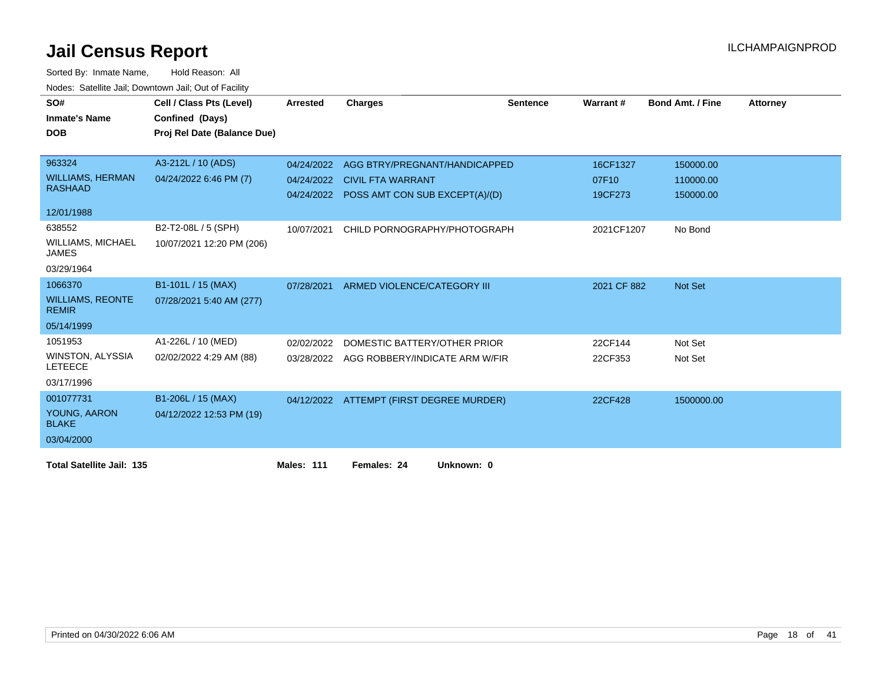# Jail Census Report

ILCHAMPAIGNPROD

Sorted By: Inmate Name, Hold Reason: All

Nodes: Satellite Jail; Downtown Jail; Out of Facility

| SO# / Inmate's Name / DOB | Cell / Class Pts (Level) / Confined (Days) / Proj Rel Date (Balance Due) | Arrested | Charges | Sentence | Warrant # | Bond Amt. / Fine | Attorney |
|---|---|---|---|---|---|---|---|
| 963324 WILLIAMS, HERMAN RASHAAD 12/01/1988 | A3-212L / 10 (ADS) 04/24/2022 6:46 PM (7) | 04/24/2022 | AGG BTRY/PREGNANT/HANDICAPPED | | 16CF1327 | 150000.00 | |
| | | 04/24/2022 | CIVIL FTA WARRANT | | 07F10 | 110000.00 | |
| | | 04/24/2022 | POSS AMT CON SUB EXCEPT(A)/(D) | | 19CF273 | 150000.00 | |
| 638552 WILLIAMS, MICHAEL JAMES 03/29/1964 | B2-T2-08L / 5 (SPH) 10/07/2021 12:20 PM (206) | 10/07/2021 | CHILD PORNOGRAPHY/PHOTOGRAPH | | 2021CF1207 | No Bond | |
| 1066370 WILLIAMS, REONTE REMIR 05/14/1999 | B1-101L / 15 (MAX) 07/28/2021 5:40 AM (277) | 07/28/2021 | ARMED VIOLENCE/CATEGORY III | | 2021 CF 882 | Not Set | |
| 1051953 WINSTON, ALYSSIA LETEECE 03/17/1996 | A1-226L / 10 (MED) 02/02/2022 4:29 AM (88) | 02/02/2022 | DOMESTIC BATTERY/OTHER PRIOR | | 22CF144 | Not Set | |
| | | 03/28/2022 | AGG ROBBERY/INDICATE ARM W/FIR | | 22CF353 | Not Set | |
| 001077731 YOUNG, AARON BLAKE 03/04/2000 | B1-206L / 15 (MAX) 04/12/2022 12:53 PM (19) | 04/12/2022 | ATTEMPT (FIRST DEGREE MURDER) | | 22CF428 | 1500000.00 | |

**Total Satellite Jail: 135** **Males: 111** **Females: 24** **Unknown: 0**

Printed on 04/30/2022 6:06 AM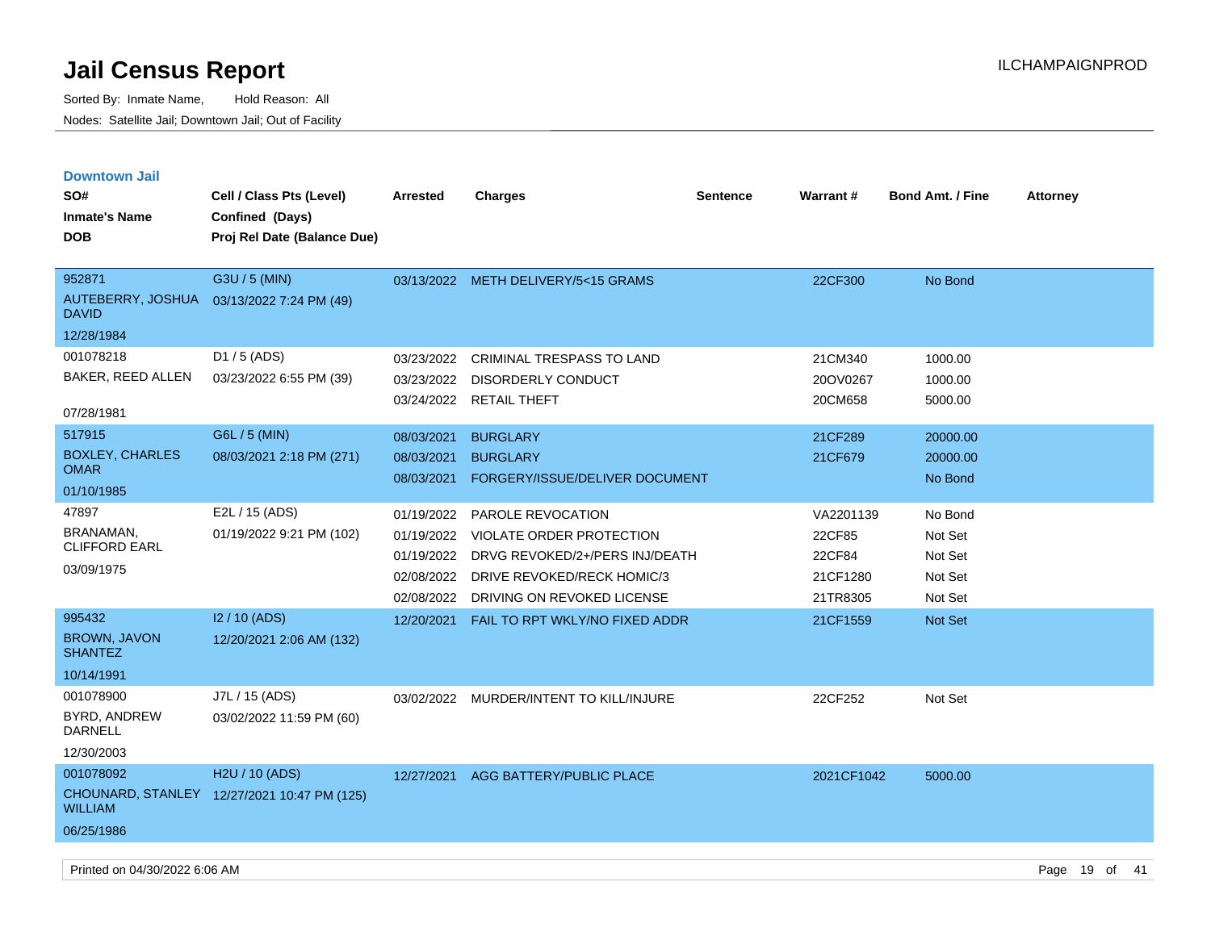# Jail Census Report

Sorted By: Inmate Name, Hold Reason: All

Nodes: Satellite Jail; Downtown Jail; Out of Facility

ILCHAMPAIGNPROD

## Downtown Jail

| SO# / Inmate's Name / DOB | Cell / Class Pts (Level) / Confined (Days) / Proj Rel Date (Balance Due) | Arrested | Charges | Sentence | Warrant # | Bond Amt. / Fine | Attorney |
|---|---|---|---|---|---|---|---|
| 952871<br>AUTEBERRY, JOSHUA DAVID<br>12/28/1984 | G3U / 5 (MIN)<br>03/13/2022 7:24 PM (49) | 03/13/2022 | METH DELIVERY/5<15 GRAMS | | 22CF300 | No Bond | |
| 001078218<br>BAKER, REED ALLEN<br>07/28/1981 | D1 / 5 (ADS)<br>03/23/2022 6:55 PM (39) | 03/23/2022 | CRIMINAL TRESPASS TO LAND | | 21CM340 | 1000.00 | |
| | | 03/23/2022 | DISORDERLY CONDUCT | | 20OV0267 | 1000.00 | |
| | | 03/24/2022 | RETAIL THEFT | | 20CM658 | 5000.00 | |
| 517915<br>BOXLEY, CHARLES OMAR<br>01/10/1985 | G6L / 5 (MIN)<br>08/03/2021 2:18 PM (271) | 08/03/2021 | BURGLARY | | 21CF289 | 20000.00 | |
| | | 08/03/2021 | BURGLARY | | 21CF679 | 20000.00 | |
| | | 08/03/2021 | FORGERY/ISSUE/DELIVER DOCUMENT | | | No Bond | |
| 47897<br>BRANAMAN, CLIFFORD EARL<br>03/09/1975 | E2L / 15 (ADS)<br>01/19/2022 9:21 PM (102) | 01/19/2022 | PAROLE REVOCATION | | VA2201139 | No Bond | |
| | | 01/19/2022 | VIOLATE ORDER PROTECTION | | 22CF85 | Not Set | |
| | | 01/19/2022 | DRVG REVOKED/2+/PERS INJ/DEATH | | 22CF84 | Not Set | |
| | | 02/08/2022 | DRIVE REVOKED/RECK HOMIC/3 | | 21CF1280 | Not Set | |
| | | 02/08/2022 | DRIVING ON REVOKED LICENSE | | 21TR8305 | Not Set | |
| 995432<br>BROWN, JAVON SHANTEZ<br>10/14/1991 | I2 / 10 (ADS)<br>12/20/2021 2:06 AM (132) | 12/20/2021 | FAIL TO RPT WKLY/NO FIXED ADDR | | 21CF1559 | Not Set | |
| 001078900<br>BYRD, ANDREW DARNELL<br>12/30/2003 | J7L / 15 (ADS)<br>03/02/2022 11:59 PM (60) | 03/02/2022 | MURDER/INTENT TO KILL/INJURE | | 22CF252 | Not Set | |
| 001078092<br>CHOUNARD, STANLEY WILLIAM<br>06/25/1986 | H2U / 10 (ADS)<br>12/27/2021 10:47 PM (125) | 12/27/2021 | AGG BATTERY/PUBLIC PLACE | | 2021CF1042 | 5000.00 | |

Printed on 04/30/2022 6:06 AM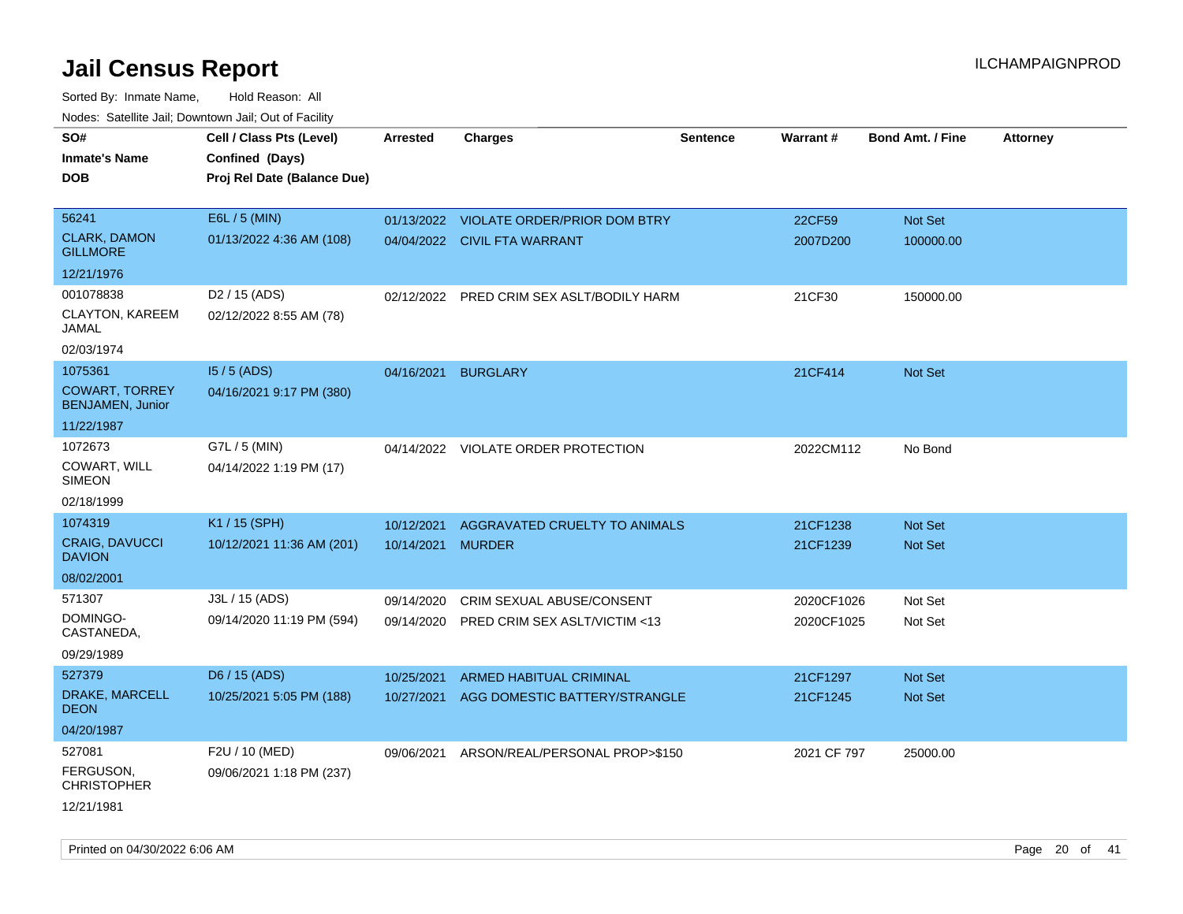# Jail Census Report

ILCHAMPAIGNPROD

Sorted By: Inmate Name, Hold Reason: All

Nodes: Satellite Jail; Downtown Jail; Out of Facility

| SO# / Inmate's Name / DOB | Cell / Class Pts (Level) / Confined (Days) / Proj Rel Date (Balance Due) | Arrested | Charges | Sentence | Warrant # | Bond Amt. / Fine | Attorney |
|---|---|---|---|---|---|---|---|
| 56241<br>CLARK, DAMON GILLMORE<br>12/21/1976 | E6L / 5 (MIN)<br>01/13/2022 4:36 AM (108) | 01/13/2022<br>04/04/2022 | VIOLATE ORDER/PRIOR DOM BTRY<br>CIVIL FTA WARRANT | | 22CF59<br>2007D200 | Not Set<br>100000.00 | |
| 001078838<br>CLAYTON, KAREEM JAMAL<br>02/03/1974 | D2 / 15 (ADS)<br>02/12/2022 8:55 AM (78) | 02/12/2022 | PRED CRIM SEX ASLT/BODILY HARM | | 21CF30 | 150000.00 | |
| 1075361<br>COWART, TORREY BENJAMEN, Junior<br>11/22/1987 | I5 / 5 (ADS)<br>04/16/2021 9:17 PM (380) | 04/16/2021 | BURGLARY | | 21CF414 | Not Set | |
| 1072673<br>COWART, WILL SIMEON<br>02/18/1999 | G7L / 5 (MIN)<br>04/14/2022 1:19 PM (17) | 04/14/2022 | VIOLATE ORDER PROTECTION | | 2022CM112 | No Bond | |
| 1074319<br>CRAIG, DAVUCCI DAVION<br>08/02/2001 | K1 / 15 (SPH)<br>10/12/2021 11:36 AM (201) | 10/12/2021<br>10/14/2021 | AGGRAVATED CRUELTY TO ANIMALS<br>MURDER | | 21CF1238<br>21CF1239 | Not Set<br>Not Set | |
| 571307<br>DOMINGO-CASTANEDA,<br>09/29/1989 | J3L / 15 (ADS)<br>09/14/2020 11:19 PM (594) | 09/14/2020<br>09/14/2020 | CRIM SEXUAL ABUSE/CONSENT<br>PRED CRIM SEX ASLT/VICTIM <13 | | 2020CF1026<br>2020CF1025 | Not Set<br>Not Set | |
| 527379<br>DRAKE, MARCELL DEON<br>04/20/1987 | D6 / 15 (ADS)<br>10/25/2021 5:05 PM (188) | 10/25/2021<br>10/27/2021 | ARMED HABITUAL CRIMINAL<br>AGG DOMESTIC BATTERY/STRANGLE | | 21CF1297<br>21CF1245 | Not Set<br>Not Set | |
| 527081<br>FERGUSON, CHRISTOPHER<br>12/21/1981 | F2U / 10 (MED)<br>09/06/2021 1:18 PM (237) | 09/06/2021 | ARSON/REAL/PERSONAL PROP>$150 | | 2021 CF 797 | 25000.00 | |

Printed on 04/30/2022 6:06 AM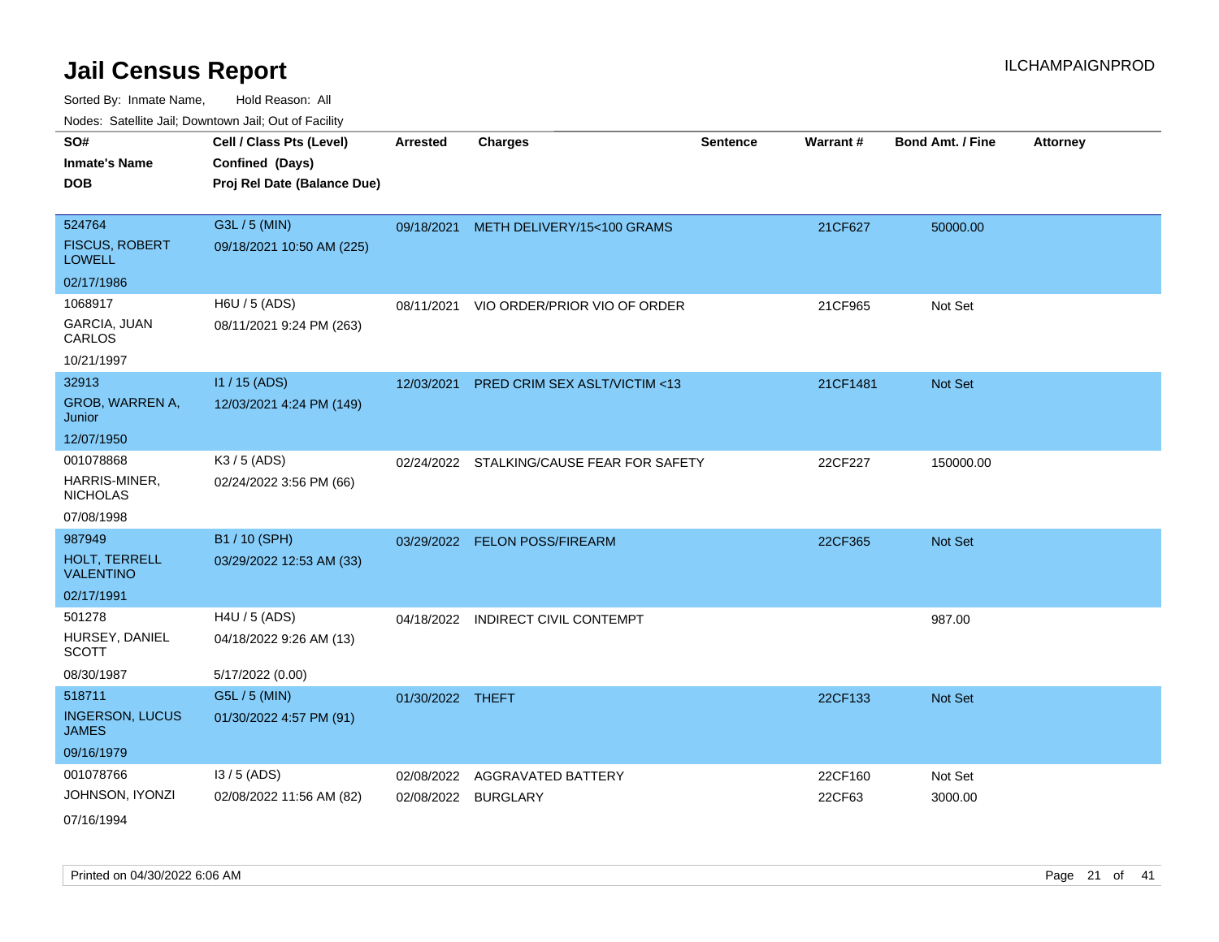# Jail Census Report

Sorted By: Inmate Name, Hold Reason: All

Nodes: Satellite Jail; Downtown Jail; Out of Facility

| SO# / Inmate's Name / DOB | Cell / Class Pts (Level) / Confined (Days) / Proj Rel Date (Balance Due) | Arrested | Charges | Sentence | Warrant # | Bond Amt. / Fine | Attorney |
|---|---|---|---|---|---|---|---|
| 524764<br>FISCUS, ROBERT LOWELL<br>02/17/1986 | G3L / 5 (MIN)<br>09/18/2021 10:50 AM (225) | 09/18/2021 | METH DELIVERY/15<100 GRAMS | | 21CF627 | 50000.00 | |
| 1068917<br>GARCIA, JUAN CARLOS<br>10/21/1997 | H6U / 5 (ADS)<br>08/11/2021 9:24 PM (263) | 08/11/2021 | VIO ORDER/PRIOR VIO OF ORDER | | 21CF965 | Not Set | |
| 32913<br>GROB, WARREN A, Junior<br>12/07/1950 | I1 / 15 (ADS)<br>12/03/2021 4:24 PM (149) | 12/03/2021 | PRED CRIM SEX ASLT/VICTIM <13 | | 21CF1481 | Not Set | |
| 001078868<br>HARRIS-MINER, NICHOLAS<br>07/08/1998 | K3 / 5 (ADS)<br>02/24/2022 3:56 PM (66) | 02/24/2022 | STALKING/CAUSE FEAR FOR SAFETY | | 22CF227 | 150000.00 | |
| 987949<br>HOLT, TERRELL VALENTINO<br>02/17/1991 | B1 / 10 (SPH)<br>03/29/2022 12:53 AM (33) | 03/29/2022 | FELON POSS/FIREARM | | 22CF365 | Not Set | |
| 501278<br>HURSEY, DANIEL SCOTT<br>08/30/1987 | H4U / 5 (ADS)<br>04/18/2022 9:26 AM (13)<br>5/17/2022 (0.00) | 04/18/2022 | INDIRECT CIVIL CONTEMPT | | | 987.00 | |
| 518711<br>INGERSON, LUCUS JAMES<br>09/16/1979 | G5L / 5 (MIN)<br>01/30/2022 4:57 PM (91) | 01/30/2022 | THEFT | | 22CF133 | Not Set | |
| 001078766<br>JOHNSON, IYONZI<br>07/16/1994 | I3 / 5 (ADS)<br>02/08/2022 11:56 AM (82) | 02/08/2022<br>02/08/2022 | AGGRAVATED BATTERY<br>BURGLARY | | 22CF160<br>22CF63 | Not Set<br>3000.00 | |

Printed on 04/30/2022 6:06 AM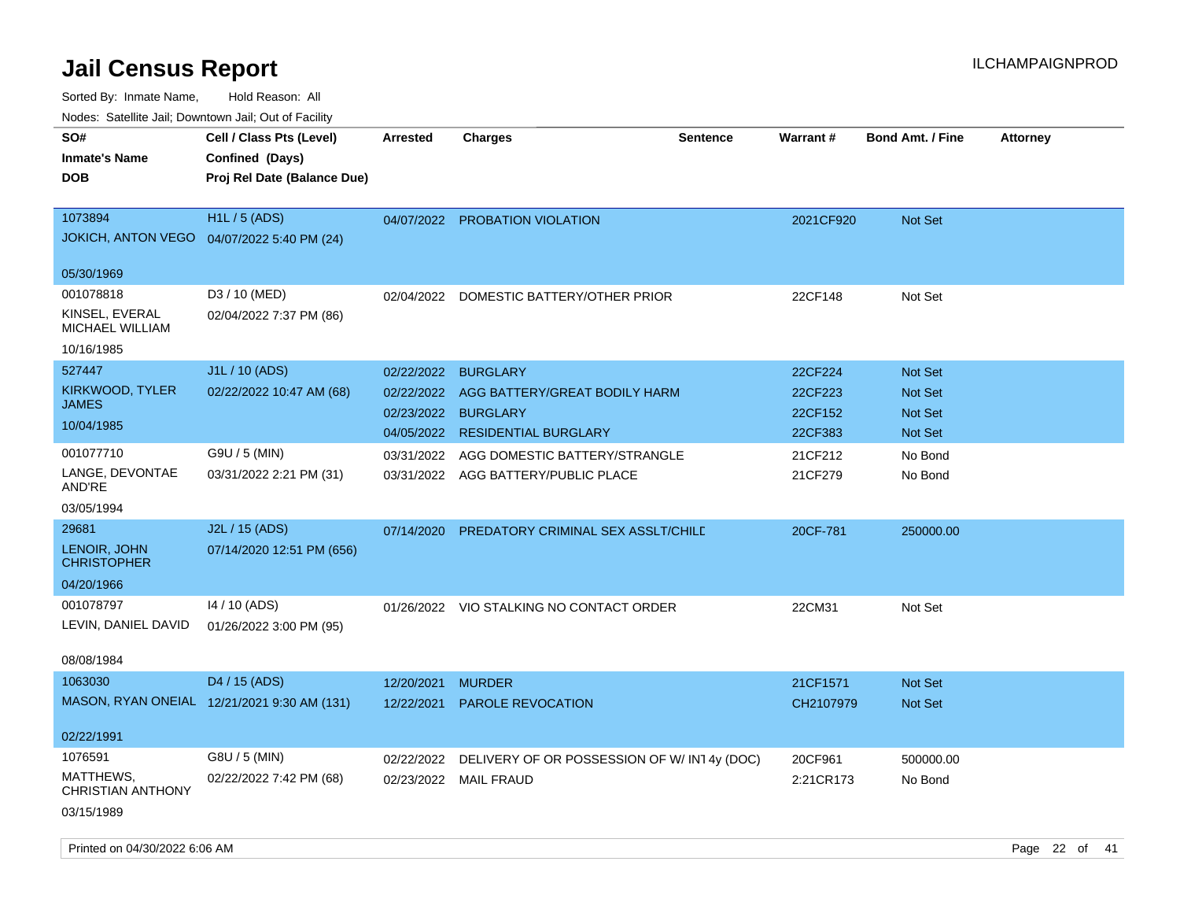# Jail Census Report

Sorted By: Inmate Name, Hold Reason: All

Nodes: Satellite Jail; Downtown Jail; Out of Facility

| SO# / Inmate's Name / DOB | Cell / Class Pts (Level) / Confined (Days) / Proj Rel Date (Balance Due) | Arrested | Charges | Sentence | Warrant # | Bond Amt. / Fine | Attorney |
|---|---|---|---|---|---|---|---|
| 1073894<br>JOKICH, ANTON VEGO<br>05/30/1969 | H1L / 5 (ADS)<br>04/07/2022 5:40 PM (24) | 04/07/2022 | PROBATION VIOLATION | | 2021CF920 | Not Set | |
| 001078818<br>KINSEL, EVERAL MICHAEL WILLIAM<br>10/16/1985 | D3 / 10 (MED)<br>02/04/2022 7:37 PM (86) | 02/04/2022 | DOMESTIC BATTERY/OTHER PRIOR | | 22CF148 | Not Set | |
| 527447<br>KIRKWOOD, TYLER JAMES<br>10/04/1985 | J1L / 10 (ADS)<br>02/22/2022 10:47 AM (68) | 02/22/2022 | BURGLARY | | 22CF224 | Not Set | |
| | | 02/22/2022 | AGG BATTERY/GREAT BODILY HARM | | 22CF223 | Not Set | |
| | | 02/23/2022 | BURGLARY | | 22CF152 | Not Set | |
| | | 04/05/2022 | RESIDENTIAL BURGLARY | | 22CF383 | Not Set | |
| 001077710<br>LANGE, DEVONTAE AND'RE<br>03/05/1994 | G9U / 5 (MIN)<br>03/31/2022 2:21 PM (31) | 03/31/2022 | AGG DOMESTIC BATTERY/STRANGLE | | 21CF212 | No Bond | |
| | | 03/31/2022 | AGG BATTERY/PUBLIC PLACE | | 21CF279 | No Bond | |
| 29681<br>LENOIR, JOHN CHRISTOPHER<br>04/20/1966 | J2L / 15 (ADS)<br>07/14/2020 12:51 PM (656) | 07/14/2020 | PREDATORY CRIMINAL SEX ASSLT/CHILD | | 20CF-781 | 250000.00 | |
| 001078797<br>LEVIN, DANIEL DAVID<br>08/08/1984 | I4 / 10 (ADS)<br>01/26/2022 3:00 PM (95) | 01/26/2022 | VIO STALKING NO CONTACT ORDER | | 22CM31 | Not Set | |
| 1063030<br>MASON, RYAN ONEIAL<br>02/22/1991 | D4 / 15 (ADS)<br>12/21/2021 9:30 AM (131) | 12/20/2021 | MURDER | | 21CF1571 | Not Set | |
| | | 12/22/2021 | PAROLE REVOCATION | | CH2107979 | Not Set | |
| 1076591<br>MATTHEWS, CHRISTIAN ANTHONY<br>03/15/1989 | G8U / 5 (MIN)<br>02/22/2022 7:42 PM (68) | 02/22/2022 | DELIVERY OF OR POSSESSION OF W/ INT | 4y (DOC) | 20CF961 | 500000.00 | |
| | | 02/23/2022 | MAIL FRAUD | | 2:21CR173 | No Bond | |

Printed on 04/30/2022 6:06 AM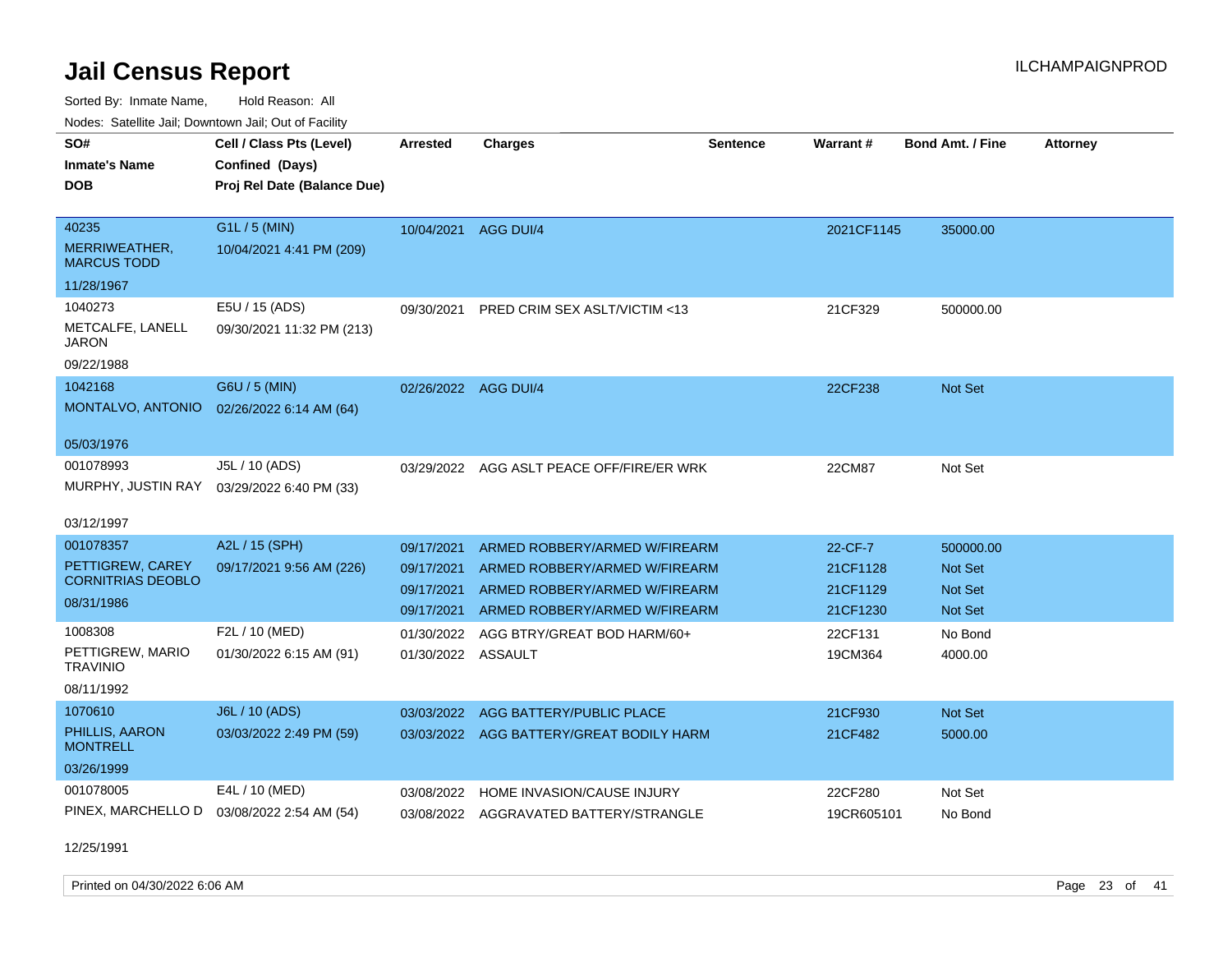# Jail Census Report

Sorted By: Inmate Name, Hold Reason: All

Nodes: Satellite Jail; Downtown Jail; Out of Facility

| SO# / Inmate's Name / DOB | Cell / Class Pts (Level) / Confined (Days) / Proj Rel Date (Balance Due) | Arrested | Charges | Sentence | Warrant # | Bond Amt. / Fine | Attorney |
|---|---|---|---|---|---|---|---|
| 40235<br>MERRIWEATHER, MARCUS TODD<br>11/28/1967 | G1L / 5 (MIN)<br>10/04/2021 4:41 PM (209) | 10/04/2021 | AGG DUI/4 | | 2021CF1145 | 35000.00 | |
| 1040273<br>METCALFE, LANELL JARON<br>09/22/1988 | E5U / 15 (ADS)<br>09/30/2021 11:32 PM (213) | 09/30/2021 | PRED CRIM SEX ASLT/VICTIM <13 | | 21CF329 | 500000.00 | |
| 1042168<br>MONTALVO, ANTONIO<br>05/03/1976 | G6U / 5 (MIN)<br>02/26/2022 6:14 AM (64) | 02/26/2022 | AGG DUI/4 | | 22CF238 | Not Set | |
| 001078993<br>MURPHY, JUSTIN RAY<br>03/12/1997 | J5L / 10 (ADS)<br>03/29/2022 6:40 PM (33) | 03/29/2022 | AGG ASLT PEACE OFF/FIRE/ER WRK | | 22CM87 | Not Set | |
| 001078357<br>PETTIGREW, CAREY CORNITRIAS DEOBLO<br>08/31/1986 | A2L / 15 (SPH)<br>09/17/2021 9:56 AM (226) | 09/17/2021 | ARMED ROBBERY/ARMED W/FIREARM | | 22-CF-7 | 500000.00 | |
| | | 09/17/2021 | ARMED ROBBERY/ARMED W/FIREARM | | 21CF1128 | Not Set | |
| | | 09/17/2021 | ARMED ROBBERY/ARMED W/FIREARM | | 21CF1129 | Not Set | |
| | | 09/17/2021 | ARMED ROBBERY/ARMED W/FIREARM | | 21CF1230 | Not Set | |
| 1008308<br>PETTIGREW, MARIO TRAVINIO<br>08/11/1992 | F2L / 10 (MED)<br>01/30/2022 6:15 AM (91) | 01/30/2022 | AGG BTRY/GREAT BOD HARM/60+ | | 22CF131 | No Bond | |
| | | 01/30/2022 | ASSAULT | | 19CM364 | 4000.00 | |
| 1070610<br>PHILLIS, AARON MONTRELL<br>03/26/1999 | J6L / 10 (ADS)<br>03/03/2022 2:49 PM (59) | 03/03/2022 | AGG BATTERY/PUBLIC PLACE | | 21CF930 | Not Set | |
| | | 03/03/2022 | AGG BATTERY/GREAT BODILY HARM | | 21CF482 | 5000.00 | |
| 001078005<br>PINEX, MARCHELLO D<br>12/25/1991 | E4L / 10 (MED)<br>03/08/2022 2:54 AM (54) | 03/08/2022 | HOME INVASION/CAUSE INJURY | | 22CF280 | Not Set | |
| | | 03/08/2022 | AGGRAVATED BATTERY/STRANGLE | | 19CR605101 | No Bond | |

Printed on 04/30/2022 6:06 AM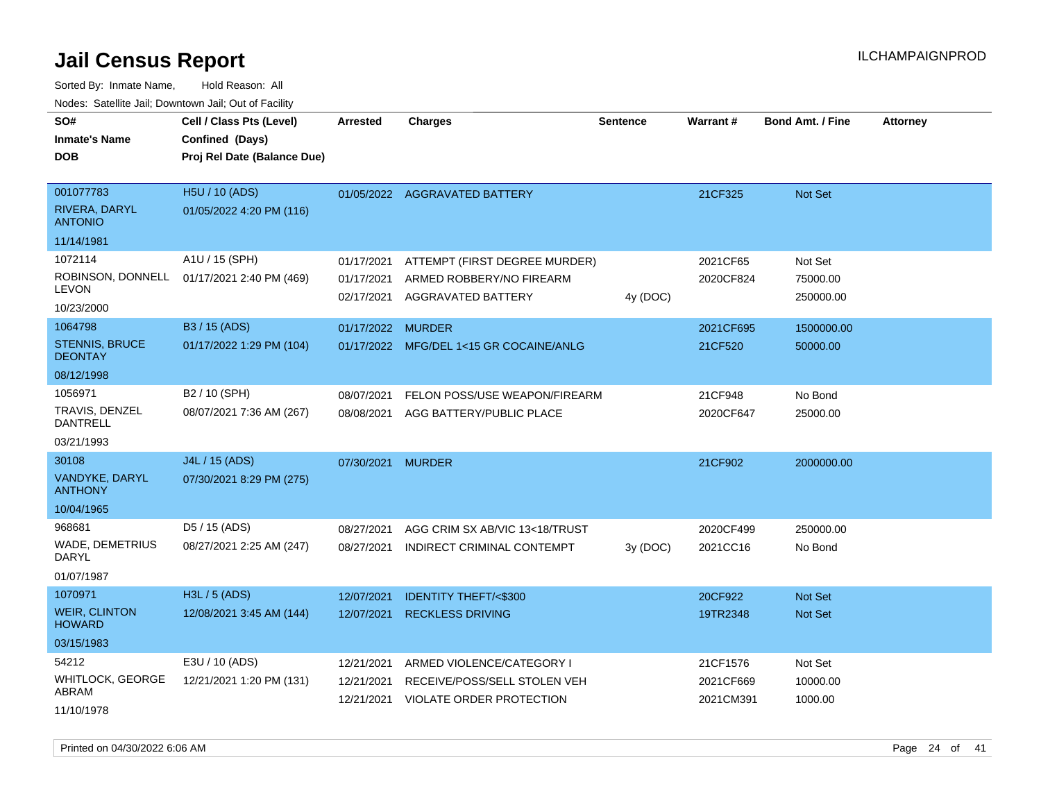# Jail Census Report

Sorted By: Inmate Name, Hold Reason: All

Nodes: Satellite Jail; Downtown Jail; Out of Facility

| SO# / Inmate's Name / DOB | Cell / Class Pts (Level) / Confined (Days) / Proj Rel Date (Balance Due) | Arrested | Charges | Sentence | Warrant # | Bond Amt. / Fine | Attorney |
|---|---|---|---|---|---|---|---|
| 001077783<br>RIVERA, DARYL ANTONIO<br>11/14/1981 | H5U / 10 (ADS)<br>01/05/2022 4:20 PM (116) | 01/05/2022 | AGGRAVATED BATTERY | | 21CF325 | Not Set | |
| 1072114<br>ROBINSON, DONNELL LEVON<br>10/23/2000 | A1U / 15 (SPH)<br>01/17/2021 2:40 PM (469) | 01/17/2021<br>01/17/2021<br>02/17/2021 | ATTEMPT (FIRST DEGREE MURDER)<br>ARMED ROBBERY/NO FIREARM<br>AGGRAVATED BATTERY | <br><br>4y (DOC) | 2021CF65<br>2020CF824 | Not Set<br>75000.00<br>250000.00 | |
| 1064798<br>STENNIS, BRUCE DEONTAY<br>08/12/1998 | B3 / 15 (ADS)<br>01/17/2022 1:29 PM (104) | 01/17/2022<br>01/17/2022 | MURDER<br>MFG/DEL 1<15 GR COCAINE/ANLG | | 2021CF695<br>21CF520 | 1500000.00<br>50000.00 | |
| 1056971<br>TRAVIS, DENZEL DANTRELL<br>03/21/1993 | B2 / 10 (SPH)<br>08/07/2021 7:36 AM (267) | 08/07/2021<br>08/08/2021 | FELON POSS/USE WEAPON/FIREARM<br>AGG BATTERY/PUBLIC PLACE | | 21CF948<br>2020CF647 | No Bond<br>25000.00 | |
| 30108<br>VANDYKE, DARYL ANTHONY<br>10/04/1965 | J4L / 15 (ADS)<br>07/30/2021 8:29 PM (275) | 07/30/2021 | MURDER | | 21CF902 | 2000000.00 | |
| 968681<br>WADE, DEMETRIUS DARYL<br>01/07/1987 | D5 / 15 (ADS)<br>08/27/2021 2:25 AM (247) | 08/27/2021<br>08/27/2021 | AGG CRIM SX AB/VIC 13<18/TRUST<br>INDIRECT CRIMINAL CONTEMPT | <br>3y (DOC) | 2020CF499<br>2021CC16 | 250000.00<br>No Bond | |
| 1070971<br>WEIR, CLINTON HOWARD<br>03/15/1983 | H3L / 5 (ADS)<br>12/08/2021 3:45 AM (144) | 12/07/2021<br>12/07/2021 | IDENTITY THEFT/<$300<br>RECKLESS DRIVING | | 20CF922<br>19TR2348 | Not Set<br>Not Set | |
| 54212<br>WHITLOCK, GEORGE ABRAM<br>11/10/1978 | E3U / 10 (ADS)<br>12/21/2021 1:20 PM (131) | 12/21/2021<br>12/21/2021<br>12/21/2021 | ARMED VIOLENCE/CATEGORY I<br>RECEIVE/POSS/SELL STOLEN VEH<br>VIOLATE ORDER PROTECTION | | 21CF1576<br>2021CF669<br>2021CM391 | Not Set<br>10000.00<br>1000.00 | |

Printed on 04/30/2022 6:06 AM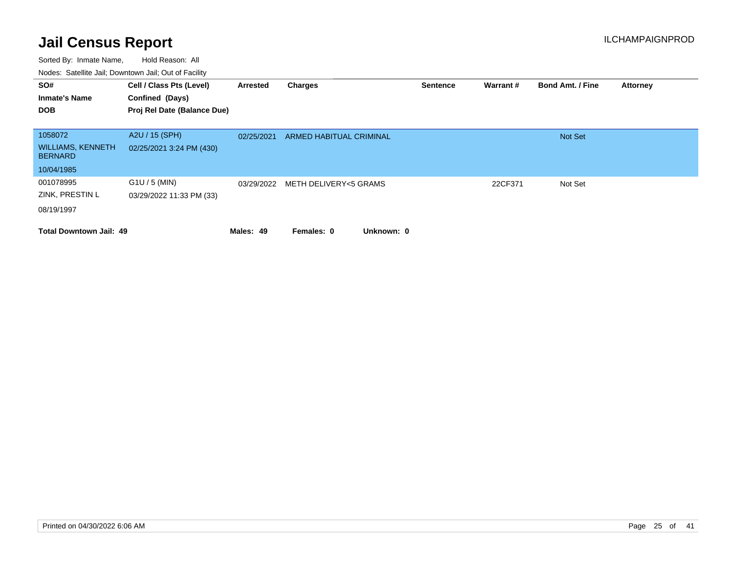# Jail Census Report

ILCHAMPAIGNPROD

Sorted By: Inmate Name, Hold Reason: All

Nodes: Satellite Jail; Downtown Jail; Out of Facility

| SO# / Inmate's Name / DOB | Cell / Class Pts (Level) / Confined (Days) / Proj Rel Date (Balance Due) | Arrested | Charges | Sentence | Warrant # | Bond Amt. / Fine | Attorney |
|---|---|---|---|---|---|---|---|
| 1058072<br>WILLIAMS, KENNETH BERNARD<br>10/04/1985 | A2U / 15 (SPH)<br>02/25/2021 3:24 PM (430) | 02/25/2021 | ARMED HABITUAL CRIMINAL | | | Not Set | |
| 001078995<br>ZINK, PRESTIN L<br>08/19/1997 | G1U / 5 (MIN)<br>03/29/2022 11:33 PM (33) | 03/29/2022 | METH DELIVERY<5 GRAMS | | 22CF371 | Not Set | |

**Total Downtown Jail: 49** **Males: 49** **Females: 0** **Unknown: 0**

Printed on 04/30/2022 6:06 AM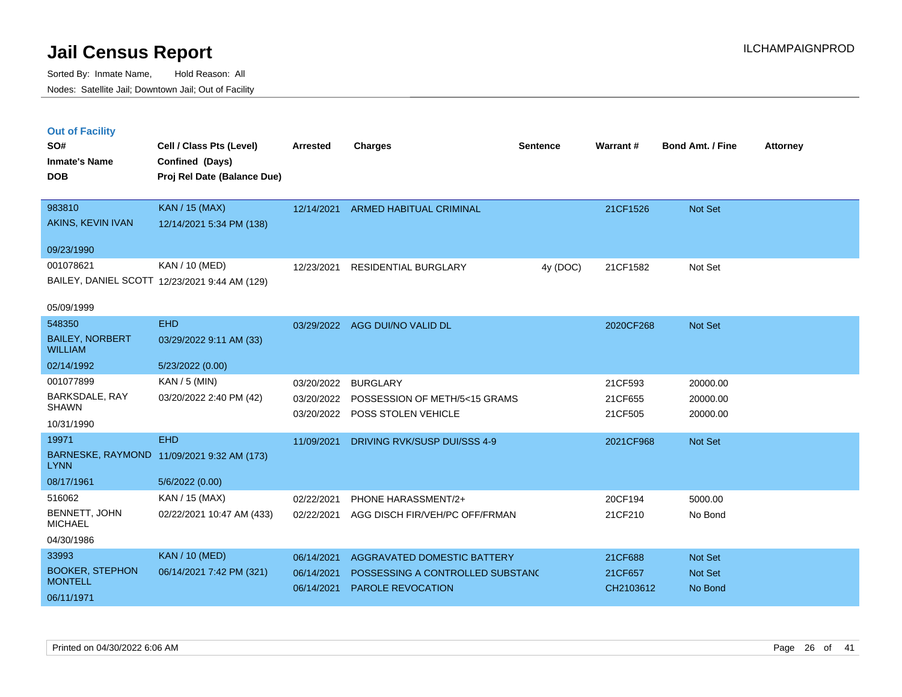# Jail Census Report

Sorted By: Inmate Name, Hold Reason: All

Nodes: Satellite Jail; Downtown Jail; Out of Facility

ILCHAMPAIGNPROD

## Out of Facility

| SO# / Inmate's Name / DOB | Cell / Class Pts (Level) / Confined (Days) / Proj Rel Date (Balance Due) | Arrested | Charges | Sentence | Warrant # | Bond Amt. / Fine | Attorney |
|---|---|---|---|---|---|---|---|
| 983810<br>AKINS, KEVIN IVAN<br>09/23/1990 | KAN / 15 (MAX)<br>12/14/2021 5:34 PM (138) | 12/14/2021 | ARMED HABITUAL CRIMINAL | | 21CF1526 | Not Set | |
| 001078621<br>BAILEY, DANIEL SCOTT<br>05/09/1999 | KAN / 10 (MED)<br>12/23/2021 9:44 AM (129) | 12/23/2021 | RESIDENTIAL BURGLARY | 4y (DOC) | 21CF1582 | Not Set | |
| 548350<br>BAILEY, NORBERT WILLIAM<br>02/14/1992 | EHD<br>03/29/2022 9:11 AM (33)<br>5/23/2022 (0.00) | 03/29/2022 | AGG DUI/NO VALID DL | | 2020CF268 | Not Set | |
| 001077899<br>BARKSDALE, RAY SHAWN<br>10/31/1990 | KAN / 5 (MIN)<br>03/20/2022 2:40 PM (42) | 03/20/2022<br>03/20/2022<br>03/20/2022 | BURGLARY<br>POSSESSION OF METH/5<15 GRAMS<br>POSS STOLEN VEHICLE | | 21CF593<br>21CF655<br>21CF505 | 20000.00<br>20000.00<br>20000.00 | |
| 19971<br>BARNESKE, RAYMOND LYNN<br>08/17/1961 | EHD<br>11/09/2021 9:32 AM (173)<br>5/6/2022 (0.00) | 11/09/2021 | DRIVING RVK/SUSP DUI/SSS 4-9 | | 2021CF968 | Not Set | |
| 516062<br>BENNETT, JOHN MICHAEL<br>04/30/1986 | KAN / 15 (MAX)<br>02/22/2021 10:47 AM (433) | 02/22/2021<br>02/22/2021 | PHONE HARASSMENT/2+<br>AGG DISCH FIR/VEH/PC OFF/FRMAN | | 20CF194<br>21CF210 | 5000.00<br>No Bond | |
| 33993<br>BOOKER, STEPHON MONTELL<br>06/11/1971 | KAN / 10 (MED)<br>06/14/2021 7:42 PM (321) | 06/14/2021<br>06/14/2021<br>06/14/2021 | AGGRAVATED DOMESTIC BATTERY<br>POSSESSING A CONTROLLED SUBSTANC<br>PAROLE REVOCATION | | 21CF688<br>21CF657<br>CH2103612 | Not Set<br>Not Set<br>No Bond | |

Printed on 04/30/2022 6:06 AM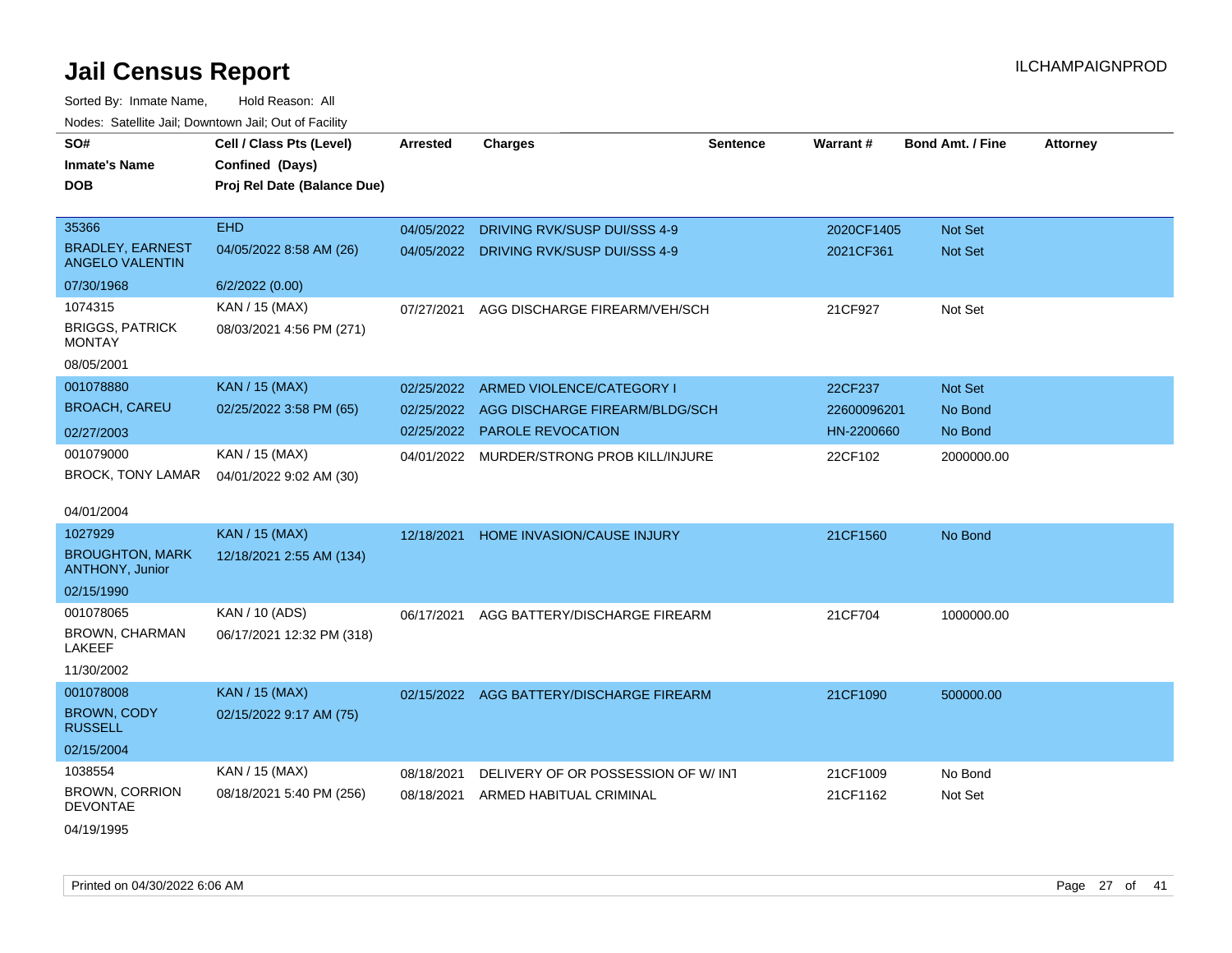# Jail Census Report

ILCHAMPAIGNPROD

Sorted By: Inmate Name, Hold Reason: All

Nodes: Satellite Jail; Downtown Jail; Out of Facility

| SO# / Inmate's Name / DOB | Cell / Class Pts (Level) / Confined (Days) / Proj Rel Date (Balance Due) | Arrested | Charges | Sentence | Warrant # | Bond Amt. / Fine | Attorney |
|---|---|---|---|---|---|---|---|
| 35366 | EHD | 04/05/2022 | DRIVING RVK/SUSP DUI/SSS 4-9 | | 2020CF1405 | Not Set | |
| BRADLEY, EARNEST ANGELO VALENTIN | 04/05/2022 8:58 AM (26) | 04/05/2022 | DRIVING RVK/SUSP DUI/SSS 4-9 | | 2021CF361 | Not Set | |
| 07/30/1968 | 6/2/2022 (0.00) | | | | | | |
| 1074315 | KAN / 15 (MAX) | 07/27/2021 | AGG DISCHARGE FIREARM/VEH/SCH | | 21CF927 | Not Set | |
| BRIGGS, PATRICK MONTAY | 08/03/2021 4:56 PM (271) | | | | | | |
| 08/05/2001 | | | | | | | |
| 001078880 | KAN / 15 (MAX) | 02/25/2022 | ARMED VIOLENCE/CATEGORY I | | 22CF237 | Not Set | |
| BROACH, CAREU | 02/25/2022 3:58 PM (65) | 02/25/2022 | AGG DISCHARGE FIREARM/BLDG/SCH | | 22600096201 | No Bond | |
| 02/27/2003 | | 02/25/2022 | PAROLE REVOCATION | | HN-2200660 | No Bond | |
| 001079000 | KAN / 15 (MAX) | 04/01/2022 | MURDER/STRONG PROB KILL/INJURE | | 22CF102 | 2000000.00 | |
| BROCK, TONY LAMAR | 04/01/2022 9:02 AM (30) | | | | | | |
| 04/01/2004 | | | | | | | |
| 1027929 | KAN / 15 (MAX) | 12/18/2021 | HOME INVASION/CAUSE INJURY | | 21CF1560 | No Bond | |
| BROUGHTON, MARK ANTHONY, Junior | 12/18/2021 2:55 AM (134) | | | | | | |
| 02/15/1990 | | | | | | | |
| 001078065 | KAN / 10 (ADS) | 06/17/2021 | AGG BATTERY/DISCHARGE FIREARM | | 21CF704 | 1000000.00 | |
| BROWN, CHARMAN LAKEEF | 06/17/2021 12:32 PM (318) | | | | | | |
| 11/30/2002 | | | | | | | |
| 001078008 | KAN / 15 (MAX) | 02/15/2022 | AGG BATTERY/DISCHARGE FIREARM | | 21CF1090 | 500000.00 | |
| BROWN, CODY RUSSELL | 02/15/2022 9:17 AM (75) | | | | | | |
| 02/15/2004 | | | | | | | |
| 1038554 | KAN / 15 (MAX) | 08/18/2021 | DELIVERY OF OR POSSESSION OF W/ INT | | 21CF1009 | No Bond | |
| BROWN, CORRION DEVONTAE | 08/18/2021 5:40 PM (256) | 08/18/2021 | ARMED HABITUAL CRIMINAL | | 21CF1162 | Not Set | |
| 04/19/1995 | | | | | | | |

Printed on 04/30/2022 6:06 AM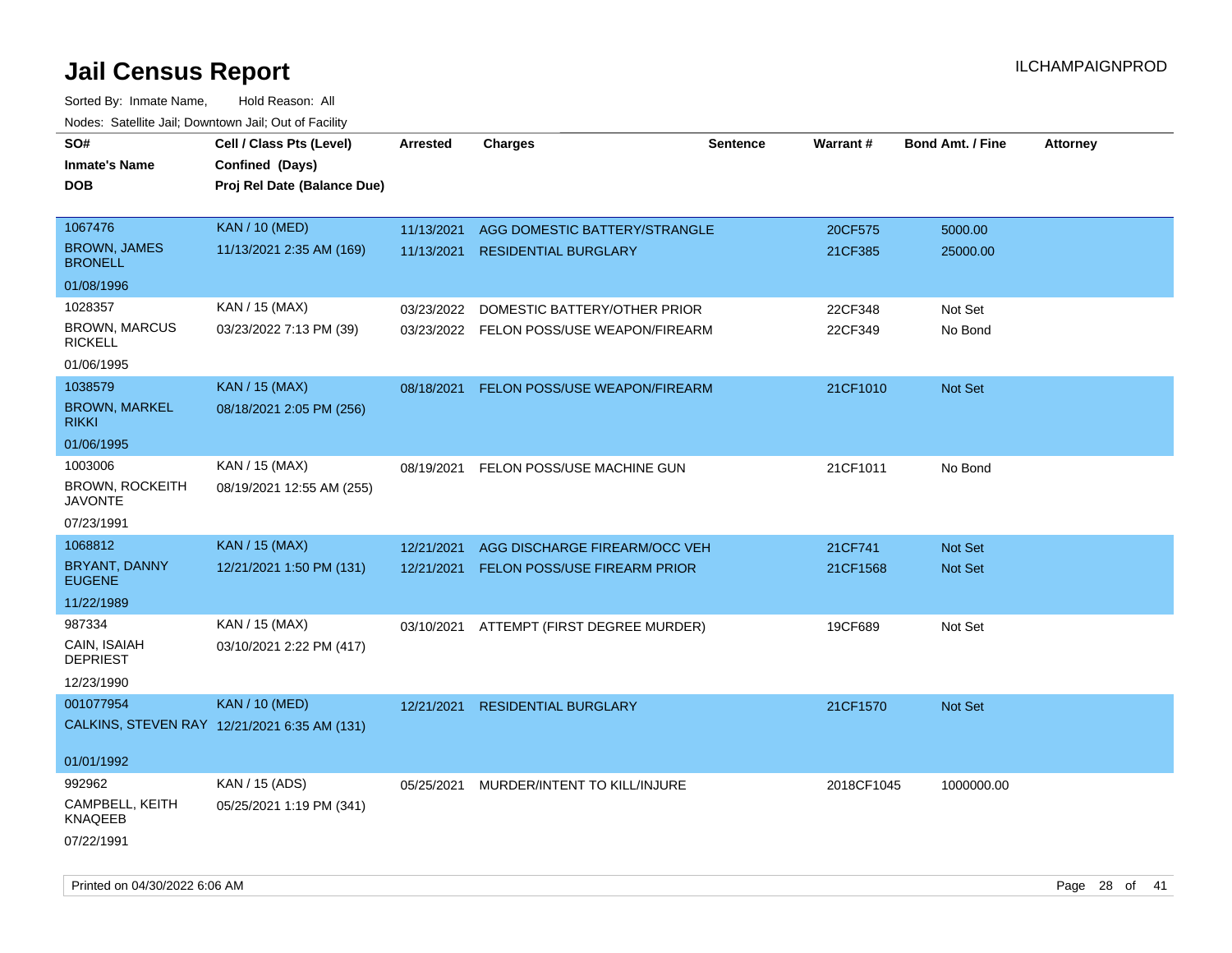# Jail Census Report

ILCHAMPAIGNPROD

Sorted By: Inmate Name, Hold Reason: All

Nodes: Satellite Jail; Downtown Jail; Out of Facility

| SO# / Inmate's Name / DOB | Cell / Class Pts (Level) / Confined (Days) / Proj Rel Date (Balance Due) | Arrested | Charges | Sentence | Warrant # | Bond Amt. / Fine | Attorney |
|---|---|---|---|---|---|---|---|
| 1067476 BROWN, JAMES BRONELL 01/08/1996 | KAN / 10 (MED) 11/13/2021 2:35 AM (169) | 11/13/2021 | AGG DOMESTIC BATTERY/STRANGLE | | 20CF575 | 5000.00 | |
| | | 11/13/2021 | RESIDENTIAL BURGLARY | | 21CF385 | 25000.00 | |
| 1028357 BROWN, MARCUS RICKELL 01/06/1995 | KAN / 15 (MAX) 03/23/2022 7:13 PM (39) | 03/23/2022 | DOMESTIC BATTERY/OTHER PRIOR | | 22CF348 | Not Set | |
| | | 03/23/2022 | FELON POSS/USE WEAPON/FIREARM | | 22CF349 | No Bond | |
| 1038579 BROWN, MARKEL RIKKI 01/06/1995 | KAN / 15 (MAX) 08/18/2021 2:05 PM (256) | 08/18/2021 | FELON POSS/USE WEAPON/FIREARM | | 21CF1010 | Not Set | |
| 1003006 BROWN, ROCKEITH JAVONTE 07/23/1991 | KAN / 15 (MAX) 08/19/2021 12:55 AM (255) | 08/19/2021 | FELON POSS/USE MACHINE GUN | | 21CF1011 | No Bond | |
| 1068812 BRYANT, DANNY EUGENE 11/22/1989 | KAN / 15 (MAX) 12/21/2021 1:50 PM (131) | 12/21/2021 | AGG DISCHARGE FIREARM/OCC VEH | | 21CF741 | Not Set | |
| | | 12/21/2021 | FELON POSS/USE FIREARM PRIOR | | 21CF1568 | Not Set | |
| 987334 CAIN, ISAIAH DEPRIEST 12/23/1990 | KAN / 15 (MAX) 03/10/2021 2:22 PM (417) | 03/10/2021 | ATTEMPT (FIRST DEGREE MURDER) | | 19CF689 | Not Set | |
| 001077954 CALKINS, STEVEN RAY 01/01/1992 | KAN / 10 (MED) 12/21/2021 6:35 AM (131) | 12/21/2021 | RESIDENTIAL BURGLARY | | 21CF1570 | Not Set | |
| 992962 CAMPBELL, KEITH KNAQEEB 07/22/1991 | KAN / 15 (ADS) 05/25/2021 1:19 PM (341) | 05/25/2021 | MURDER/INTENT TO KILL/INJURE | | 2018CF1045 | 1000000.00 | |

Printed on 04/30/2022 6:06 AM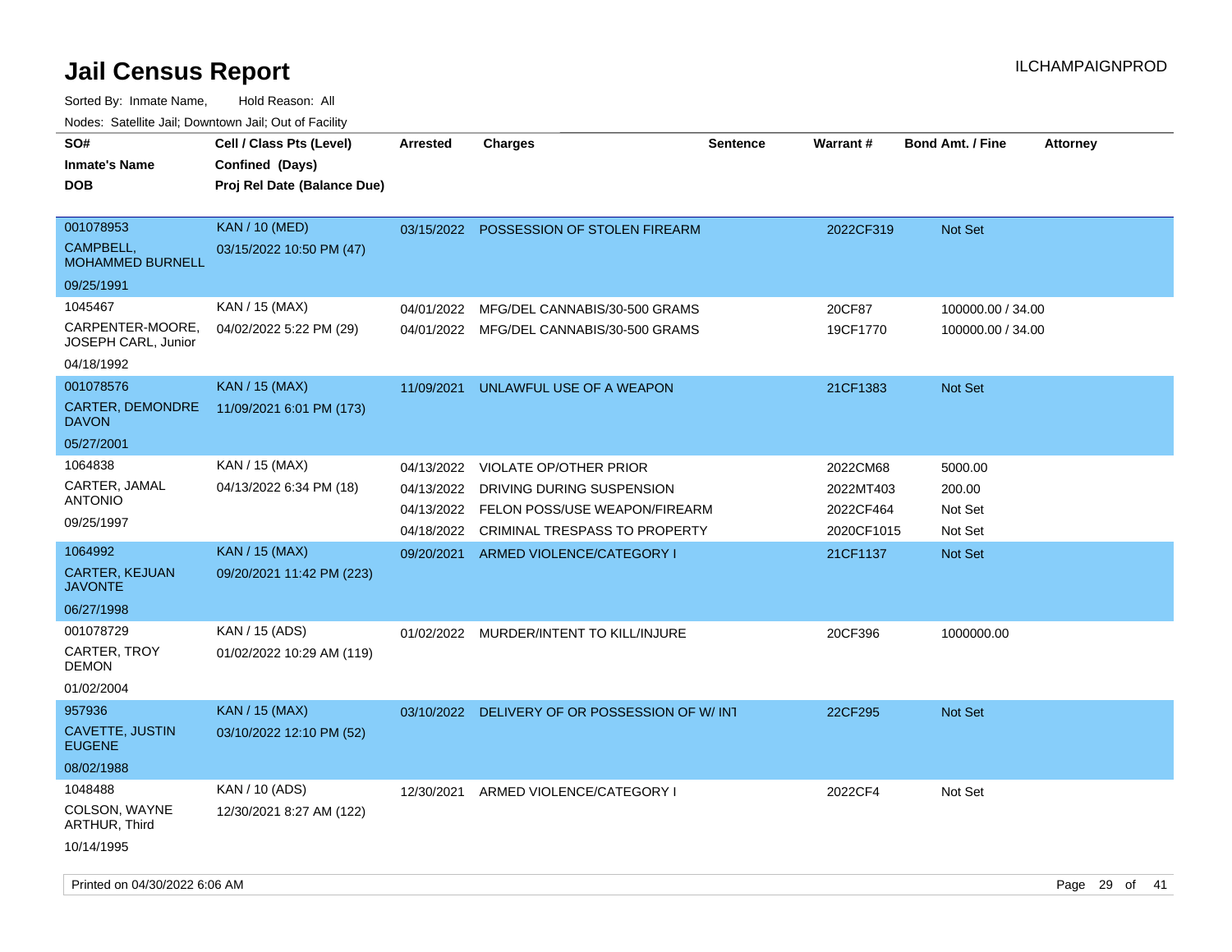# Jail Census Report

ILCHAMPAIGNPROD

Sorted By: Inmate Name, Hold Reason: All

Nodes: Satellite Jail; Downtown Jail; Out of Facility

| SO# / Inmate's Name / DOB | Cell / Class Pts (Level) / Confined (Days) / Proj Rel Date (Balance Due) | Arrested | Charges | Sentence | Warrant # | Bond Amt. / Fine | Attorney |
|---|---|---|---|---|---|---|---|
| 001078953 CAMPBELL, MOHAMMED BURNELL 09/25/1991 | KAN / 10 (MED) 03/15/2022 10:50 PM (47) | 03/15/2022 | POSSESSION OF STOLEN FIREARM | | 2022CF319 | Not Set | |
| 1045467 CARPENTER-MOORE, JOSEPH CARL, Junior 04/18/1992 | KAN / 15 (MAX) 04/02/2022 5:22 PM (29) | 04/01/2022 | MFG/DEL CANNABIS/30-500 GRAMS | | 20CF87 | 100000.00 / 34.00 | |
| | | 04/01/2022 | MFG/DEL CANNABIS/30-500 GRAMS | | 19CF1770 | 100000.00 / 34.00 | |
| 001078576 CARTER, DEMONDRE DAVON 05/27/2001 | KAN / 15 (MAX) 11/09/2021 6:01 PM (173) | 11/09/2021 | UNLAWFUL USE OF A WEAPON | | 21CF1383 | Not Set | |
| 1064838 CARTER, JAMAL ANTONIO 09/25/1997 | KAN / 15 (MAX) 04/13/2022 6:34 PM (18) | 04/13/2022 | VIOLATE OP/OTHER PRIOR | | 2022CM68 | 5000.00 | |
| | | 04/13/2022 | DRIVING DURING SUSPENSION | | 2022MT403 | 200.00 | |
| | | 04/13/2022 | FELON POSS/USE WEAPON/FIREARM | | 2022CF464 | Not Set | |
| | | 04/18/2022 | CRIMINAL TRESPASS TO PROPERTY | | 2020CF1015 | Not Set | |
| 1064992 CARTER, KEJUAN JAVONTE 06/27/1998 | KAN / 15 (MAX) 09/20/2021 11:42 PM (223) | 09/20/2021 | ARMED VIOLENCE/CATEGORY I | | 21CF1137 | Not Set | |
| 001078729 CARTER, TROY DEMON 01/02/2004 | KAN / 15 (ADS) 01/02/2022 10:29 AM (119) | 01/02/2022 | MURDER/INTENT TO KILL/INJURE | | 20CF396 | 1000000.00 | |
| 957936 CAVETTE, JUSTIN EUGENE 08/02/1988 | KAN / 15 (MAX) 03/10/2022 12:10 PM (52) | 03/10/2022 | DELIVERY OF OR POSSESSION OF W/ INT | | 22CF295 | Not Set | |
| 1048488 COLSON, WAYNE ARTHUR, Third 10/14/1995 | KAN / 10 (ADS) 12/30/2021 8:27 AM (122) | 12/30/2021 | ARMED VIOLENCE/CATEGORY I | | 2022CF4 | Not Set | |

Printed on 04/30/2022 6:06 AM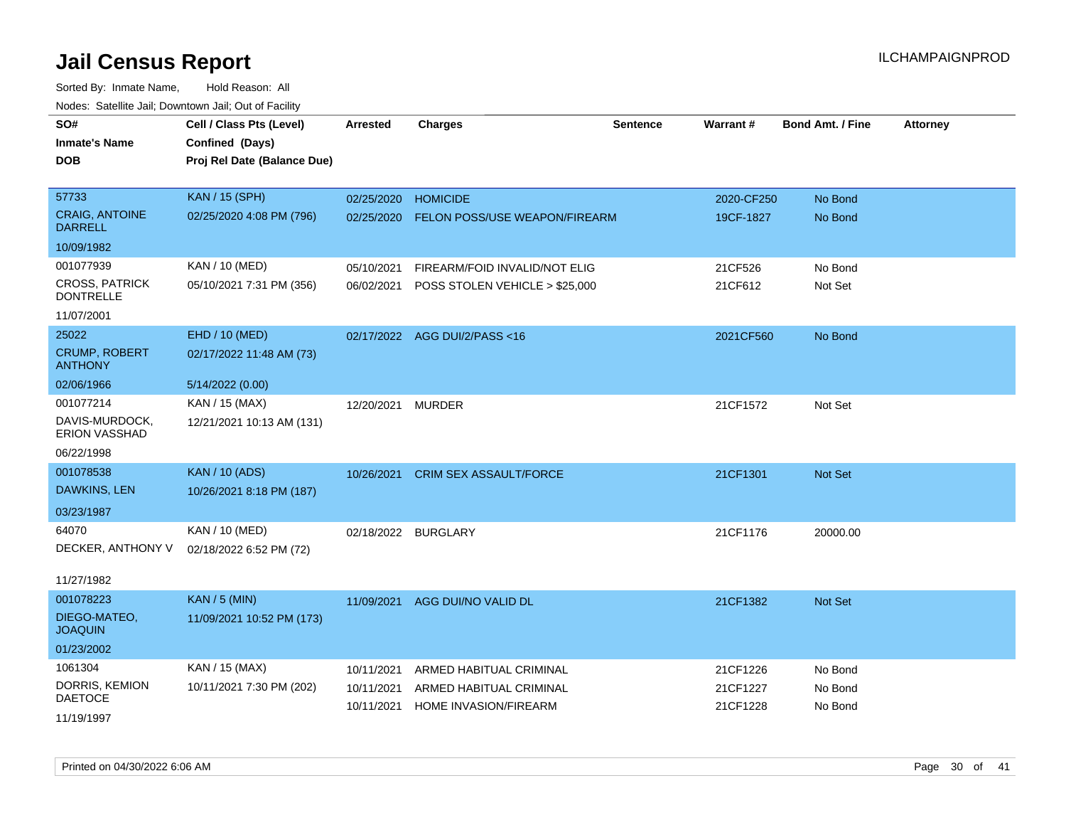# Jail Census Report

ILCHAMPAIGNPROD

Sorted By: Inmate Name, Hold Reason: All

Nodes: Satellite Jail; Downtown Jail; Out of Facility

| SO# / Inmate's Name / DOB | Cell / Class Pts (Level) / Confined (Days) / Proj Rel Date (Balance Due) | Arrested | Charges | Sentence | Warrant # | Bond Amt. / Fine | Attorney |
|---|---|---|---|---|---|---|---|
| 57733<br>CRAIG, ANTOINE DARRELL<br>10/09/1982 | KAN / 15 (SPH)<br>02/25/2020 4:08 PM (796) | 02/25/2020<br>02/25/2020 | HOMICIDE<br>FELON POSS/USE WEAPON/FIREARM | | 2020-CF250<br>19CF-1827 | No Bond<br>No Bond | |
| 001077939<br>CROSS, PATRICK DONTRELLE<br>11/07/2001 | KAN / 10 (MED)<br>05/10/2021 7:31 PM (356) | 05/10/2021<br>06/02/2021 | FIREARM/FOID INVALID/NOT ELIG<br>POSS STOLEN VEHICLE > $25,000 | | 21CF526<br>21CF612 | No Bond<br>Not Set | |
| 25022<br>CRUMP, ROBERT ANTHONY<br>02/06/1966 | EHD / 10 (MED)<br>02/17/2022 11:48 AM (73)<br>5/14/2022 (0.00) | 02/17/2022 | AGG DUI/2/PASS <16 | | 2021CF560 | No Bond | |
| 001077214<br>DAVIS-MURDOCK, ERION VASSHAD<br>06/22/1998 | KAN / 15 (MAX)<br>12/21/2021 10:13 AM (131) | 12/20/2021 | MURDER | | 21CF1572 | Not Set | |
| 001078538<br>DAWKINS, LEN<br>03/23/1987 | KAN / 10 (ADS)<br>10/26/2021 8:18 PM (187) | 10/26/2021 | CRIM SEX ASSAULT/FORCE | | 21CF1301 | Not Set | |
| 64070<br>DECKER, ANTHONY V<br>11/27/1982 | KAN / 10 (MED)<br>02/18/2022 6:52 PM (72) | 02/18/2022 | BURGLARY | | 21CF1176 | 20000.00 | |
| 001078223<br>DIEGO-MATEO, JOAQUIN<br>01/23/2002 | KAN / 5 (MIN)<br>11/09/2021 10:52 PM (173) | 11/09/2021 | AGG DUI/NO VALID DL | | 21CF1382 | Not Set | |
| 1061304<br>DORRIS, KEMION DAETOCE<br>11/19/1997 | KAN / 15 (MAX)<br>10/11/2021 7:30 PM (202) | 10/11/2021<br>10/11/2021<br>10/11/2021 | ARMED HABITUAL CRIMINAL<br>ARMED HABITUAL CRIMINAL<br>HOME INVASION/FIREARM | | 21CF1226<br>21CF1227<br>21CF1228 | No Bond<br>No Bond<br>No Bond | |

Printed on 04/30/2022 6:06 AM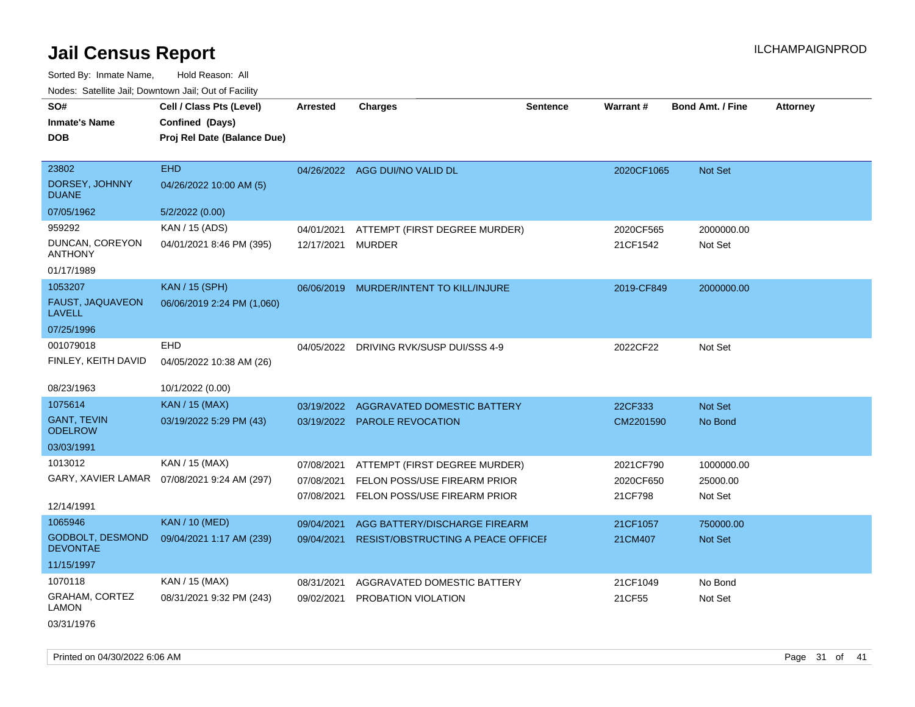# Jail Census Report

ILCHAMPAIGNPROD

Sorted By: Inmate Name, Hold Reason: All

Nodes: Satellite Jail; Downtown Jail; Out of Facility

| SO# / Inmate's Name / DOB | Cell / Class Pts (Level) / Confined (Days) / Proj Rel Date (Balance Due) | Arrested | Charges | Sentence | Warrant # | Bond Amt. / Fine | Attorney |
|---|---|---|---|---|---|---|---|
| 23802<br>DORSEY, JOHNNY DUANE<br>07/05/1962 | EHD<br>04/26/2022 10:00 AM (5)<br>5/2/2022 (0.00) | 04/26/2022 | AGG DUI/NO VALID DL | | 2020CF1065 | Not Set | |
| 959292<br>DUNCAN, COREYON ANTHONY<br>01/17/1989 | KAN / 15 (ADS)<br>04/01/2021 8:46 PM (395) | 04/01/2021 | ATTEMPT (FIRST DEGREE MURDER) | | 2020CF565 | 2000000.00 | |
| | | 12/17/2021 | MURDER | | 21CF1542 | Not Set | |
| 1053207<br>FAUST, JAQUAVEON LAVELL<br>07/25/1996 | KAN / 15 (SPH)<br>06/06/2019 2:24 PM (1,060) | 06/06/2019 | MURDER/INTENT TO KILL/INJURE | | 2019-CF849 | 2000000.00 | |
| 001079018<br>FINLEY, KEITH DAVID<br>08/23/1963 | EHD<br>04/05/2022 10:38 AM (26)<br>10/1/2022 (0.00) | 04/05/2022 | DRIVING RVK/SUSP DUI/SSS 4-9 | | 2022CF22 | Not Set | |
| 1075614<br>GANT, TEVIN ODELROW<br>03/03/1991 | KAN / 15 (MAX)<br>03/19/2022 5:29 PM (43) | 03/19/2022 | AGGRAVATED DOMESTIC BATTERY | | 22CF333 | Not Set | |
| | | 03/19/2022 | PAROLE REVOCATION | | CM2201590 | No Bond | |
| 1013012<br>GARY, XAVIER LAMAR<br>12/14/1991 | KAN / 15 (MAX)<br>07/08/2021 9:24 AM (297) | 07/08/2021 | ATTEMPT (FIRST DEGREE MURDER) | | 2021CF790 | 1000000.00 | |
| | | 07/08/2021 | FELON POSS/USE FIREARM PRIOR | | 2020CF650 | 25000.00 | |
| | | 07/08/2021 | FELON POSS/USE FIREARM PRIOR | | 21CF798 | Not Set | |
| 1065946<br>GODBOLT, DESMOND DEVONTAE<br>11/15/1997 | KAN / 10 (MED)<br>09/04/2021 1:17 AM (239) | 09/04/2021 | AGG BATTERY/DISCHARGE FIREARM | | 21CF1057 | 750000.00 | |
| | | 09/04/2021 | RESIST/OBSTRUCTING A PEACE OFFICEI | | 21CM407 | Not Set | |
| 1070118<br>GRAHAM, CORTEZ LAMON<br>03/31/1976 | KAN / 15 (MAX)<br>08/31/2021 9:32 PM (243) | 08/31/2021 | AGGRAVATED DOMESTIC BATTERY | | 21CF1049 | No Bond | |
| | | 09/02/2021 | PROBATION VIOLATION | | 21CF55 | Not Set | |

Printed on 04/30/2022 6:06 AM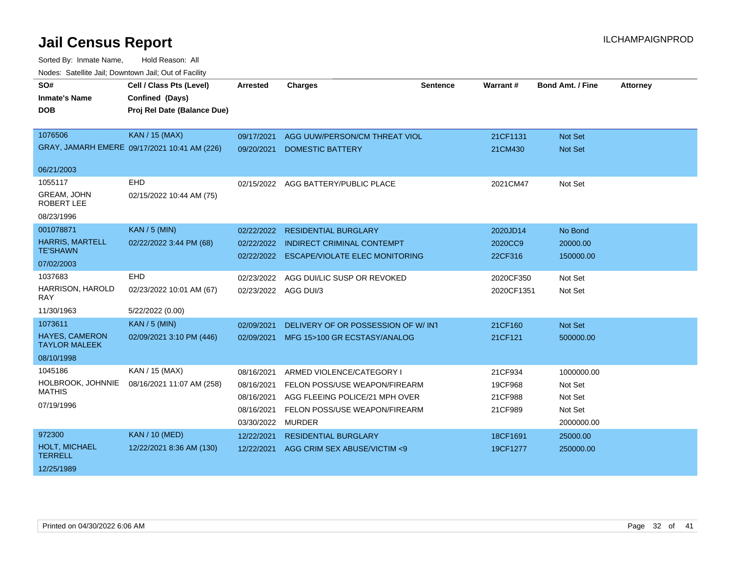# Jail Census Report

Sorted By: Inmate Name, Hold Reason: All

Nodes: Satellite Jail; Downtown Jail; Out of Facility

| SO# / Inmate's Name / DOB | Cell / Class Pts (Level) / Confined (Days) / Proj Rel Date (Balance Due) | Arrested | Charges | Sentence | Warrant # | Bond Amt. / Fine | Attorney |
|---|---|---|---|---|---|---|---|
| 1076506 | KAN / 15 (MAX) | 09/17/2021 | AGG UUW/PERSON/CM THREAT VIOL | | 21CF1131 | Not Set | |
| GRAY, JAMARH EMERE | 09/17/2021 10:41 AM (226) | 09/20/2021 | DOMESTIC BATTERY | | 21CM430 | Not Set | |
| 06/21/2003 | | | | | | | |
| 1055117 | EHD | 02/15/2022 | AGG BATTERY/PUBLIC PLACE | | 2021CM47 | Not Set | |
| GREAM, JOHN ROBERT LEE | 02/15/2022 10:44 AM (75) | | | | | | |
| 08/23/1996 | | | | | | | |
| 001078871 | KAN / 5 (MIN) | 02/22/2022 | RESIDENTIAL BURGLARY | | 2020JD14 | No Bond | |
| HARRIS, MARTELL TE'SHAWN | 02/22/2022 3:44 PM (68) | 02/22/2022 | INDIRECT CRIMINAL CONTEMPT | | 2020CC9 | 20000.00 | |
| 07/02/2003 | | 02/22/2022 | ESCAPE/VIOLATE ELEC MONITORING | | 22CF316 | 150000.00 | |
| 1037683 | EHD | 02/23/2022 | AGG DUI/LIC SUSP OR REVOKED | | 2020CF350 | Not Set | |
| HARRISON, HAROLD RAY | 02/23/2022 10:01 AM (67) | 02/23/2022 | AGG DUI/3 | | 2020CF1351 | Not Set | |
| 11/30/1963 | 5/22/2022 (0.00) | | | | | | |
| 1073611 | KAN / 5 (MIN) | 02/09/2021 | DELIVERY OF OR POSSESSION OF W/ INT | | 21CF160 | Not Set | |
| HAYES, CAMERON TAYLOR MALEEK | 02/09/2021 3:10 PM (446) | 02/09/2021 | MFG 15>100 GR ECSTASY/ANALOG | | 21CF121 | 500000.00 | |
| 08/10/1998 | | | | | | | |
| 1045186 | KAN / 15 (MAX) | 08/16/2021 | ARMED VIOLENCE/CATEGORY I | | 21CF934 | 1000000.00 | |
| HOLBROOK, JOHNNIE MATHIS | 08/16/2021 11:07 AM (258) | 08/16/2021 | FELON POSS/USE WEAPON/FIREARM | | 19CF968 | Not Set | |
| 07/19/1996 | | 08/16/2021 | AGG FLEEING POLICE/21 MPH OVER | | 21CF988 | Not Set | |
| | | 08/16/2021 | FELON POSS/USE WEAPON/FIREARM | | 21CF989 | Not Set | |
| | | 03/30/2022 | MURDER | | | 2000000.00 | |
| 972300 | KAN / 10 (MED) | 12/22/2021 | RESIDENTIAL BURGLARY | | 18CF1691 | 25000.00 | |
| HOLT, MICHAEL TERRELL | 12/22/2021 8:36 AM (130) | 12/22/2021 | AGG CRIM SEX ABUSE/VICTIM <9 | | 19CF1277 | 250000.00 | |
| 12/25/1989 | | | | | | | |

Printed on 04/30/2022 6:06 AM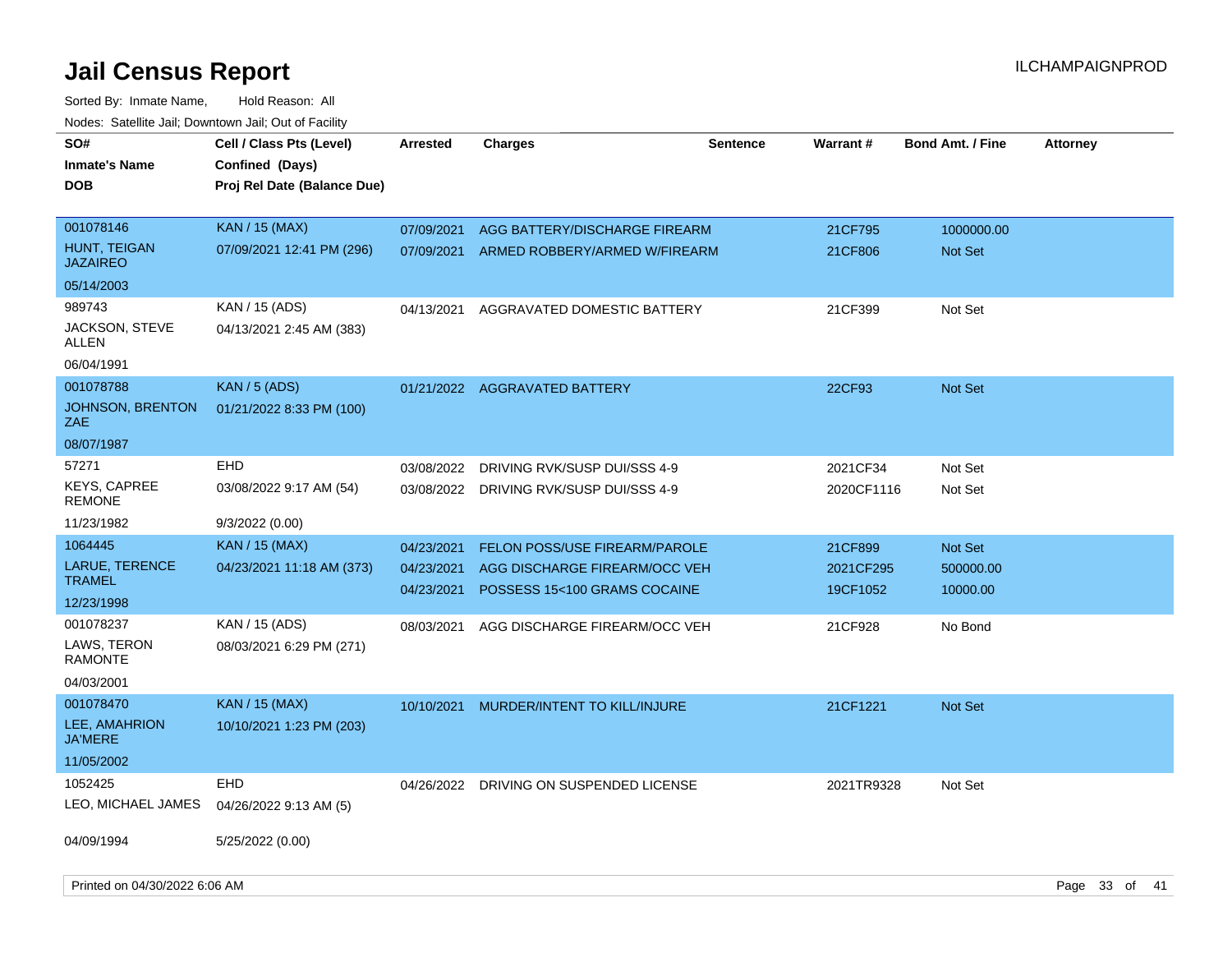# Jail Census Report

Sorted By: Inmate Name, Hold Reason: All

Nodes: Satellite Jail; Downtown Jail; Out of Facility

| SO# / Inmate's Name / DOB | Cell / Class Pts (Level) / Confined (Days) / Proj Rel Date (Balance Due) | Arrested | Charges | Sentence | Warrant # | Bond Amt. / Fine | Attorney |
|---|---|---|---|---|---|---|---|
| 001078146<br>HUNT, TEIGAN JAZAIREO<br>05/14/2003 | KAN / 15 (MAX)<br>07/09/2021 12:41 PM (296) | 07/09/2021<br>07/09/2021 | AGG BATTERY/DISCHARGE FIREARM<br>ARMED ROBBERY/ARMED W/FIREARM | | 21CF795<br>21CF806 | 1000000.00<br>Not Set | |
| 989743<br>JACKSON, STEVE ALLEN<br>06/04/1991 | KAN / 15 (ADS)<br>04/13/2021 2:45 AM (383) | 04/13/2021 | AGGRAVATED DOMESTIC BATTERY | | 21CF399 | Not Set | |
| 001078788<br>JOHNSON, BRENTON ZAE<br>08/07/1987 | KAN / 5 (ADS)<br>01/21/2022 8:33 PM (100) | 01/21/2022 | AGGRAVATED BATTERY | | 22CF93 | Not Set | |
| 57271<br>KEYS, CAPREE REMONE<br>11/23/1982 | EHD<br>03/08/2022 9:17 AM (54)<br>9/3/2022 (0.00) | 03/08/2022<br>03/08/2022 | DRIVING RVK/SUSP DUI/SSS 4-9<br>DRIVING RVK/SUSP DUI/SSS 4-9 | | 2021CF34<br>2020CF1116 | Not Set<br>Not Set | |
| 1064445<br>LARUE, TERENCE TRAMEL<br>12/23/1998 | KAN / 15 (MAX)<br>04/23/2021 11:18 AM (373) | 04/23/2021<br>04/23/2021<br>04/23/2021 | FELON POSS/USE FIREARM/PAROLE<br>AGG DISCHARGE FIREARM/OCC VEH<br>POSSESS 15<100 GRAMS COCAINE | | 21CF899<br>2021CF295<br>19CF1052 | Not Set<br>500000.00<br>10000.00 | |
| 001078237<br>LAWS, TERON RAMONTE<br>04/03/2001 | KAN / 15 (ADS)<br>08/03/2021 6:29 PM (271) | 08/03/2021 | AGG DISCHARGE FIREARM/OCC VEH | | 21CF928 | No Bond | |
| 001078470<br>LEE, AMAHRION JA'MERE<br>11/05/2002 | KAN / 15 (MAX)<br>10/10/2021 1:23 PM (203) | 10/10/2021 | MURDER/INTENT TO KILL/INJURE | | 21CF1221 | Not Set | |
| 1052425<br>LEO, MICHAEL JAMES<br>04/09/1994 | EHD<br>04/26/2022 9:13 AM (5)<br>5/25/2022 (0.00) | 04/26/2022 | DRIVING ON SUSPENDED LICENSE | | 2021TR9328 | Not Set | |

Printed on 04/30/2022 6:06 AM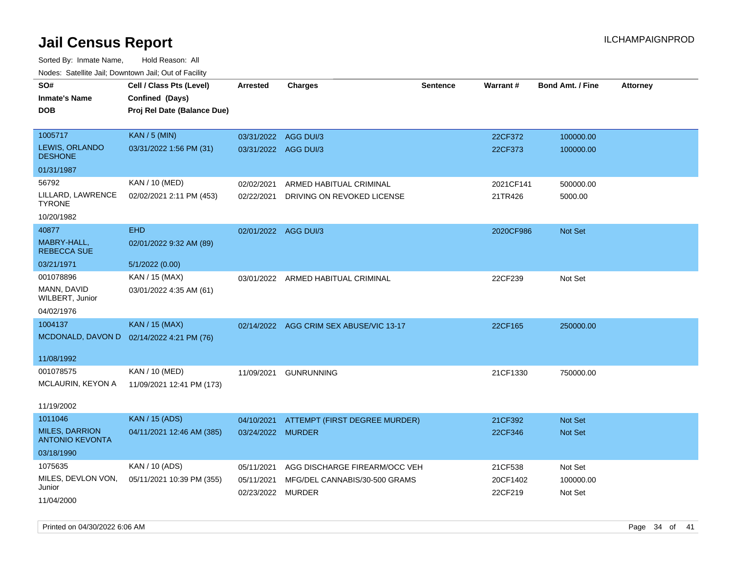# Jail Census Report

ILCHAMPAIGNPROD

Sorted By: Inmate Name, Hold Reason: All

Nodes: Satellite Jail; Downtown Jail; Out of Facility

| SO# / Inmate's Name / DOB | Cell / Class Pts (Level) / Confined (Days) / Proj Rel Date (Balance Due) | Arrested | Charges | Sentence | Warrant # | Bond Amt. / Fine | Attorney |
|---|---|---|---|---|---|---|---|
| 1005717<br>LEWIS, ORLANDO DESHONE<br>01/31/1987 | KAN / 5 (MIN)<br>03/31/2022 1:56 PM (31) | 03/31/2022<br>03/31/2022 | AGG DUI/3<br>AGG DUI/3 | | 22CF372<br>22CF373 | 100000.00<br>100000.00 | |
| 56792<br>LILLARD, LAWRENCE TYRONE<br>10/20/1982 | KAN / 10 (MED)<br>02/02/2021 2:11 PM (453) | 02/02/2021<br>02/22/2021 | ARMED HABITUAL CRIMINAL<br>DRIVING ON REVOKED LICENSE | | 2021CF141<br>21TR426 | 500000.00<br>5000.00 | |
| 40877<br>MABRY-HALL, REBECCA SUE<br>03/21/1971 | EHD<br>02/01/2022 9:32 AM (89)<br>5/1/2022 (0.00) | 02/01/2022 | AGG DUI/3 | | 2020CF986 | Not Set | |
| 001078896<br>MANN, DAVID WILBERT, Junior<br>04/02/1976 | KAN / 15 (MAX)<br>03/01/2022 4:35 AM (61) | 03/01/2022 | ARMED HABITUAL CRIMINAL | | 22CF239 | Not Set | |
| 1004137<br>MCDONALD, DAVON D<br>11/08/1992 | KAN / 15 (MAX)<br>02/14/2022 4:21 PM (76) | 02/14/2022 | AGG CRIM SEX ABUSE/VIC 13-17 | | 22CF165 | 250000.00 | |
| 001078575<br>MCLAURIN, KEYON A<br>11/19/2002 | KAN / 10 (MED)<br>11/09/2021 12:41 PM (173) | 11/09/2021 | GUNRUNNING | | 21CF1330 | 750000.00 | |
| 1011046<br>MILES, DARRION ANTONIO KEVONTA<br>03/18/1990 | KAN / 15 (ADS)<br>04/11/2021 12:46 AM (385) | 04/10/2021<br>03/24/2022 | ATTEMPT (FIRST DEGREE MURDER)<br>MURDER | | 21CF392<br>22CF346 | Not Set<br>Not Set | |
| 1075635<br>MILES, DEVLON VON, Junior<br>11/04/2000 | KAN / 10 (ADS)<br>05/11/2021 10:39 PM (355) | 05/11/2021<br>05/11/2021<br>02/23/2022 | AGG DISCHARGE FIREARM/OCC VEH<br>MFG/DEL CANNABIS/30-500 GRAMS<br>MURDER | | 21CF538<br>20CF1402<br>22CF219 | Not Set<br>100000.00<br>Not Set | |

Printed on 04/30/2022 6:06 AM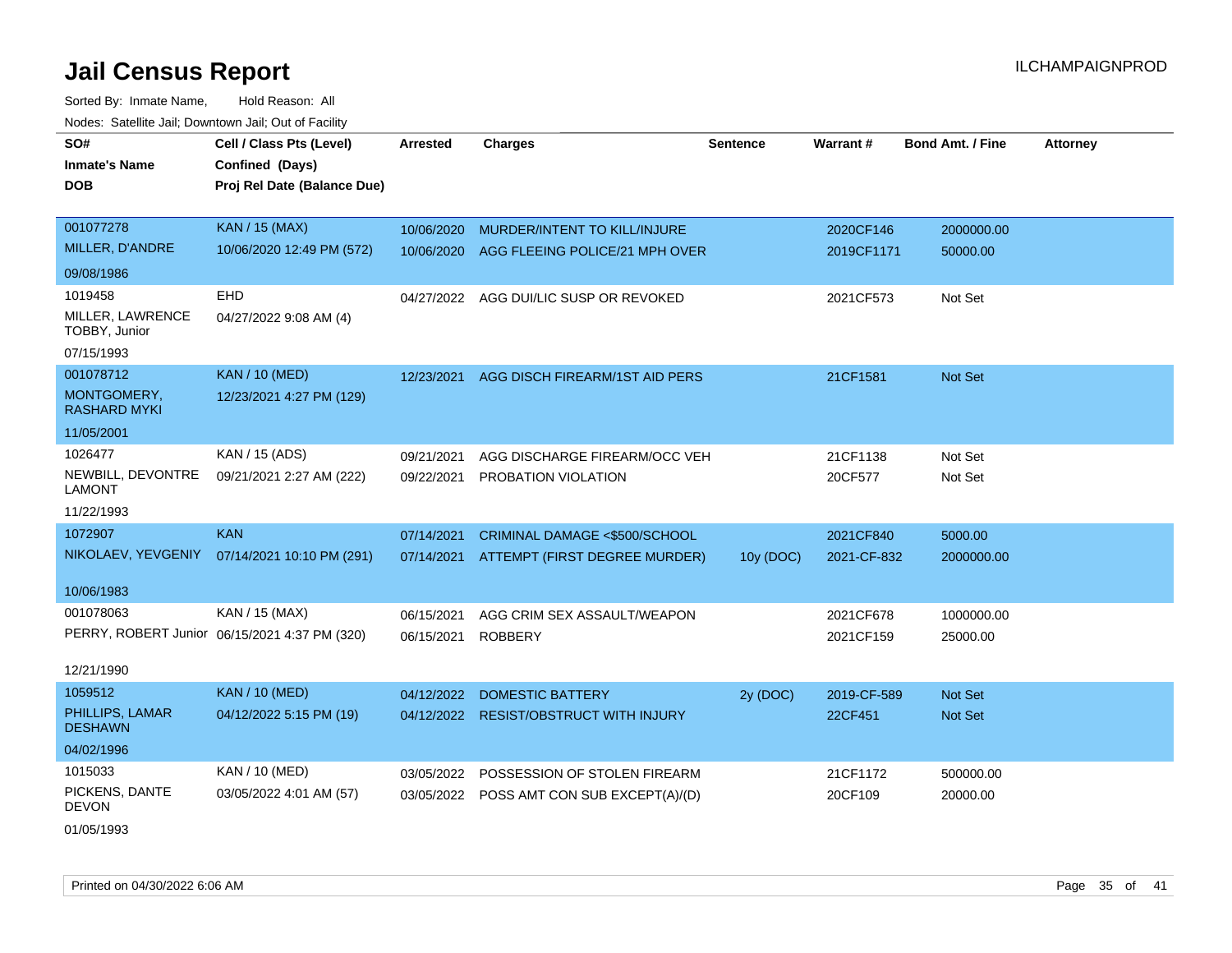# Jail Census Report

ILCHAMPAIGNPROD

Sorted By: Inmate Name, Hold Reason: All

Nodes: Satellite Jail; Downtown Jail; Out of Facility

| SO# / Inmate's Name / DOB | Cell / Class Pts (Level) / Confined (Days) / Proj Rel Date (Balance Due) | Arrested | Charges | Sentence | Warrant # | Bond Amt. / Fine | Attorney |
|---|---|---|---|---|---|---|---|
| 001077278<br>MILLER, D'ANDRE<br>09/08/1986 | KAN / 15 (MAX)<br>10/06/2020 12:49 PM (572) | 10/06/2020<br>10/06/2020 | MURDER/INTENT TO KILL/INJURE<br>AGG FLEEING POLICE/21 MPH OVER | | 2020CF146<br>2019CF1171 | 2000000.00<br>50000.00 | |
| 1019458<br>MILLER, LAWRENCE TOBBY, Junior<br>07/15/1993 | EHD<br>04/27/2022 9:08 AM (4) | 04/27/2022 | AGG DUI/LIC SUSP OR REVOKED | | 2021CF573 | Not Set | |
| 001078712<br>MONTGOMERY, RASHARD MYKI<br>11/05/2001 | KAN / 10 (MED)<br>12/23/2021 4:27 PM (129) | 12/23/2021 | AGG DISCH FIREARM/1ST AID PERS | | 21CF1581 | Not Set | |
| 1026477<br>NEWBILL, DEVONTRE LAMONT<br>11/22/1993 | KAN / 15 (ADS)<br>09/21/2021 2:27 AM (222) | 09/21/2021<br>09/22/2021 | AGG DISCHARGE FIREARM/OCC VEH<br>PROBATION VIOLATION | | 21CF1138<br>20CF577 | Not Set<br>Not Set | |
| 1072907<br>NIKOLAEV, YEVGENIY<br>10/06/1983 | KAN<br>07/14/2021 10:10 PM (291) | 07/14/2021<br>07/14/2021 | CRIMINAL DAMAGE <$500/SCHOOL<br>ATTEMPT (FIRST DEGREE MURDER) | <br>10y (DOC) | 2021CF840<br>2021-CF-832 | 5000.00<br>2000000.00 | |
| 001078063<br>PERRY, ROBERT Junior<br>12/21/1990 | KAN / 15 (MAX)<br>06/15/2021 4:37 PM (320) | 06/15/2021<br>06/15/2021 | AGG CRIM SEX ASSAULT/WEAPON<br>ROBBERY | | 2021CF678<br>2021CF159 | 1000000.00<br>25000.00 | |
| 1059512<br>PHILLIPS, LAMAR DESHAWN<br>04/02/1996 | KAN / 10 (MED)<br>04/12/2022 5:15 PM (19) | 04/12/2022<br>04/12/2022 | DOMESTIC BATTERY<br>RESIST/OBSTRUCT WITH INJURY | 2y (DOC) | 2019-CF-589<br>22CF451 | Not Set<br>Not Set | |
| 1015033<br>PICKENS, DANTE DEVON<br>01/05/1993 | KAN / 10 (MED)<br>03/05/2022 4:01 AM (57) | 03/05/2022<br>03/05/2022 | POSSESSION OF STOLEN FIREARM<br>POSS AMT CON SUB EXCEPT(A)/(D) | | 21CF1172<br>20CF109 | 500000.00<br>20000.00 | |

Printed on 04/30/2022 6:06 AM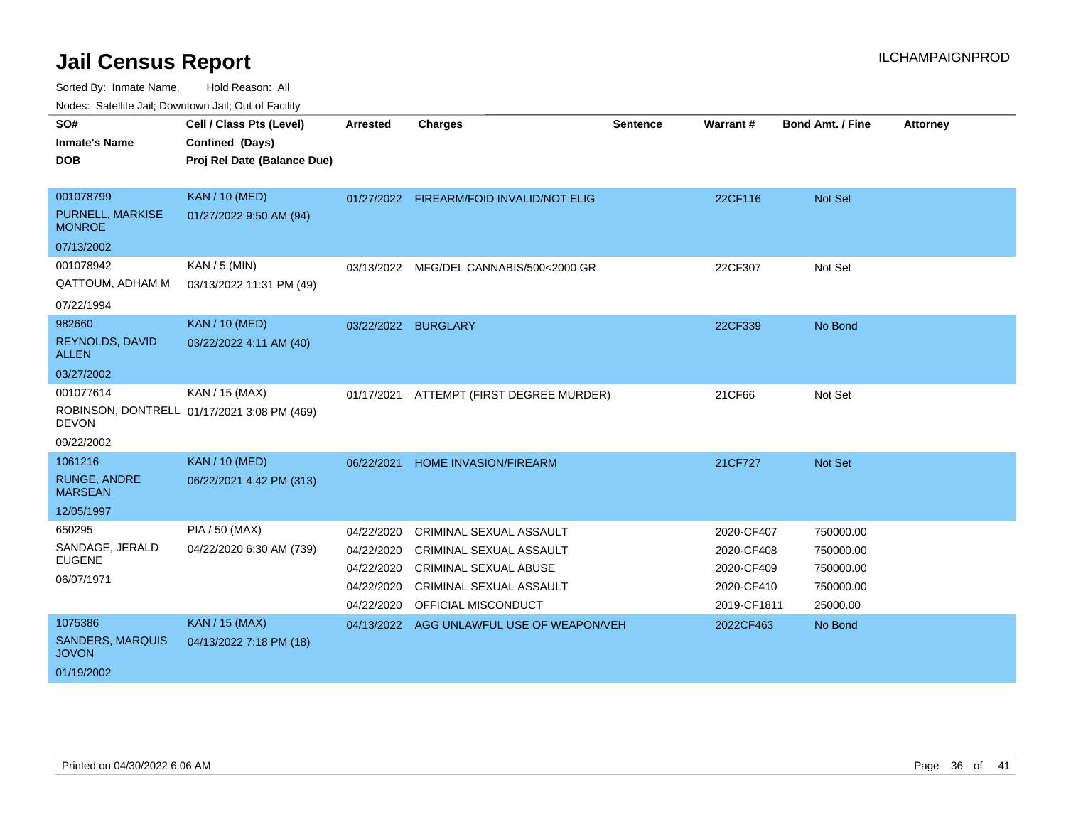# Jail Census Report

ILCHAMPAIGNPROD

Sorted By: Inmate Name, Hold Reason: All

Nodes: Satellite Jail; Downtown Jail; Out of Facility

| SO#<br>Inmate's Name<br>DOB | Cell / Class Pts (Level)<br>Confined (Days)<br>Proj Rel Date (Balance Due) | Arrested | Charges | Sentence | Warrant # | Bond Amt. / Fine | Attorney |
|---|---|---|---|---|---|---|---|
| 001078799<br>PURNELL, MARKISE MONROE<br>07/13/2002 | KAN / 10 (MED)<br>01/27/2022 9:50 AM (94) | 01/27/2022 | FIREARM/FOID INVALID/NOT ELIG | | 22CF116 | Not Set | |
| 001078942<br>QATTOUM, ADHAM M<br>07/22/1994 | KAN / 5 (MIN)<br>03/13/2022 11:31 PM (49) | 03/13/2022 | MFG/DEL CANNABIS/500<2000 GR | | 22CF307 | Not Set | |
| 982660<br>REYNOLDS, DAVID ALLEN<br>03/27/2002 | KAN / 10 (MED)<br>03/22/2022 4:11 AM (40) | 03/22/2022 | BURGLARY | | 22CF339 | No Bond | |
| 001077614<br>ROBINSON, DONTRELL DEVON<br>09/22/2002 | KAN / 15 (MAX)<br>01/17/2021 3:08 PM (469) | 01/17/2021 | ATTEMPT (FIRST DEGREE MURDER) | | 21CF66 | Not Set | |
| 1061216<br>RUNGE, ANDRE MARSEAN<br>12/05/1997 | KAN / 10 (MED)<br>06/22/2021 4:42 PM (313) | 06/22/2021 | HOME INVASION/FIREARM | | 21CF727 | Not Set | |
| 650295<br>SANDAGE, JERALD EUGENE<br>06/07/1971 | PIA / 50 (MAX)<br>04/22/2020 6:30 AM (739) | 04/22/2020 | CRIMINAL SEXUAL ASSAULT | | 2020-CF407 | 750000.00 | |
| | | 04/22/2020 | CRIMINAL SEXUAL ASSAULT | | 2020-CF408 | 750000.00 | |
| | | 04/22/2020 | CRIMINAL SEXUAL ABUSE | | 2020-CF409 | 750000.00 | |
| | | 04/22/2020 | CRIMINAL SEXUAL ASSAULT | | 2020-CF410 | 750000.00 | |
| | | 04/22/2020 | OFFICIAL MISCONDUCT | | 2019-CF1811 | 25000.00 | |
| 1075386<br>SANDERS, MARQUIS JOVON<br>01/19/2002 | KAN / 15 (MAX)<br>04/13/2022 7:18 PM (18) | 04/13/2022 | AGG UNLAWFUL USE OF WEAPON/VEH | | 2022CF463 | No Bond | |

Printed on 04/30/2022 6:06 AM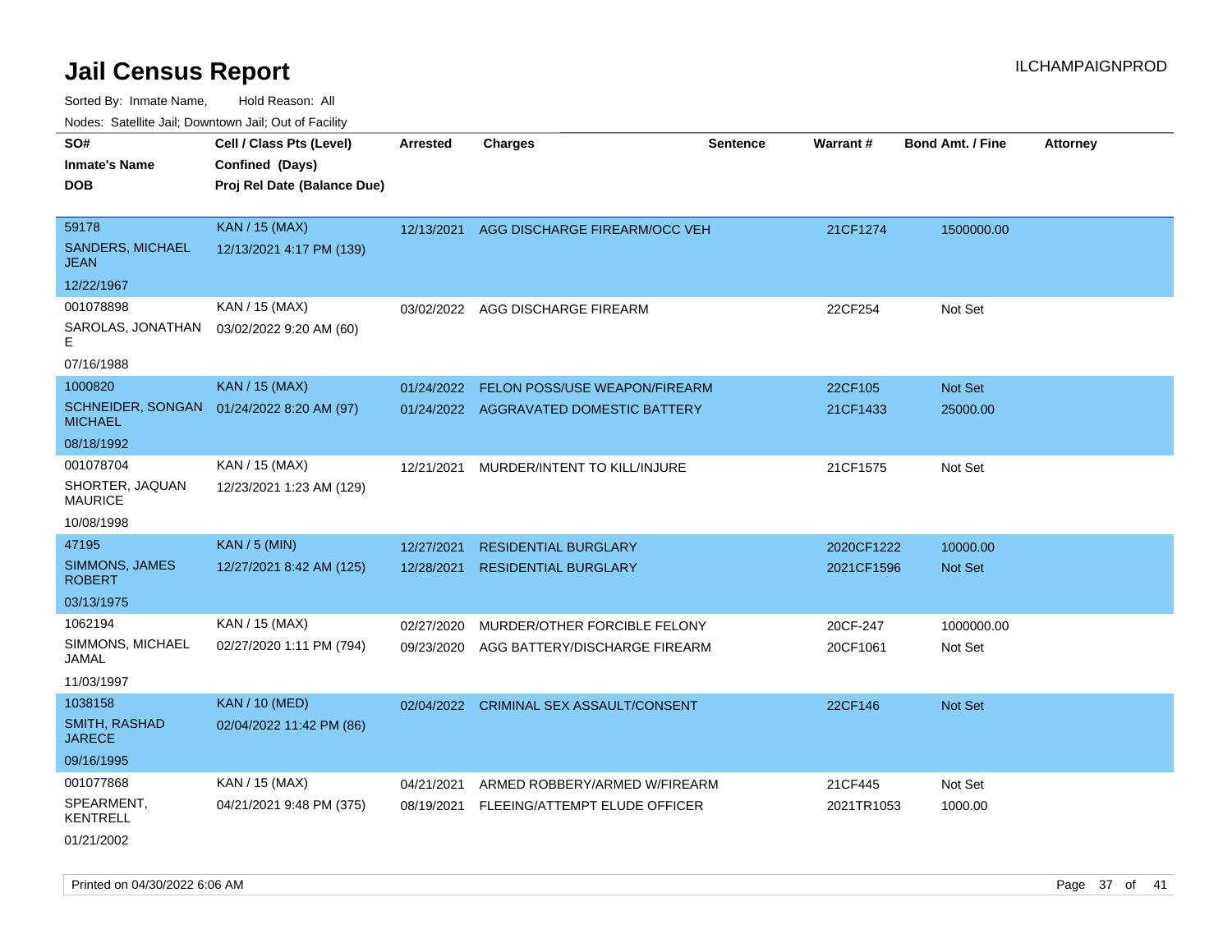# Jail Census Report

Sorted By: Inmate Name, Hold Reason: All

Nodes: Satellite Jail; Downtown Jail; Out of Facility

| SO# / Inmate's Name / DOB | Cell / Class Pts (Level) / Confined (Days) / Proj Rel Date (Balance Due) | Arrested | Charges | Sentence | Warrant # | Bond Amt. / Fine | Attorney |
|---|---|---|---|---|---|---|---|
| 59178<br>SANDERS, MICHAEL JEAN<br>12/22/1967 | KAN / 15 (MAX)<br>12/13/2021 4:17 PM (139) | 12/13/2021 | AGG DISCHARGE FIREARM/OCC VEH | | 21CF1274 | 1500000.00 | |
| 001078898<br>SAROLAS, JONATHAN E<br>07/16/1988 | KAN / 15 (MAX)<br>03/02/2022 9:20 AM (60) | 03/02/2022 | AGG DISCHARGE FIREARM | | 22CF254 | Not Set | |
| 1000820<br>SCHNEIDER, SONGAN MICHAEL<br>08/18/1992 | KAN / 15 (MAX)<br>01/24/2022 8:20 AM (97) | 01/24/2022<br>01/24/2022 | FELON POSS/USE WEAPON/FIREARM<br>AGGRAVATED DOMESTIC BATTERY | | 22CF105<br>21CF1433 | Not Set<br>25000.00 | |
| 001078704<br>SHORTER, JAQUAN MAURICE<br>10/08/1998 | KAN / 15 (MAX)<br>12/23/2021 1:23 AM (129) | 12/21/2021 | MURDER/INTENT TO KILL/INJURE | | 21CF1575 | Not Set | |
| 47195<br>SIMMONS, JAMES ROBERT<br>03/13/1975 | KAN / 5 (MIN)<br>12/27/2021 8:42 AM (125) | 12/27/2021<br>12/28/2021 | RESIDENTIAL BURGLARY<br>RESIDENTIAL BURGLARY | | 2020CF1222<br>2021CF1596 | 10000.00<br>Not Set | |
| 1062194<br>SIMMONS, MICHAEL JAMAL<br>11/03/1997 | KAN / 15 (MAX)<br>02/27/2020 1:11 PM (794) | 02/27/2020<br>09/23/2020 | MURDER/OTHER FORCIBLE FELONY<br>AGG BATTERY/DISCHARGE FIREARM | | 20CF-247<br>20CF1061 | 1000000.00<br>Not Set | |
| 1038158<br>SMITH, RASHAD JARECE<br>09/16/1995 | KAN / 10 (MED)<br>02/04/2022 11:42 PM (86) | 02/04/2022 | CRIMINAL SEX ASSAULT/CONSENT | | 22CF146 | Not Set | |
| 001077868<br>SPEARMENT, KENTRELL<br>01/21/2002 | KAN / 15 (MAX)<br>04/21/2021 9:48 PM (375) | 04/21/2021<br>08/19/2021 | ARMED ROBBERY/ARMED W/FIREARM<br>FLEEING/ATTEMPT ELUDE OFFICER | | 21CF445<br>2021TR1053 | Not Set<br>1000.00 | |

Printed on 04/30/2022 6:06 AM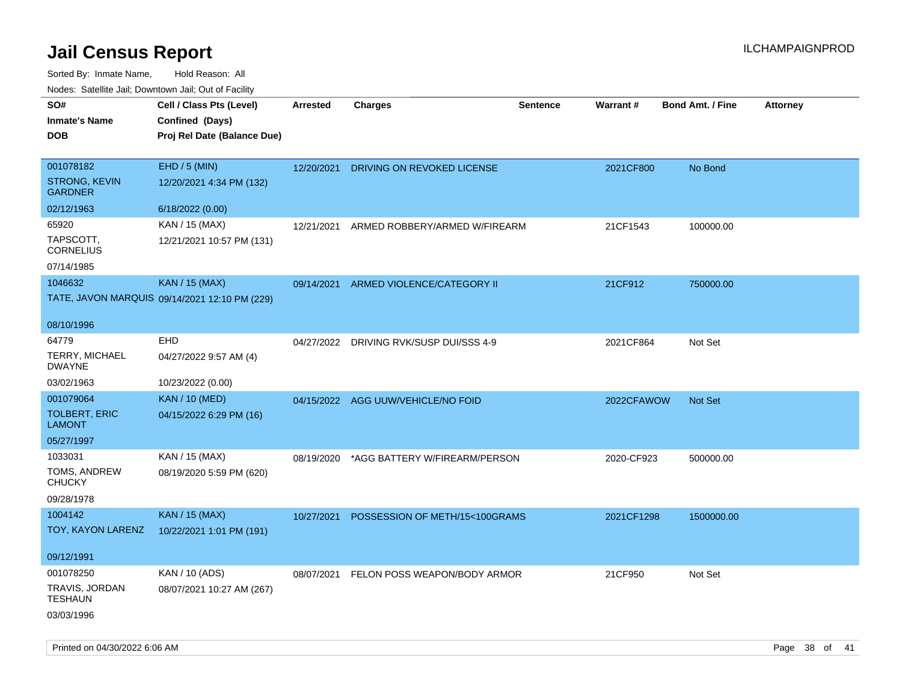# Jail Census Report

ILCHAMPAIGNPROD

Sorted By: Inmate Name, Hold Reason: All

Nodes: Satellite Jail; Downtown Jail; Out of Facility

| SO# / Inmate's Name / DOB | Cell / Class Pts (Level) / Confined (Days) / Proj Rel Date (Balance Due) | Arrested | Charges | Sentence | Warrant # | Bond Amt. / Fine | Attorney |
|---|---|---|---|---|---|---|---|
| 001078182 STRONG, KEVIN GARDNER 02/12/1963 | EHD / 5 (MIN) 12/20/2021 4:34 PM (132) 6/18/2022 (0.00) | 12/20/2021 | DRIVING ON REVOKED LICENSE | | 2021CF800 | No Bond | |
| 65920 TAPSCOTT, CORNELIUS 07/14/1985 | KAN / 15 (MAX) 12/21/2021 10:57 PM (131) | 12/21/2021 | ARMED ROBBERY/ARMED W/FIREARM | | 21CF1543 | 100000.00 | |
| 1046632 TATE, JAVON MARQUIS 08/10/1996 | KAN / 15 (MAX) 09/14/2021 12:10 PM (229) | 09/14/2021 | ARMED VIOLENCE/CATEGORY II | | 21CF912 | 750000.00 | |
| 64779 TERRY, MICHAEL DWAYNE 03/02/1963 | EHD 04/27/2022 9:57 AM (4) 10/23/2022 (0.00) | 04/27/2022 | DRIVING RVK/SUSP DUI/SSS 4-9 | | 2021CF864 | Not Set | |
| 001079064 TOLBERT, ERIC LAMONT 05/27/1997 | KAN / 10 (MED) 04/15/2022 6:29 PM (16) | 04/15/2022 | AGG UUW/VEHICLE/NO FOID | | 2022CFAWOW | Not Set | |
| 1033031 TOMS, ANDREW CHUCKY 09/28/1978 | KAN / 15 (MAX) 08/19/2020 5:59 PM (620) | 08/19/2020 | *AGG BATTERY W/FIREARM/PERSON | | 2020-CF923 | 500000.00 | |
| 1004142 TOY, KAYON LARENZ 09/12/1991 | KAN / 15 (MAX) 10/22/2021 1:01 PM (191) | 10/27/2021 | POSSESSION OF METH/15<100GRAMS | | 2021CF1298 | 1500000.00 | |
| 001078250 TRAVIS, JORDAN TESHAUN 03/03/1996 | KAN / 10 (ADS) 08/07/2021 10:27 AM (267) | 08/07/2021 | FELON POSS WEAPON/BODY ARMOR | | 21CF950 | Not Set | |

Printed on 04/30/2022 6:06 AM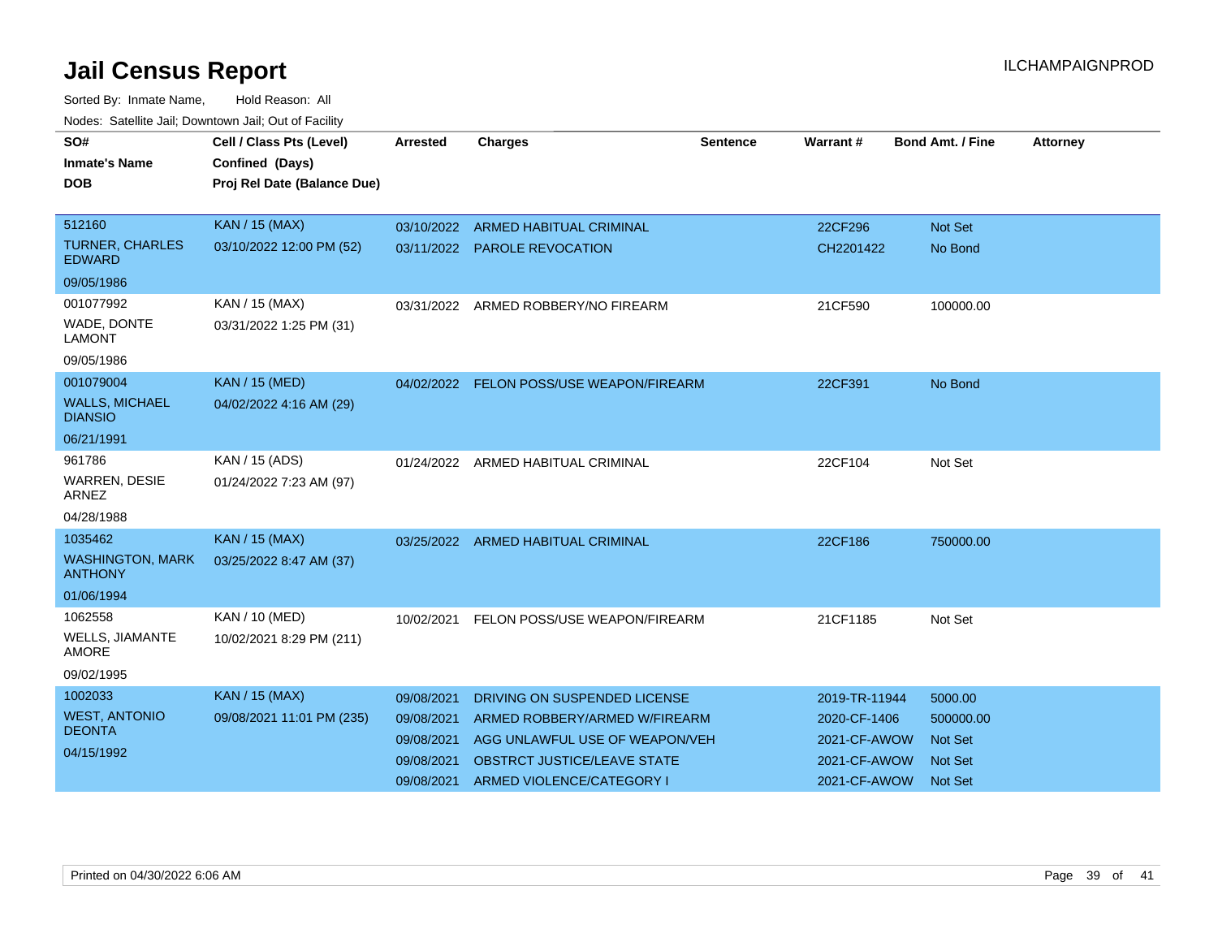# Jail Census Report

ILCHAMPAIGNPROD

Sorted By: Inmate Name, Hold Reason: All

Nodes: Satellite Jail; Downtown Jail; Out of Facility

| SO# / Inmate's Name / DOB | Cell / Class Pts (Level) / Confined (Days) / Proj Rel Date (Balance Due) | Arrested | Charges | Sentence | Warrant # | Bond Amt. / Fine | Attorney |
|---|---|---|---|---|---|---|---|
| 512160<br>TURNER, CHARLES EDWARD<br>09/05/1986 | KAN / 15 (MAX)<br>03/10/2022 12:00 PM (52) | 03/10/2022<br>03/11/2022 | ARMED HABITUAL CRIMINAL<br>PAROLE REVOCATION | | 22CF296<br>CH2201422 | Not Set<br>No Bond | |
| 001077992<br>WADE, DONTE LAMONT<br>09/05/1986 | KAN / 15 (MAX)<br>03/31/2022 1:25 PM (31) | 03/31/2022 | ARMED ROBBERY/NO FIREARM | | 21CF590 | 100000.00 | |
| 001079004<br>WALLS, MICHAEL DIANSIO<br>06/21/1991 | KAN / 15 (MED)<br>04/02/2022 4:16 AM (29) | 04/02/2022 | FELON POSS/USE WEAPON/FIREARM | | 22CF391 | No Bond | |
| 961786<br>WARREN, DESIE ARNEZ<br>04/28/1988 | KAN / 15 (ADS)<br>01/24/2022 7:23 AM (97) | 01/24/2022 | ARMED HABITUAL CRIMINAL | | 22CF104 | Not Set | |
| 1035462<br>WASHINGTON, MARK ANTHONY<br>01/06/1994 | KAN / 15 (MAX)<br>03/25/2022 8:47 AM (37) | 03/25/2022 | ARMED HABITUAL CRIMINAL | | 22CF186 | 750000.00 | |
| 1062558<br>WELLS, JIAMANTE AMORE<br>09/02/1995 | KAN / 10 (MED)<br>10/02/2021 8:29 PM (211) | 10/02/2021 | FELON POSS/USE WEAPON/FIREARM | | 21CF1185 | Not Set | |
| 1002033<br>WEST, ANTONIO DEONTA<br>04/15/1992 | KAN / 15 (MAX)<br>09/08/2021 11:01 PM (235) | 09/08/2021<br>09/08/2021<br>09/08/2021<br>09/08/2021<br>09/08/2021 | DRIVING ON SUSPENDED LICENSE<br>ARMED ROBBERY/ARMED W/FIREARM<br>AGG UNLAWFUL USE OF WEAPON/VEH<br>OBSTRCT JUSTICE/LEAVE STATE<br>ARMED VIOLENCE/CATEGORY I | | 2019-TR-11944<br>2020-CF-1406<br>2021-CF-AWOW<br>2021-CF-AWOW<br>2021-CF-AWOW | 5000.00<br>500000.00<br>Not Set<br>Not Set<br>Not Set | |

Printed on 04/30/2022 6:06 AM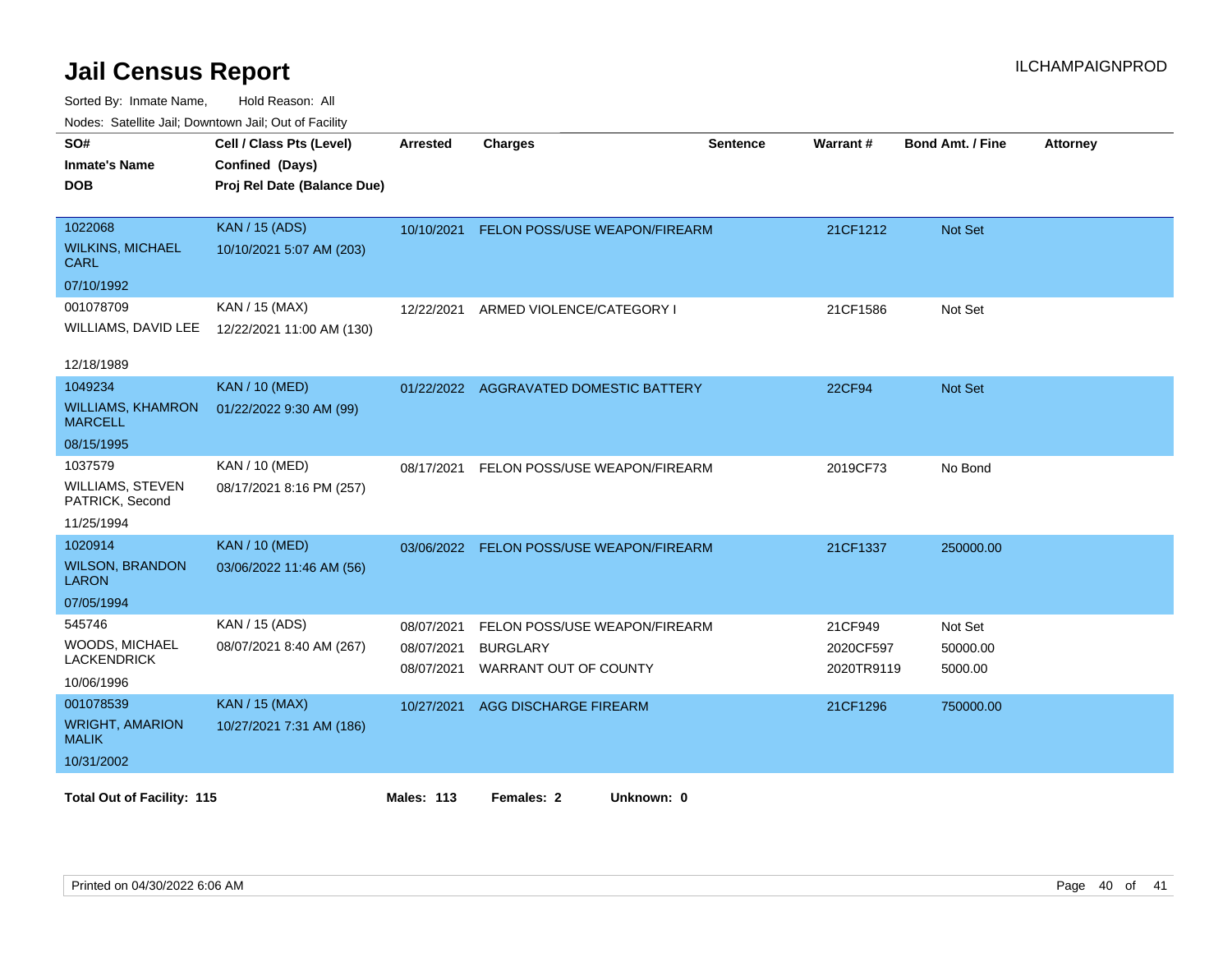# Jail Census Report

ILCHAMPAIGNPROD

Sorted By: Inmate Name, Hold Reason: All

Nodes: Satellite Jail; Downtown Jail; Out of Facility

| SO# / Inmate's Name / DOB | Cell / Class Pts (Level) / Confined (Days) / Proj Rel Date (Balance Due) | Arrested | Charges | Sentence | Warrant # | Bond Amt. / Fine | Attorney |
|---|---|---|---|---|---|---|---|
| 1022068 WILKINS, MICHAEL CARL 07/10/1992 | KAN / 15 (ADS) 10/10/2021 5:07 AM (203) | 10/10/2021 | FELON POSS/USE WEAPON/FIREARM | | 21CF1212 | Not Set | |
| 001078709 WILLIAMS, DAVID LEE 12/18/1989 | KAN / 15 (MAX) 12/22/2021 11:00 AM (130) | 12/22/2021 | ARMED VIOLENCE/CATEGORY I | | 21CF1586 | Not Set | |
| 1049234 WILLIAMS, KHAMRON MARCELL 08/15/1995 | KAN / 10 (MED) 01/22/2022 9:30 AM (99) | 01/22/2022 | AGGRAVATED DOMESTIC BATTERY | | 22CF94 | Not Set | |
| 1037579 WILLIAMS, STEVEN PATRICK, Second 11/25/1994 | KAN / 10 (MED) 08/17/2021 8:16 PM (257) | 08/17/2021 | FELON POSS/USE WEAPON/FIREARM | | 2019CF73 | No Bond | |
| 1020914 WILSON, BRANDON LARON 07/05/1994 | KAN / 10 (MED) 03/06/2022 11:46 AM (56) | 03/06/2022 | FELON POSS/USE WEAPON/FIREARM | | 21CF1337 | 250000.00 | |
| 545746 WOODS, MICHAEL LACKENDRICK 10/06/1996 | KAN / 15 (ADS) 08/07/2021 8:40 AM (267) | 08/07/2021 | FELON POSS/USE WEAPON/FIREARM | | 21CF949 | Not Set | |
| | | 08/07/2021 | BURGLARY | | 2020CF597 | 50000.00 | |
| | | 08/07/2021 | WARRANT OUT OF COUNTY | | 2020TR9119 | 5000.00 | |
| 001078539 WRIGHT, AMARION MALIK 10/31/2002 | KAN / 15 (MAX) 10/27/2021 7:31 AM (186) | 10/27/2021 | AGG DISCHARGE FIREARM | | 21CF1296 | 750000.00 | |

**Total Out of Facility: 115** **Males: 113** **Females: 2** **Unknown: 0**

Printed on 04/30/2022 6:06 AM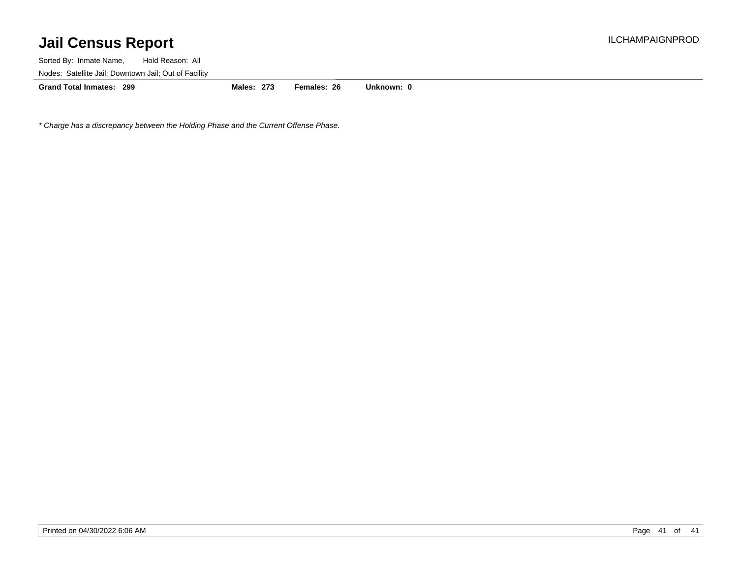# Jail Census Report

ILCHAMPAIGNPROD

Sorted By: Inmate Name, Hold Reason: All

Nodes: Satellite Jail; Downtown Jail; Out of Facility

**Grand Total Inmates: 299** **Males: 273** **Females: 26** **Unknown: 0**

*\* Charge has a discrepancy between the Holding Phase and the Current Offense Phase.*

Printed on 04/30/2022 6:06 AM